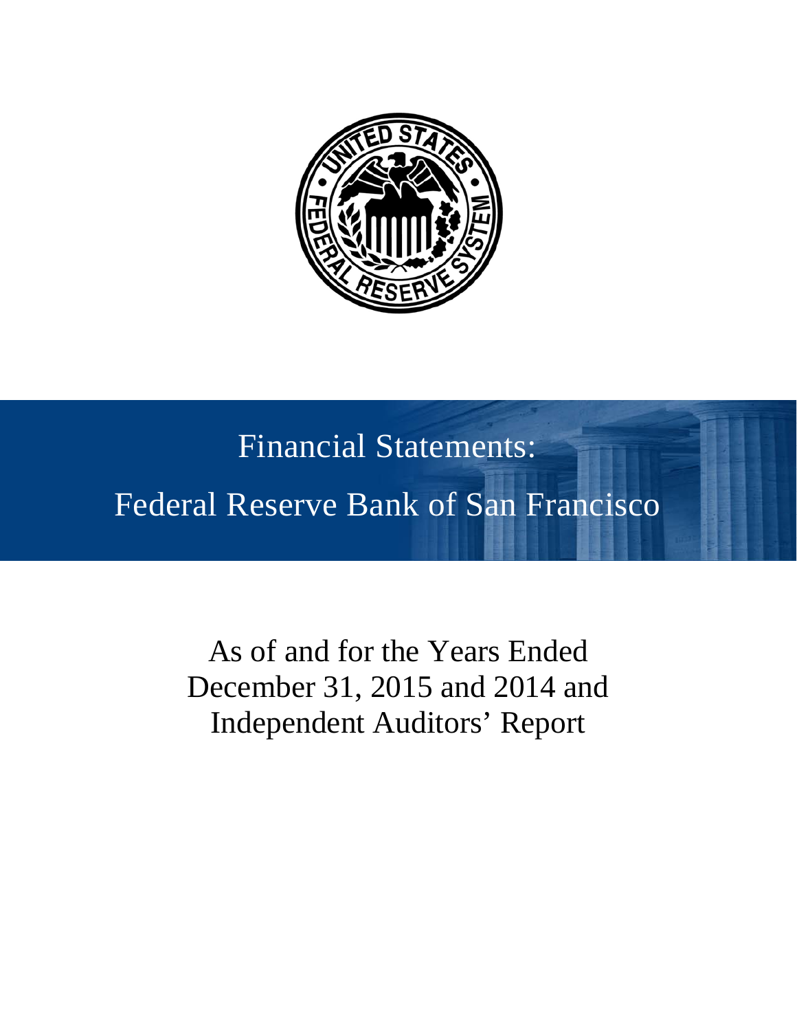# Financial Statements:

# Federal Reserve Bank of San Francisco

As of and for the Years Ended December 31, 2015 and 2014 and Independent Auditors' Report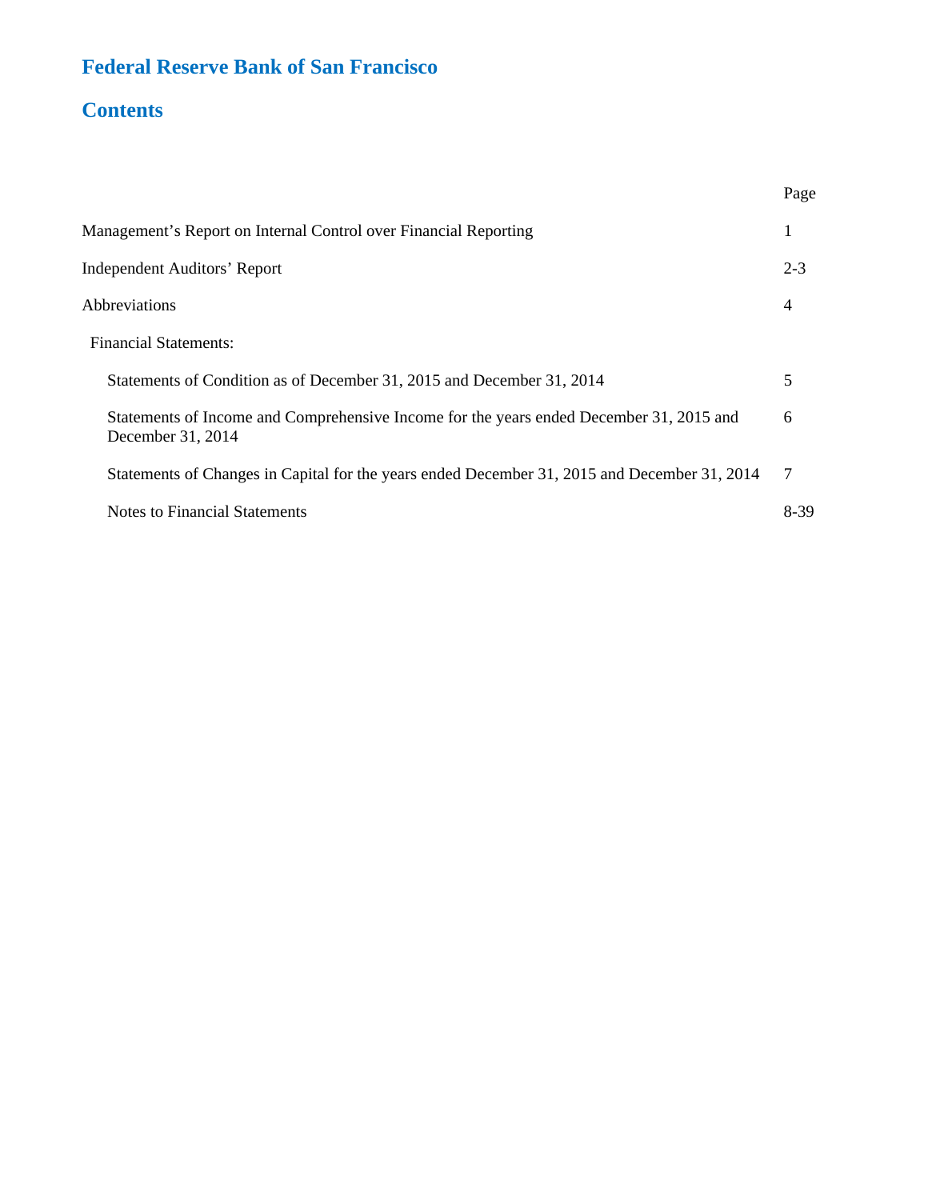# Federal Reserve Bank of San Francisco

## Contents

| | Page |
|---|---|
| Management's Report on Internal Control over Financial Reporting | 1 |
| Independent Auditors' Report | 2-3 |
| Abbreviations | 4 |
| Financial Statements: | |
| Statements of Condition as of December 31, 2015 and December 31, 2014 | 5 |
| Statements of Income and Comprehensive Income for the years ended December 31, 2015 and December 31, 2014 | 6 |
| Statements of Changes in Capital for the years ended December 31, 2015 and December 31, 2014 | 7 |
| Notes to Financial Statements | 8-39 |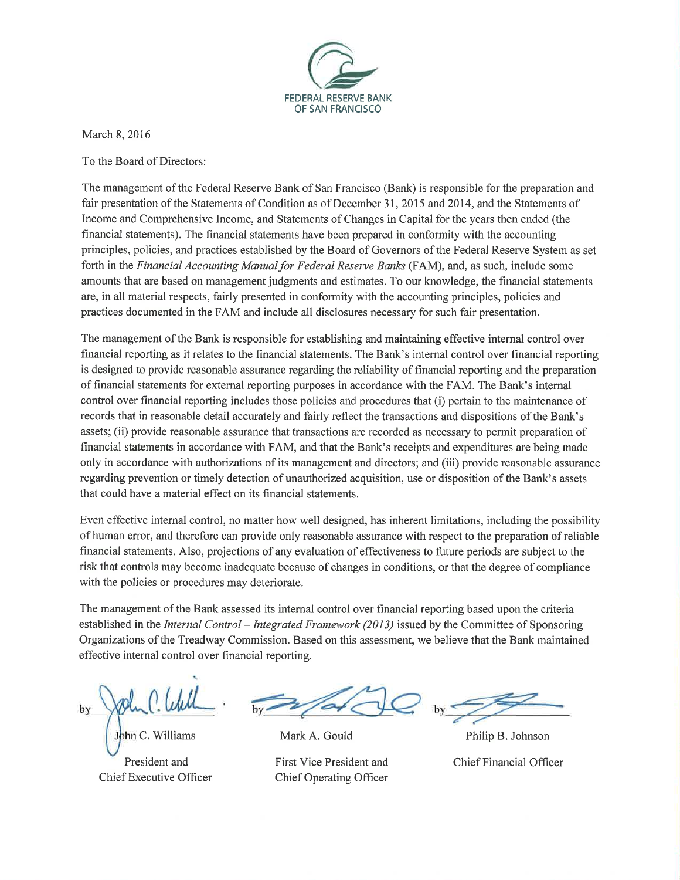FEDERAL RESERVE BANK
OF SAN FRANCISCO

March 8, 2016

To the Board of Directors:

The management of the Federal Reserve Bank of San Francisco (Bank) is responsible for the preparation and fair presentation of the Statements of Condition as of December 31, 2015 and 2014, and the Statements of Income and Comprehensive Income, and Statements of Changes in Capital for the years then ended (the financial statements). The financial statements have been prepared in conformity with the accounting principles, policies, and practices established by the Board of Governors of the Federal Reserve System as set forth in the *Financial Accounting Manual for Federal Reserve Banks* (FAM), and, as such, include some amounts that are based on management judgments and estimates. To our knowledge, the financial statements are, in all material respects, fairly presented in conformity with the accounting principles, policies and practices documented in the FAM and include all disclosures necessary for such fair presentation.

The management of the Bank is responsible for establishing and maintaining effective internal control over financial reporting as it relates to the financial statements. The Bank's internal control over financial reporting is designed to provide reasonable assurance regarding the reliability of financial reporting and the preparation of financial statements for external reporting purposes in accordance with the FAM. The Bank's internal control over financial reporting includes those policies and procedures that (i) pertain to the maintenance of records that in reasonable detail accurately and fairly reflect the transactions and dispositions of the Bank's assets; (ii) provide reasonable assurance that transactions are recorded as necessary to permit preparation of financial statements in accordance with FAM, and that the Bank's receipts and expenditures are being made only in accordance with authorizations of its management and directors; and (iii) provide reasonable assurance regarding prevention or timely detection of unauthorized acquisition, use or disposition of the Bank's assets that could have a material effect on its financial statements.

Even effective internal control, no matter how well designed, has inherent limitations, including the possibility of human error, and therefore can provide only reasonable assurance with respect to the preparation of reliable financial statements. Also, projections of any evaluation of effectiveness to future periods are subject to the risk that controls may become inadequate because of changes in conditions, or that the degree of compliance with the policies or procedures may deteriorate.

The management of the Bank assessed its internal control over financial reporting based upon the criteria established in the *Internal Control – Integrated Framework (2013)* issued by the Committee of Sponsoring Organizations of the Treadway Commission. Based on this assessment, we believe that the Bank maintained effective internal control over financial reporting.

| | | |
|---|---|---|
| by | by | by |
| John C. Williams | Mark A. Gould | Philip B. Johnson |
| President and Chief Executive Officer | First Vice President and Chief Operating Officer | Chief Financial Officer |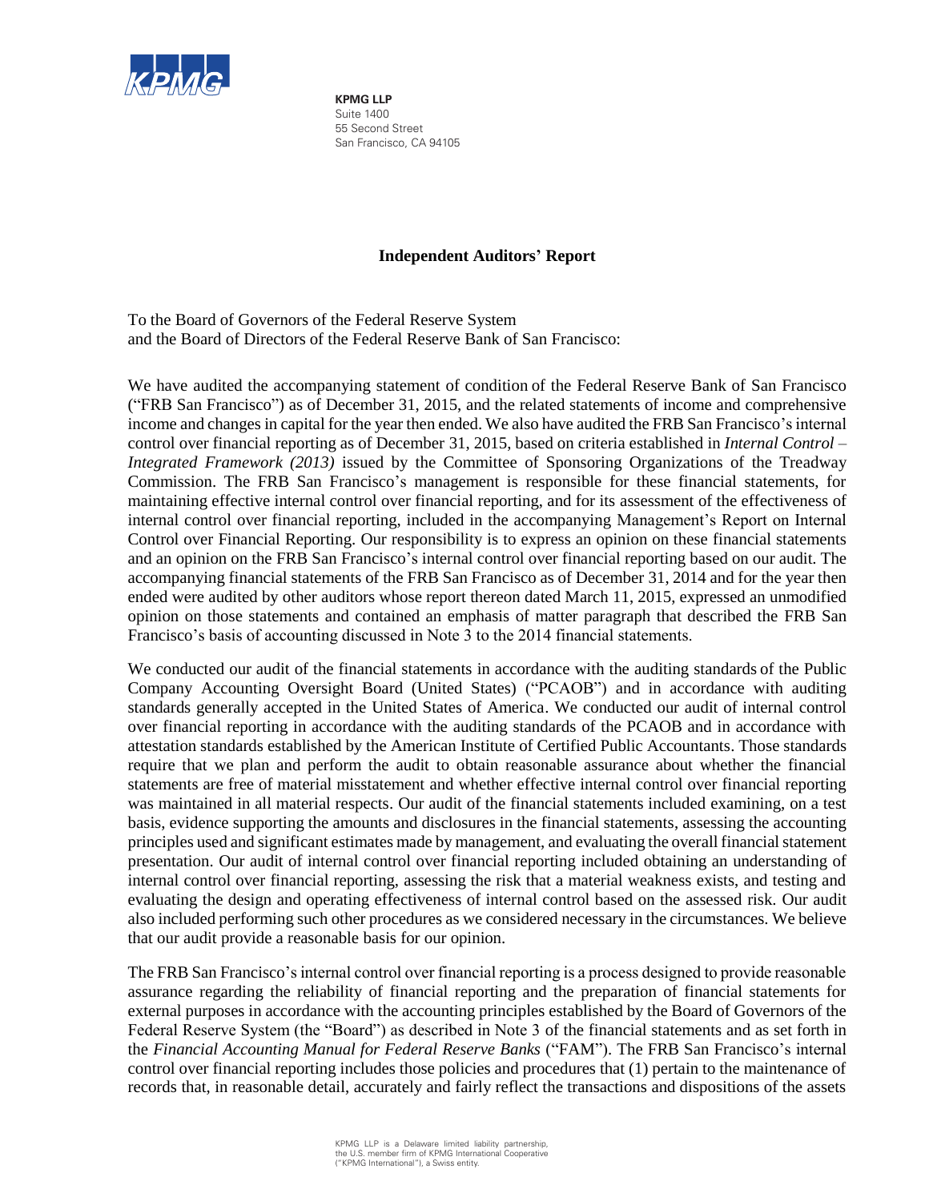**KPMG LLP**
Suite 1400
55 Second Street
San Francisco, CA 94105

## Independent Auditors' Report

To the Board of Governors of the Federal Reserve System
and the Board of Directors of the Federal Reserve Bank of San Francisco:

We have audited the accompanying statement of condition of the Federal Reserve Bank of San Francisco ("FRB San Francisco") as of December 31, 2015, and the related statements of income and comprehensive income and changes in capital for the year then ended. We also have audited the FRB San Francisco's internal control over financial reporting as of December 31, 2015, based on criteria established in *Internal Control – Integrated Framework (2013)* issued by the Committee of Sponsoring Organizations of the Treadway Commission. The FRB San Francisco's management is responsible for these financial statements, for maintaining effective internal control over financial reporting, and for its assessment of the effectiveness of internal control over financial reporting, included in the accompanying Management's Report on Internal Control over Financial Reporting. Our responsibility is to express an opinion on these financial statements and an opinion on the FRB San Francisco's internal control over financial reporting based on our audit. The accompanying financial statements of the FRB San Francisco as of December 31, 2014 and for the year then ended were audited by other auditors whose report thereon dated March 11, 2015, expressed an unmodified opinion on those statements and contained an emphasis of matter paragraph that described the FRB San Francisco's basis of accounting discussed in Note 3 to the 2014 financial statements.

We conducted our audit of the financial statements in accordance with the auditing standards of the Public Company Accounting Oversight Board (United States) ("PCAOB") and in accordance with auditing standards generally accepted in the United States of America. We conducted our audit of internal control over financial reporting in accordance with the auditing standards of the PCAOB and in accordance with attestation standards established by the American Institute of Certified Public Accountants. Those standards require that we plan and perform the audit to obtain reasonable assurance about whether the financial statements are free of material misstatement and whether effective internal control over financial reporting was maintained in all material respects. Our audit of the financial statements included examining, on a test basis, evidence supporting the amounts and disclosures in the financial statements, assessing the accounting principles used and significant estimates made by management, and evaluating the overall financial statement presentation. Our audit of internal control over financial reporting included obtaining an understanding of internal control over financial reporting, assessing the risk that a material weakness exists, and testing and evaluating the design and operating effectiveness of internal control based on the assessed risk. Our audit also included performing such other procedures as we considered necessary in the circumstances. We believe that our audit provide a reasonable basis for our opinion.

The FRB San Francisco's internal control over financial reporting is a process designed to provide reasonable assurance regarding the reliability of financial reporting and the preparation of financial statements for external purposes in accordance with the accounting principles established by the Board of Governors of the Federal Reserve System (the "Board") as described in Note 3 of the financial statements and as set forth in the *Financial Accounting Manual for Federal Reserve Banks* ("FAM"). The FRB San Francisco's internal control over financial reporting includes those policies and procedures that (1) pertain to the maintenance of records that, in reasonable detail, accurately and fairly reflect the transactions and dispositions of the assets

KPMG LLP is a Delaware limited liability partnership, the U.S. member firm of KPMG International Cooperative ("KPMG International"), a Swiss entity.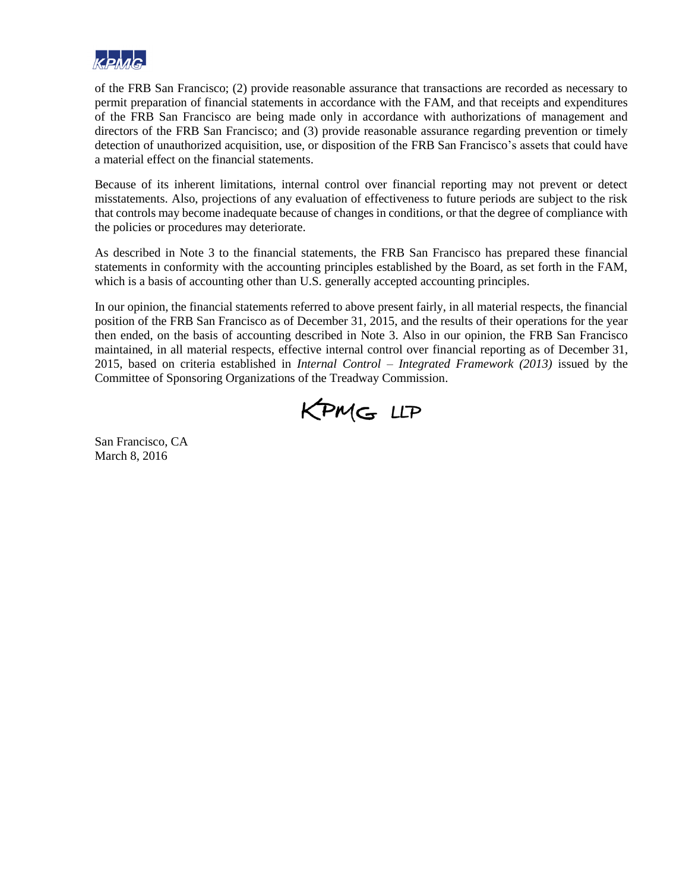of the FRB San Francisco; (2) provide reasonable assurance that transactions are recorded as necessary to permit preparation of financial statements in accordance with the FAM, and that receipts and expenditures of the FRB San Francisco are being made only in accordance with authorizations of management and directors of the FRB San Francisco; and (3) provide reasonable assurance regarding prevention or timely detection of unauthorized acquisition, use, or disposition of the FRB San Francisco's assets that could have a material effect on the financial statements.

Because of its inherent limitations, internal control over financial reporting may not prevent or detect misstatements. Also, projections of any evaluation of effectiveness to future periods are subject to the risk that controls may become inadequate because of changes in conditions, or that the degree of compliance with the policies or procedures may deteriorate.

As described in Note 3 to the financial statements, the FRB San Francisco has prepared these financial statements in conformity with the accounting principles established by the Board, as set forth in the FAM, which is a basis of accounting other than U.S. generally accepted accounting principles.

In our opinion, the financial statements referred to above present fairly, in all material respects, the financial position of the FRB San Francisco as of December 31, 2015, and the results of their operations for the year then ended, on the basis of accounting described in Note 3. Also in our opinion, the FRB San Francisco maintained, in all material respects, effective internal control over financial reporting as of December 31, 2015, based on criteria established in *Internal Control – Integrated Framework (2013)* issued by the Committee of Sponsoring Organizations of the Treadway Commission.

KPMG LLP

San Francisco, CA
March 8, 2016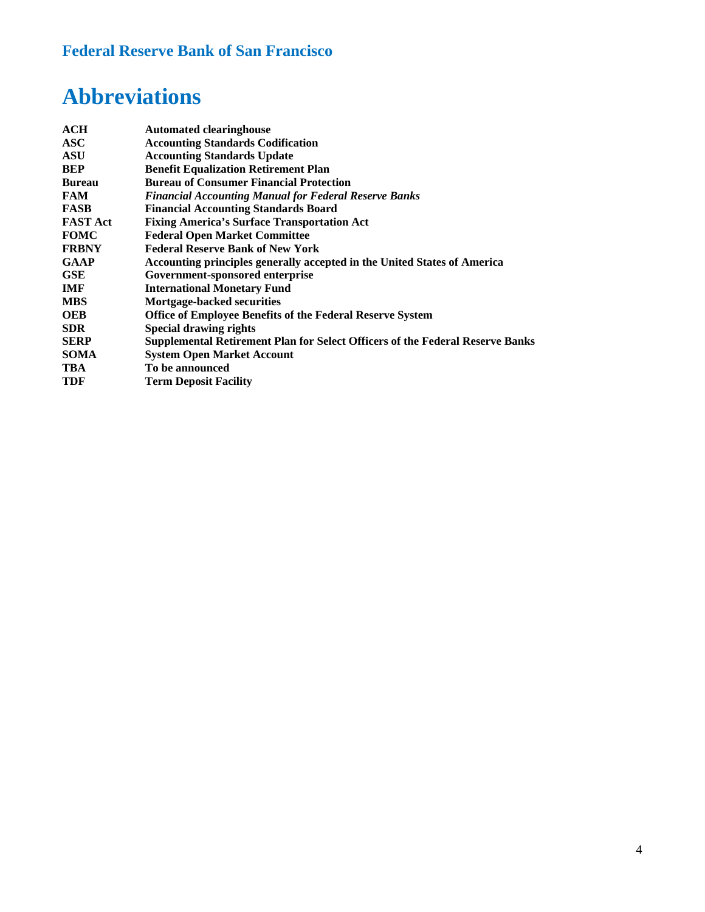# Abbreviations

| | |
|---|---|
| **ACH** | **Automated clearinghouse** |
| **ASC** | **Accounting Standards Codification** |
| **ASU** | **Accounting Standards Update** |
| **BEP** | **Benefit Equalization Retirement Plan** |
| **Bureau** | **Bureau of Consumer Financial Protection** |
| **FAM** | ***Financial Accounting Manual for Federal Reserve Banks*** |
| **FASB** | **Financial Accounting Standards Board** |
| **FAST Act** | **Fixing America's Surface Transportation Act** |
| **FOMC** | **Federal Open Market Committee** |
| **FRBNY** | **Federal Reserve Bank of New York** |
| **GAAP** | **Accounting principles generally accepted in the United States of America** |
| **GSE** | **Government-sponsored enterprise** |
| **IMF** | **International Monetary Fund** |
| **MBS** | **Mortgage-backed securities** |
| **OEB** | **Office of Employee Benefits of the Federal Reserve System** |
| **SDR** | **Special drawing rights** |
| **SERP** | **Supplemental Retirement Plan for Select Officers of the Federal Reserve Banks** |
| **SOMA** | **System Open Market Account** |
| **TBA** | **To be announced** |
| **TDF** | **Term Deposit Facility** |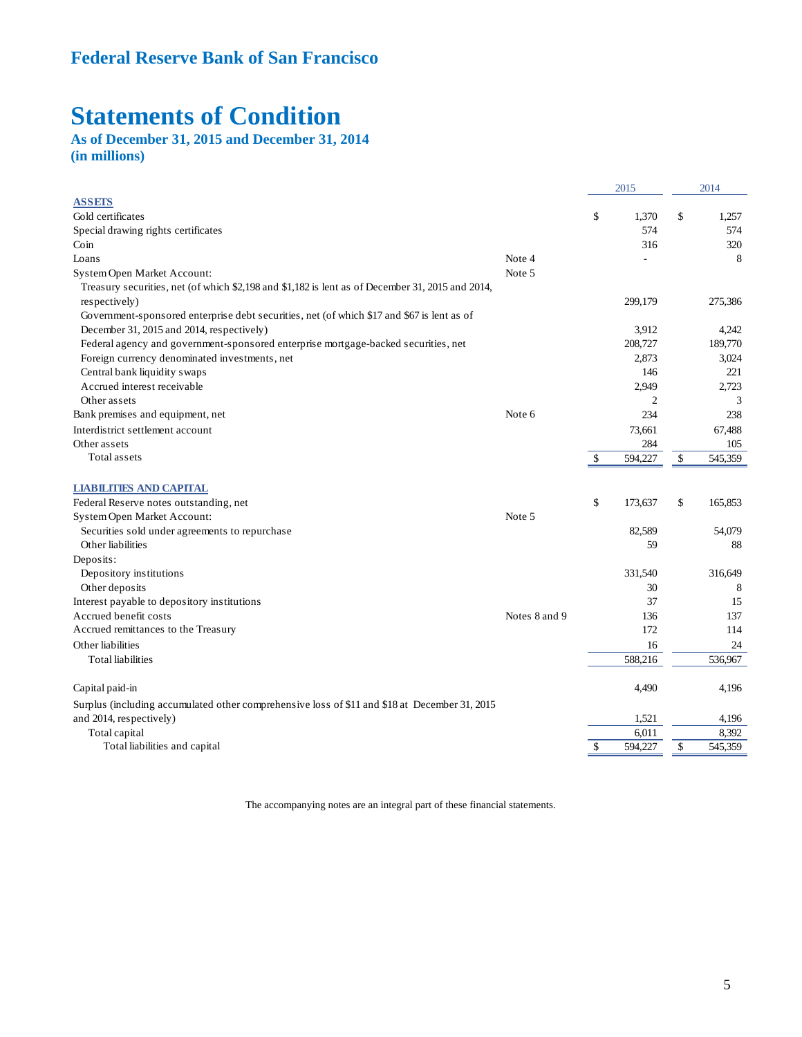## Federal Reserve Bank of San Francisco

# Statements of Condition

### As of December 31, 2015 and December 31, 2014
### (in millions)

| | | 2015 | 2014 |
|---|---|---|---|
| **ASSETS** | | | |
| Gold certificates | | $ 1,370 | $ 1,257 |
| Special drawing rights certificates | | 574 | 574 |
| Coin | | 316 | 320 |
| Loans | Note 4 | - | 8 |
| System Open Market Account: | Note 5 | | |
| Treasury securities, net (of which $2,198 and $1,182 is lent as of December 31, 2015 and 2014, respectively) | | 299,179 | 275,386 |
| Government-sponsored enterprise debt securities, net (of which $17 and $67 is lent as of December 31, 2015 and 2014, respectively) | | 3,912 | 4,242 |
| Federal agency and government-sponsored enterprise mortgage-backed securities, net | | 208,727 | 189,770 |
| Foreign currency denominated investments, net | | 2,873 | 3,024 |
| Central bank liquidity swaps | | 146 | 221 |
| Accrued interest receivable | | 2,949 | 2,723 |
| Other assets | | 2 | 3 |
| Bank premises and equipment, net | Note 6 | 234 | 238 |
| Interdistrict settlement account | | 73,661 | 67,488 |
| Other assets | | 284 | 105 |
| Total assets | | $ 594,227 | $ 545,359 |
| **LIABILITIES AND CAPITAL** | | | |
| Federal Reserve notes outstanding, net | | $ 173,637 | $ 165,853 |
| System Open Market Account: | Note 5 | | |
| Securities sold under agreements to repurchase | | 82,589 | 54,079 |
| Other liabilities | | 59 | 88 |
| Deposits: | | | |
| Depository institutions | | 331,540 | 316,649 |
| Other deposits | | 30 | 8 |
| Interest payable to depository institutions | | 37 | 15 |
| Accrued benefit costs | Notes 8 and 9 | 136 | 137 |
| Accrued remittances to the Treasury | | 172 | 114 |
| Other liabilities | | 16 | 24 |
| Total liabilities | | 588,216 | 536,967 |
| Capital paid-in | | 4,490 | 4,196 |
| Surplus (including accumulated other comprehensive loss of $11 and $18 at December 31, 2015 and 2014, respectively) | | 1,521 | 4,196 |
| Total capital | | 6,011 | 8,392 |
| Total liabilities and capital | | $ 594,227 | $ 545,359 |

The accompanying notes are an integral part of these financial statements.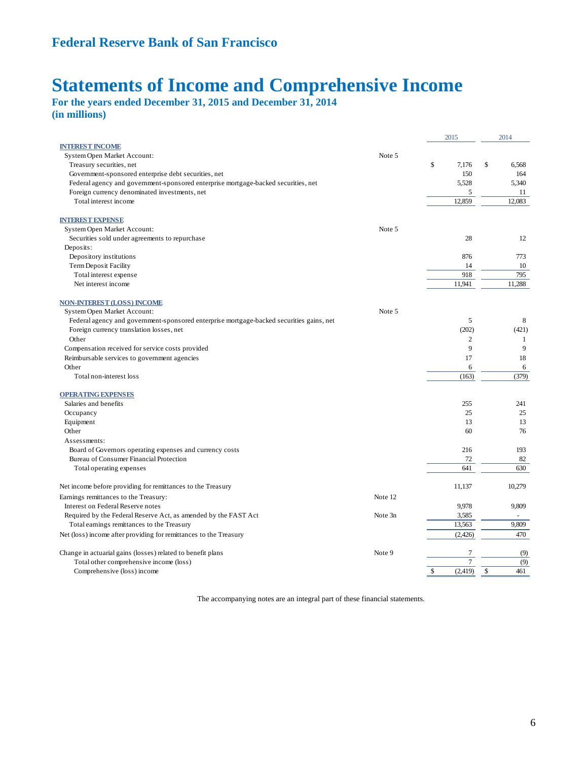## Federal Reserve Bank of San Francisco

# Statements of Income and Comprehensive Income

**For the years ended December 31, 2015 and December 31, 2014**
**(in millions)**

| | | 2015 | 2014 |
|---|---|---|---|
| **INTEREST INCOME** | | | |
| System Open Market Account: | Note 5 | | |
| Treasury securities, net | | $ 7,176 | $ 6,568 |
| Government-sponsored enterprise debt securities, net | | 150 | 164 |
| Federal agency and government-sponsored enterprise mortgage-backed securities, net | | 5,528 | 5,340 |
| Foreign currency denominated investments, net | | 5 | 11 |
| Total interest income | | 12,859 | 12,083 |
| **INTEREST EXPENSE** | | | |
| System Open Market Account: | Note 5 | | |
| Securities sold under agreements to repurchase | | 28 | 12 |
| Deposits: | | | |
| Depository institutions | | 876 | 773 |
| Term Deposit Facility | | 14 | 10 |
| Total interest expense | | 918 | 795 |
| Net interest income | | 11,941 | 11,288 |
| **NON-INTEREST (LOSS) INCOME** | | | |
| System Open Market Account: | Note 5 | | |
| Federal agency and government-sponsored enterprise mortgage-backed securities gains, net | | 5 | 8 |
| Foreign currency translation losses, net | | (202) | (421) |
| Other | | 2 | 1 |
| Compensation received for service costs provided | | 9 | 9 |
| Reimbursable services to government agencies | | 17 | 18 |
| Other | | 6 | 6 |
| Total non-interest loss | | (163) | (379) |
| **OPERATING EXPENSES** | | | |
| Salaries and benefits | | 255 | 241 |
| Occupancy | | 25 | 25 |
| Equipment | | 13 | 13 |
| Other | | 60 | 76 |
| Assessments: | | | |
| Board of Governors operating expenses and currency costs | | 216 | 193 |
| Bureau of Consumer Financial Protection | | 72 | 82 |
| Total operating expenses | | 641 | 630 |
| Net income before providing for remittances to the Treasury | | 11,137 | 10,279 |
| Earnings remittances to the Treasury: | Note 12 | | |
| Interest on Federal Reserve notes | | 9,978 | 9,809 |
| Required by the Federal Reserve Act, as amended by the FAST Act | Note 3n | 3,585 | - |
| Total earnings remittances to the Treasury | | 13,563 | 9,809 |
| Net (loss) income after providing for remittances to the Treasury | | (2,426) | 470 |
| Change in actuarial gains (losses) related to benefit plans | Note 9 | 7 | (9) |
| Total other comprehensive income (loss) | | 7 | (9) |
| Comprehensive (loss) income | | $ (2,419) | $ 461 |

The accompanying notes are an integral part of these financial statements.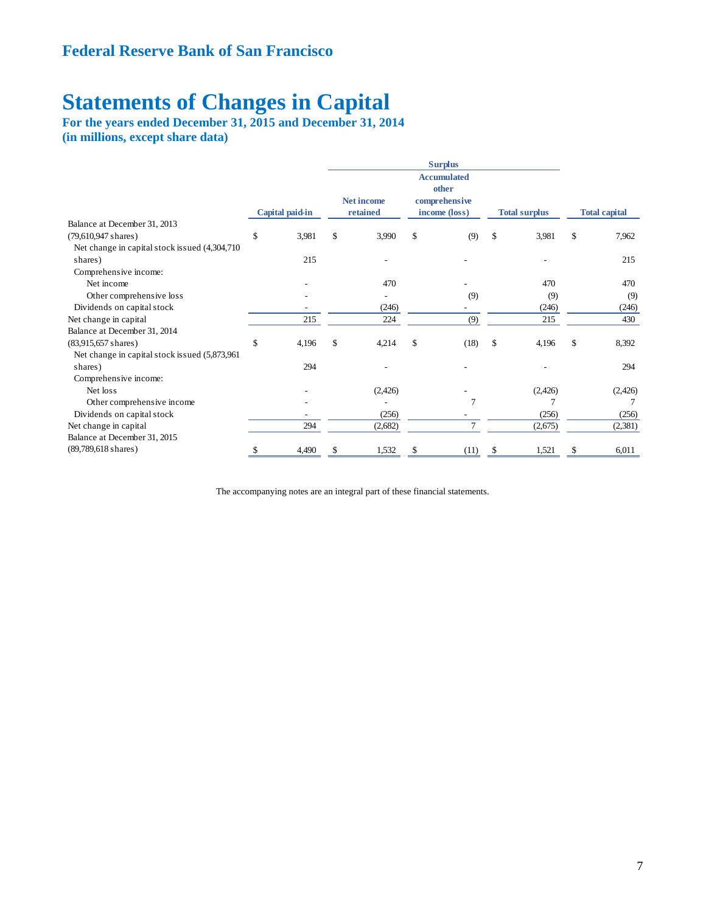## Federal Reserve Bank of San Francisco

# Statements of Changes in Capital

### For the years ended December 31, 2015 and December 31, 2014
### (in millions, except share data)

| | | Surplus | | | |
|---|---|---|---|---|---|
| | Capital paid-in | Net income retained | Accumulated other comprehensive income (loss) | Total surplus | Total capital |
| Balance at December 31, 2013 (79,610,947 shares) | $ 3,981 | $ 3,990 | $ (9) | $ 3,981 | $ 7,962 |
| Net change in capital stock issued (4,304,710 shares) | 215 | - | - | - | 215 |
| Comprehensive income: | | | | | |
| Net income | - | 470 | - | 470 | 470 |
| Other comprehensive loss | - | - | (9) | (9) | (9) |
| Dividends on capital stock | - | (246) | - | (246) | (246) |
| Net change in capital | 215 | 224 | (9) | 215 | 430 |
| Balance at December 31, 2014 (83,915,657 shares) | $ 4,196 | $ 4,214 | $ (18) | $ 4,196 | $ 8,392 |
| Net change in capital stock issued (5,873,961 shares) | 294 | - | - | - | 294 |
| Comprehensive income: | | | | | |
| Net loss | - | (2,426) | - | (2,426) | (2,426) |
| Other comprehensive income | - | - | 7 | 7 | 7 |
| Dividends on capital stock | - | (256) | - | (256) | (256) |
| Net change in capital | 294 | (2,682) | 7 | (2,675) | (2,381) |
| Balance at December 31, 2015 (89,789,618 shares) | $ 4,490 | $ 1,532 | $ (11) | $ 1,521 | $ 6,011 |

The accompanying notes are an integral part of these financial statements.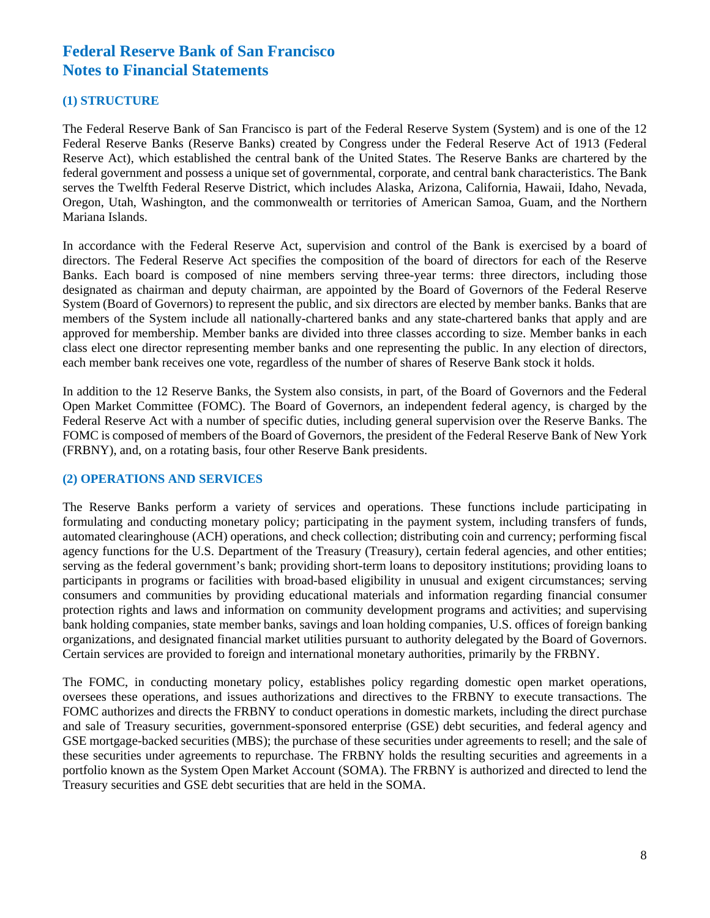# Federal Reserve Bank of San Francisco
# Notes to Financial Statements

## (1) STRUCTURE

The Federal Reserve Bank of San Francisco is part of the Federal Reserve System (System) and is one of the 12 Federal Reserve Banks (Reserve Banks) created by Congress under the Federal Reserve Act of 1913 (Federal Reserve Act), which established the central bank of the United States. The Reserve Banks are chartered by the federal government and possess a unique set of governmental, corporate, and central bank characteristics. The Bank serves the Twelfth Federal Reserve District, which includes Alaska, Arizona, California, Hawaii, Idaho, Nevada, Oregon, Utah, Washington, and the commonwealth or territories of American Samoa, Guam, and the Northern Mariana Islands.

In accordance with the Federal Reserve Act, supervision and control of the Bank is exercised by a board of directors. The Federal Reserve Act specifies the composition of the board of directors for each of the Reserve Banks. Each board is composed of nine members serving three-year terms: three directors, including those designated as chairman and deputy chairman, are appointed by the Board of Governors of the Federal Reserve System (Board of Governors) to represent the public, and six directors are elected by member banks. Banks that are members of the System include all nationally-chartered banks and any state-chartered banks that apply and are approved for membership. Member banks are divided into three classes according to size. Member banks in each class elect one director representing member banks and one representing the public. In any election of directors, each member bank receives one vote, regardless of the number of shares of Reserve Bank stock it holds.

In addition to the 12 Reserve Banks, the System also consists, in part, of the Board of Governors and the Federal Open Market Committee (FOMC). The Board of Governors, an independent federal agency, is charged by the Federal Reserve Act with a number of specific duties, including general supervision over the Reserve Banks. The FOMC is composed of members of the Board of Governors, the president of the Federal Reserve Bank of New York (FRBNY), and, on a rotating basis, four other Reserve Bank presidents.

## (2) OPERATIONS AND SERVICES

The Reserve Banks perform a variety of services and operations. These functions include participating in formulating and conducting monetary policy; participating in the payment system, including transfers of funds, automated clearinghouse (ACH) operations, and check collection; distributing coin and currency; performing fiscal agency functions for the U.S. Department of the Treasury (Treasury), certain federal agencies, and other entities; serving as the federal government's bank; providing short-term loans to depository institutions; providing loans to participants in programs or facilities with broad-based eligibility in unusual and exigent circumstances; serving consumers and communities by providing educational materials and information regarding financial consumer protection rights and laws and information on community development programs and activities; and supervising bank holding companies, state member banks, savings and loan holding companies, U.S. offices of foreign banking organizations, and designated financial market utilities pursuant to authority delegated by the Board of Governors. Certain services are provided to foreign and international monetary authorities, primarily by the FRBNY.

The FOMC, in conducting monetary policy, establishes policy regarding domestic open market operations, oversees these operations, and issues authorizations and directives to the FRBNY to execute transactions. The FOMC authorizes and directs the FRBNY to conduct operations in domestic markets, including the direct purchase and sale of Treasury securities, government-sponsored enterprise (GSE) debt securities, and federal agency and GSE mortgage-backed securities (MBS); the purchase of these securities under agreements to resell; and the sale of these securities under agreements to repurchase. The FRBNY holds the resulting securities and agreements in a portfolio known as the System Open Market Account (SOMA). The FRBNY is authorized and directed to lend the Treasury securities and GSE debt securities that are held in the SOMA.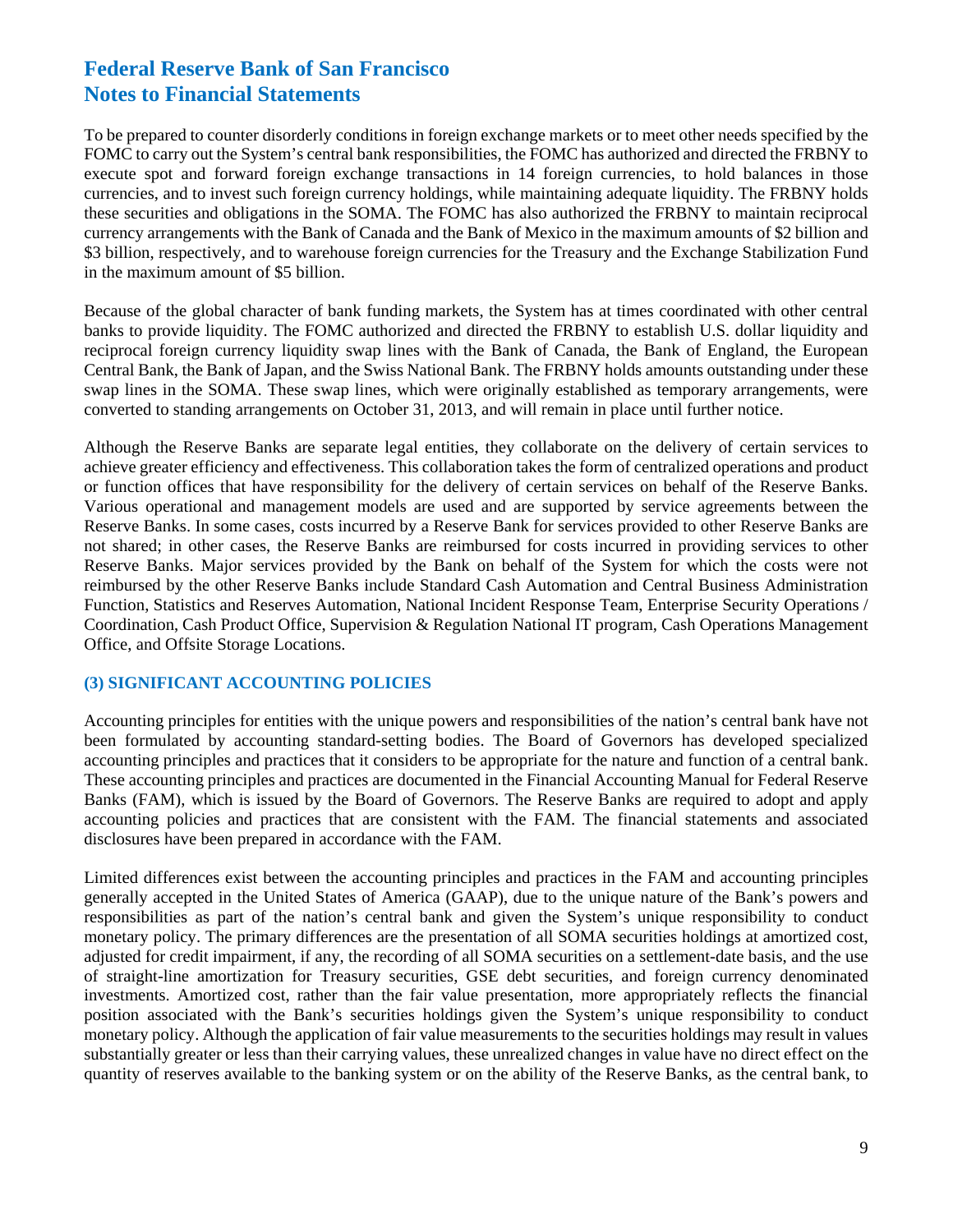To be prepared to counter disorderly conditions in foreign exchange markets or to meet other needs specified by the FOMC to carry out the System's central bank responsibilities, the FOMC has authorized and directed the FRBNY to execute spot and forward foreign exchange transactions in 14 foreign currencies, to hold balances in those currencies, and to invest such foreign currency holdings, while maintaining adequate liquidity. The FRBNY holds these securities and obligations in the SOMA. The FOMC has also authorized the FRBNY to maintain reciprocal currency arrangements with the Bank of Canada and the Bank of Mexico in the maximum amounts of $2 billion and $3 billion, respectively, and to warehouse foreign currencies for the Treasury and the Exchange Stabilization Fund in the maximum amount of $5 billion.

Because of the global character of bank funding markets, the System has at times coordinated with other central banks to provide liquidity. The FOMC authorized and directed the FRBNY to establish U.S. dollar liquidity and reciprocal foreign currency liquidity swap lines with the Bank of Canada, the Bank of England, the European Central Bank, the Bank of Japan, and the Swiss National Bank. The FRBNY holds amounts outstanding under these swap lines in the SOMA. These swap lines, which were originally established as temporary arrangements, were converted to standing arrangements on October 31, 2013, and will remain in place until further notice.

Although the Reserve Banks are separate legal entities, they collaborate on the delivery of certain services to achieve greater efficiency and effectiveness. This collaboration takes the form of centralized operations and product or function offices that have responsibility for the delivery of certain services on behalf of the Reserve Banks. Various operational and management models are used and are supported by service agreements between the Reserve Banks. In some cases, costs incurred by a Reserve Bank for services provided to other Reserve Banks are not shared; in other cases, the Reserve Banks are reimbursed for costs incurred in providing services to other Reserve Banks. Major services provided by the Bank on behalf of the System for which the costs were not reimbursed by the other Reserve Banks include Standard Cash Automation and Central Business Administration Function, Statistics and Reserves Automation, National Incident Response Team, Enterprise Security Operations / Coordination, Cash Product Office, Supervision & Regulation National IT program, Cash Operations Management Office, and Offsite Storage Locations.

## (3) SIGNIFICANT ACCOUNTING POLICIES

Accounting principles for entities with the unique powers and responsibilities of the nation's central bank have not been formulated by accounting standard-setting bodies. The Board of Governors has developed specialized accounting principles and practices that it considers to be appropriate for the nature and function of a central bank. These accounting principles and practices are documented in the Financial Accounting Manual for Federal Reserve Banks (FAM), which is issued by the Board of Governors. The Reserve Banks are required to adopt and apply accounting policies and practices that are consistent with the FAM. The financial statements and associated disclosures have been prepared in accordance with the FAM.

Limited differences exist between the accounting principles and practices in the FAM and accounting principles generally accepted in the United States of America (GAAP), due to the unique nature of the Bank's powers and responsibilities as part of the nation's central bank and given the System's unique responsibility to conduct monetary policy. The primary differences are the presentation of all SOMA securities holdings at amortized cost, adjusted for credit impairment, if any, the recording of all SOMA securities on a settlement-date basis, and the use of straight-line amortization for Treasury securities, GSE debt securities, and foreign currency denominated investments. Amortized cost, rather than the fair value presentation, more appropriately reflects the financial position associated with the Bank's securities holdings given the System's unique responsibility to conduct monetary policy. Although the application of fair value measurements to the securities holdings may result in values substantially greater or less than their carrying values, these unrealized changes in value have no direct effect on the quantity of reserves available to the banking system or on the ability of the Reserve Banks, as the central bank, to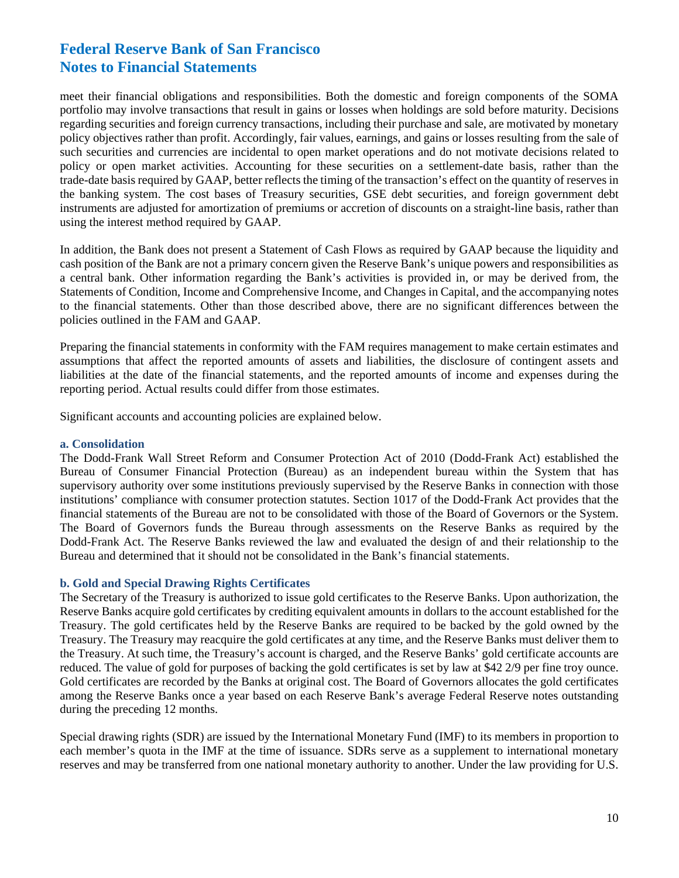meet their financial obligations and responsibilities. Both the domestic and foreign components of the SOMA portfolio may involve transactions that result in gains or losses when holdings are sold before maturity. Decisions regarding securities and foreign currency transactions, including their purchase and sale, are motivated by monetary policy objectives rather than profit. Accordingly, fair values, earnings, and gains or losses resulting from the sale of such securities and currencies are incidental to open market operations and do not motivate decisions related to policy or open market activities. Accounting for these securities on a settlement-date basis, rather than the trade-date basis required by GAAP, better reflects the timing of the transaction's effect on the quantity of reserves in the banking system. The cost bases of Treasury securities, GSE debt securities, and foreign government debt instruments are adjusted for amortization of premiums or accretion of discounts on a straight-line basis, rather than using the interest method required by GAAP.

In addition, the Bank does not present a Statement of Cash Flows as required by GAAP because the liquidity and cash position of the Bank are not a primary concern given the Reserve Bank's unique powers and responsibilities as a central bank. Other information regarding the Bank's activities is provided in, or may be derived from, the Statements of Condition, Income and Comprehensive Income, and Changes in Capital, and the accompanying notes to the financial statements. Other than those described above, there are no significant differences between the policies outlined in the FAM and GAAP.

Preparing the financial statements in conformity with the FAM requires management to make certain estimates and assumptions that affect the reported amounts of assets and liabilities, the disclosure of contingent assets and liabilities at the date of the financial statements, and the reported amounts of income and expenses during the reporting period. Actual results could differ from those estimates.

Significant accounts and accounting policies are explained below.

### a. Consolidation

The Dodd-Frank Wall Street Reform and Consumer Protection Act of 2010 (Dodd-Frank Act) established the Bureau of Consumer Financial Protection (Bureau) as an independent bureau within the System that has supervisory authority over some institutions previously supervised by the Reserve Banks in connection with those institutions' compliance with consumer protection statutes. Section 1017 of the Dodd-Frank Act provides that the financial statements of the Bureau are not to be consolidated with those of the Board of Governors or the System. The Board of Governors funds the Bureau through assessments on the Reserve Banks as required by the Dodd-Frank Act. The Reserve Banks reviewed the law and evaluated the design of and their relationship to the Bureau and determined that it should not be consolidated in the Bank's financial statements.

### b. Gold and Special Drawing Rights Certificates

The Secretary of the Treasury is authorized to issue gold certificates to the Reserve Banks. Upon authorization, the Reserve Banks acquire gold certificates by crediting equivalent amounts in dollars to the account established for the Treasury. The gold certificates held by the Reserve Banks are required to be backed by the gold owned by the Treasury. The Treasury may reacquire the gold certificates at any time, and the Reserve Banks must deliver them to the Treasury. At such time, the Treasury's account is charged, and the Reserve Banks' gold certificate accounts are reduced. The value of gold for purposes of backing the gold certificates is set by law at $42 2/9 per fine troy ounce. Gold certificates are recorded by the Banks at original cost. The Board of Governors allocates the gold certificates among the Reserve Banks once a year based on each Reserve Bank's average Federal Reserve notes outstanding during the preceding 12 months.

Special drawing rights (SDR) are issued by the International Monetary Fund (IMF) to its members in proportion to each member's quota in the IMF at the time of issuance. SDRs serve as a supplement to international monetary reserves and may be transferred from one national monetary authority to another. Under the law providing for U.S.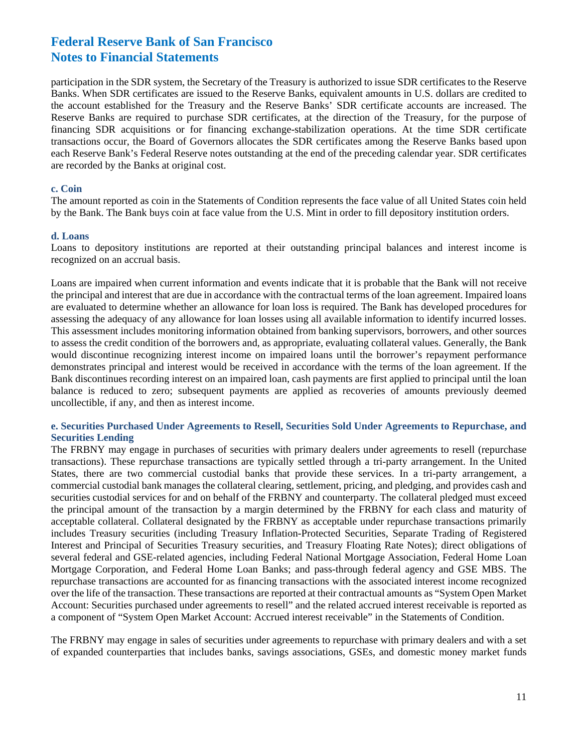participation in the SDR system, the Secretary of the Treasury is authorized to issue SDR certificates to the Reserve Banks. When SDR certificates are issued to the Reserve Banks, equivalent amounts in U.S. dollars are credited to the account established for the Treasury and the Reserve Banks' SDR certificate accounts are increased. The Reserve Banks are required to purchase SDR certificates, at the direction of the Treasury, for the purpose of financing SDR acquisitions or for financing exchange-stabilization operations. At the time SDR certificate transactions occur, the Board of Governors allocates the SDR certificates among the Reserve Banks based upon each Reserve Bank's Federal Reserve notes outstanding at the end of the preceding calendar year. SDR certificates are recorded by the Banks at original cost.

### c. Coin

The amount reported as coin in the Statements of Condition represents the face value of all United States coin held by the Bank. The Bank buys coin at face value from the U.S. Mint in order to fill depository institution orders.

### d. Loans

Loans to depository institutions are reported at their outstanding principal balances and interest income is recognized on an accrual basis.

Loans are impaired when current information and events indicate that it is probable that the Bank will not receive the principal and interest that are due in accordance with the contractual terms of the loan agreement. Impaired loans are evaluated to determine whether an allowance for loan loss is required. The Bank has developed procedures for assessing the adequacy of any allowance for loan losses using all available information to identify incurred losses. This assessment includes monitoring information obtained from banking supervisors, borrowers, and other sources to assess the credit condition of the borrowers and, as appropriate, evaluating collateral values. Generally, the Bank would discontinue recognizing interest income on impaired loans until the borrower's repayment performance demonstrates principal and interest would be received in accordance with the terms of the loan agreement. If the Bank discontinues recording interest on an impaired loan, cash payments are first applied to principal until the loan balance is reduced to zero; subsequent payments are applied as recoveries of amounts previously deemed uncollectible, if any, and then as interest income.

### e. Securities Purchased Under Agreements to Resell, Securities Sold Under Agreements to Repurchase, and Securities Lending

The FRBNY may engage in purchases of securities with primary dealers under agreements to resell (repurchase transactions). These repurchase transactions are typically settled through a tri-party arrangement. In the United States, there are two commercial custodial banks that provide these services. In a tri-party arrangement, a commercial custodial bank manages the collateral clearing, settlement, pricing, and pledging, and provides cash and securities custodial services for and on behalf of the FRBNY and counterparty. The collateral pledged must exceed the principal amount of the transaction by a margin determined by the FRBNY for each class and maturity of acceptable collateral. Collateral designated by the FRBNY as acceptable under repurchase transactions primarily includes Treasury securities (including Treasury Inflation-Protected Securities, Separate Trading of Registered Interest and Principal of Securities Treasury securities, and Treasury Floating Rate Notes); direct obligations of several federal and GSE-related agencies, including Federal National Mortgage Association, Federal Home Loan Mortgage Corporation, and Federal Home Loan Banks; and pass-through federal agency and GSE MBS. The repurchase transactions are accounted for as financing transactions with the associated interest income recognized over the life of the transaction. These transactions are reported at their contractual amounts as "System Open Market Account: Securities purchased under agreements to resell" and the related accrued interest receivable is reported as a component of "System Open Market Account: Accrued interest receivable" in the Statements of Condition.

The FRBNY may engage in sales of securities under agreements to repurchase with primary dealers and with a set of expanded counterparties that includes banks, savings associations, GSEs, and domestic money market funds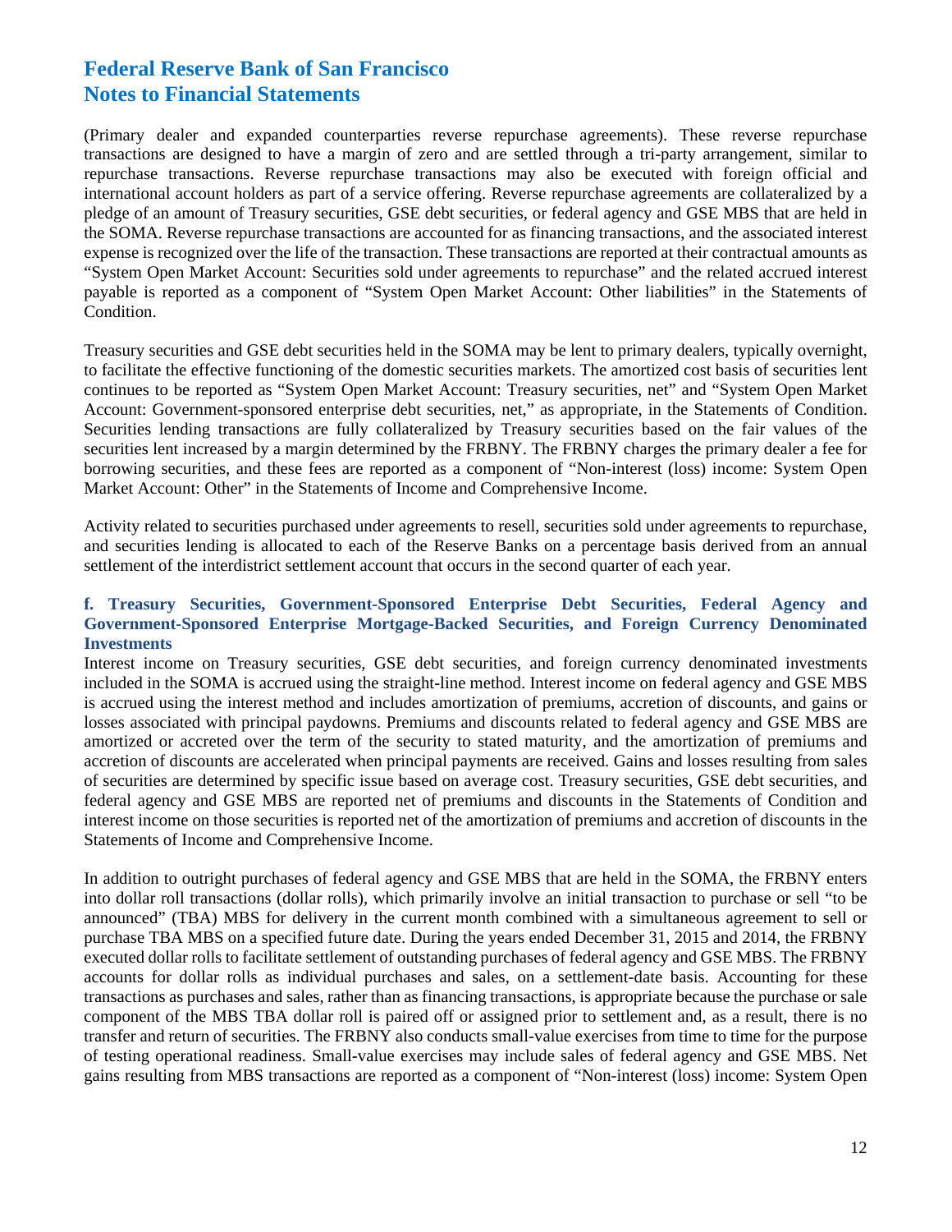(Primary dealer and expanded counterparties reverse repurchase agreements). These reverse repurchase transactions are designed to have a margin of zero and are settled through a tri-party arrangement, similar to repurchase transactions. Reverse repurchase transactions may also be executed with foreign official and international account holders as part of a service offering. Reverse repurchase agreements are collateralized by a pledge of an amount of Treasury securities, GSE debt securities, or federal agency and GSE MBS that are held in the SOMA. Reverse repurchase transactions are accounted for as financing transactions, and the associated interest expense is recognized over the life of the transaction. These transactions are reported at their contractual amounts as "System Open Market Account: Securities sold under agreements to repurchase" and the related accrued interest payable is reported as a component of "System Open Market Account: Other liabilities" in the Statements of Condition.

Treasury securities and GSE debt securities held in the SOMA may be lent to primary dealers, typically overnight, to facilitate the effective functioning of the domestic securities markets. The amortized cost basis of securities lent continues to be reported as "System Open Market Account: Treasury securities, net" and "System Open Market Account: Government-sponsored enterprise debt securities, net," as appropriate, in the Statements of Condition. Securities lending transactions are fully collateralized by Treasury securities based on the fair values of the securities lent increased by a margin determined by the FRBNY. The FRBNY charges the primary dealer a fee for borrowing securities, and these fees are reported as a component of "Non-interest (loss) income: System Open Market Account: Other" in the Statements of Income and Comprehensive Income.

Activity related to securities purchased under agreements to resell, securities sold under agreements to repurchase, and securities lending is allocated to each of the Reserve Banks on a percentage basis derived from an annual settlement of the interdistrict settlement account that occurs in the second quarter of each year.

### f. Treasury Securities, Government-Sponsored Enterprise Debt Securities, Federal Agency and Government-Sponsored Enterprise Mortgage-Backed Securities, and Foreign Currency Denominated Investments

Interest income on Treasury securities, GSE debt securities, and foreign currency denominated investments included in the SOMA is accrued using the straight-line method. Interest income on federal agency and GSE MBS is accrued using the interest method and includes amortization of premiums, accretion of discounts, and gains or losses associated with principal paydowns. Premiums and discounts related to federal agency and GSE MBS are amortized or accreted over the term of the security to stated maturity, and the amortization of premiums and accretion of discounts are accelerated when principal payments are received. Gains and losses resulting from sales of securities are determined by specific issue based on average cost. Treasury securities, GSE debt securities, and federal agency and GSE MBS are reported net of premiums and discounts in the Statements of Condition and interest income on those securities is reported net of the amortization of premiums and accretion of discounts in the Statements of Income and Comprehensive Income.

In addition to outright purchases of federal agency and GSE MBS that are held in the SOMA, the FRBNY enters into dollar roll transactions (dollar rolls), which primarily involve an initial transaction to purchase or sell "to be announced" (TBA) MBS for delivery in the current month combined with a simultaneous agreement to sell or purchase TBA MBS on a specified future date. During the years ended December 31, 2015 and 2014, the FRBNY executed dollar rolls to facilitate settlement of outstanding purchases of federal agency and GSE MBS. The FRBNY accounts for dollar rolls as individual purchases and sales, on a settlement-date basis. Accounting for these transactions as purchases and sales, rather than as financing transactions, is appropriate because the purchase or sale component of the MBS TBA dollar roll is paired off or assigned prior to settlement and, as a result, there is no transfer and return of securities. The FRBNY also conducts small-value exercises from time to time for the purpose of testing operational readiness. Small-value exercises may include sales of federal agency and GSE MBS. Net gains resulting from MBS transactions are reported as a component of "Non-interest (loss) income: System Open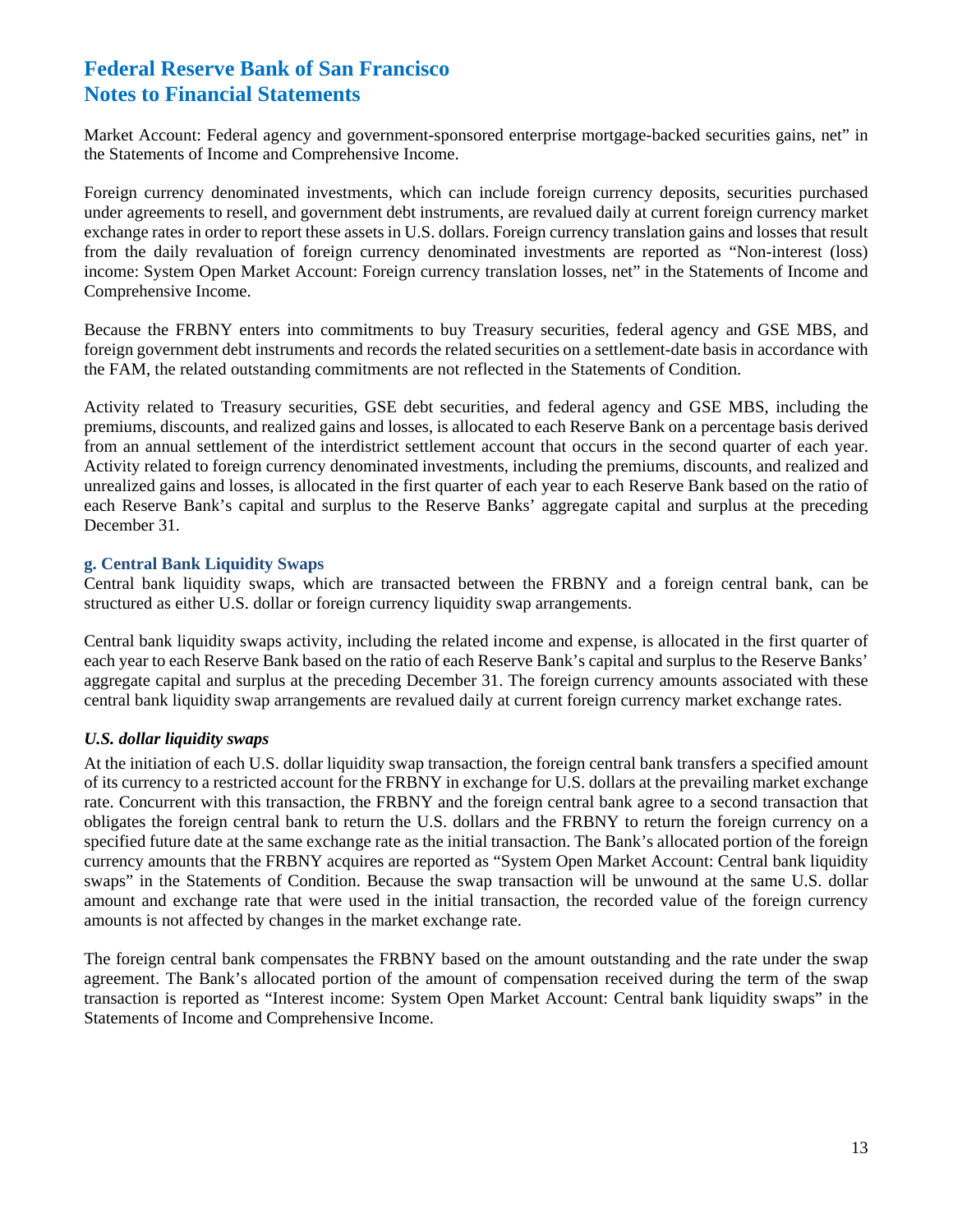Market Account: Federal agency and government-sponsored enterprise mortgage-backed securities gains, net" in the Statements of Income and Comprehensive Income.

Foreign currency denominated investments, which can include foreign currency deposits, securities purchased under agreements to resell, and government debt instruments, are revalued daily at current foreign currency market exchange rates in order to report these assets in U.S. dollars. Foreign currency translation gains and losses that result from the daily revaluation of foreign currency denominated investments are reported as "Non-interest (loss) income: System Open Market Account: Foreign currency translation losses, net" in the Statements of Income and Comprehensive Income.

Because the FRBNY enters into commitments to buy Treasury securities, federal agency and GSE MBS, and foreign government debt instruments and records the related securities on a settlement-date basis in accordance with the FAM, the related outstanding commitments are not reflected in the Statements of Condition.

Activity related to Treasury securities, GSE debt securities, and federal agency and GSE MBS, including the premiums, discounts, and realized gains and losses, is allocated to each Reserve Bank on a percentage basis derived from an annual settlement of the interdistrict settlement account that occurs in the second quarter of each year. Activity related to foreign currency denominated investments, including the premiums, discounts, and realized and unrealized gains and losses, is allocated in the first quarter of each year to each Reserve Bank based on the ratio of each Reserve Bank's capital and surplus to the Reserve Banks' aggregate capital and surplus at the preceding December 31.

### g. Central Bank Liquidity Swaps

Central bank liquidity swaps, which are transacted between the FRBNY and a foreign central bank, can be structured as either U.S. dollar or foreign currency liquidity swap arrangements.

Central bank liquidity swaps activity, including the related income and expense, is allocated in the first quarter of each year to each Reserve Bank based on the ratio of each Reserve Bank's capital and surplus to the Reserve Banks' aggregate capital and surplus at the preceding December 31. The foreign currency amounts associated with these central bank liquidity swap arrangements are revalued daily at current foreign currency market exchange rates.

#### *U.S. dollar liquidity swaps*

At the initiation of each U.S. dollar liquidity swap transaction, the foreign central bank transfers a specified amount of its currency to a restricted account for the FRBNY in exchange for U.S. dollars at the prevailing market exchange rate. Concurrent with this transaction, the FRBNY and the foreign central bank agree to a second transaction that obligates the foreign central bank to return the U.S. dollars and the FRBNY to return the foreign currency on a specified future date at the same exchange rate as the initial transaction. The Bank's allocated portion of the foreign currency amounts that the FRBNY acquires are reported as "System Open Market Account: Central bank liquidity swaps" in the Statements of Condition. Because the swap transaction will be unwound at the same U.S. dollar amount and exchange rate that were used in the initial transaction, the recorded value of the foreign currency amounts is not affected by changes in the market exchange rate.

The foreign central bank compensates the FRBNY based on the amount outstanding and the rate under the swap agreement. The Bank's allocated portion of the amount of compensation received during the term of the swap transaction is reported as "Interest income: System Open Market Account: Central bank liquidity swaps" in the Statements of Income and Comprehensive Income.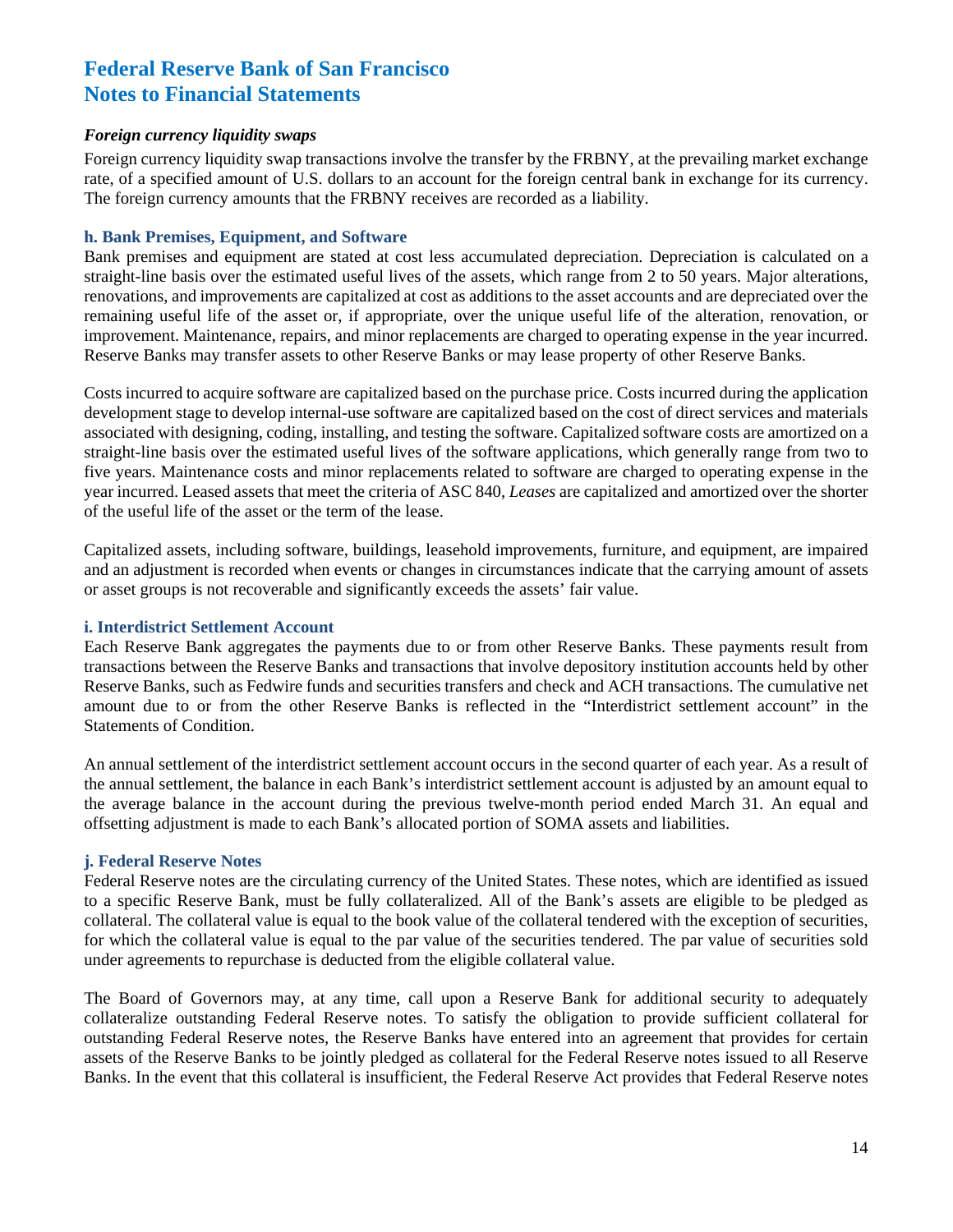# Federal Reserve Bank of San Francisco
# Notes to Financial Statements

***Foreign currency liquidity swaps***

Foreign currency liquidity swap transactions involve the transfer by the FRBNY, at the prevailing market exchange rate, of a specified amount of U.S. dollars to an account for the foreign central bank in exchange for its currency. The foreign currency amounts that the FRBNY receives are recorded as a liability.

### h. Bank Premises, Equipment, and Software

Bank premises and equipment are stated at cost less accumulated depreciation. Depreciation is calculated on a straight-line basis over the estimated useful lives of the assets, which range from 2 to 50 years. Major alterations, renovations, and improvements are capitalized at cost as additions to the asset accounts and are depreciated over the remaining useful life of the asset or, if appropriate, over the unique useful life of the alteration, renovation, or improvement. Maintenance, repairs, and minor replacements are charged to operating expense in the year incurred. Reserve Banks may transfer assets to other Reserve Banks or may lease property of other Reserve Banks.

Costs incurred to acquire software are capitalized based on the purchase price. Costs incurred during the application development stage to develop internal-use software are capitalized based on the cost of direct services and materials associated with designing, coding, installing, and testing the software. Capitalized software costs are amortized on a straight-line basis over the estimated useful lives of the software applications, which generally range from two to five years. Maintenance costs and minor replacements related to software are charged to operating expense in the year incurred. Leased assets that meet the criteria of ASC 840, *Leases* are capitalized and amortized over the shorter of the useful life of the asset or the term of the lease.

Capitalized assets, including software, buildings, leasehold improvements, furniture, and equipment, are impaired and an adjustment is recorded when events or changes in circumstances indicate that the carrying amount of assets or asset groups is not recoverable and significantly exceeds the assets' fair value.

### i. Interdistrict Settlement Account

Each Reserve Bank aggregates the payments due to or from other Reserve Banks. These payments result from transactions between the Reserve Banks and transactions that involve depository institution accounts held by other Reserve Banks, such as Fedwire funds and securities transfers and check and ACH transactions. The cumulative net amount due to or from the other Reserve Banks is reflected in the "Interdistrict settlement account" in the Statements of Condition.

An annual settlement of the interdistrict settlement account occurs in the second quarter of each year. As a result of the annual settlement, the balance in each Bank's interdistrict settlement account is adjusted by an amount equal to the average balance in the account during the previous twelve-month period ended March 31. An equal and offsetting adjustment is made to each Bank's allocated portion of SOMA assets and liabilities.

### j. Federal Reserve Notes

Federal Reserve notes are the circulating currency of the United States. These notes, which are identified as issued to a specific Reserve Bank, must be fully collateralized. All of the Bank's assets are eligible to be pledged as collateral. The collateral value is equal to the book value of the collateral tendered with the exception of securities, for which the collateral value is equal to the par value of the securities tendered. The par value of securities sold under agreements to repurchase is deducted from the eligible collateral value.

The Board of Governors may, at any time, call upon a Reserve Bank for additional security to adequately collateralize outstanding Federal Reserve notes. To satisfy the obligation to provide sufficient collateral for outstanding Federal Reserve notes, the Reserve Banks have entered into an agreement that provides for certain assets of the Reserve Banks to be jointly pledged as collateral for the Federal Reserve notes issued to all Reserve Banks. In the event that this collateral is insufficient, the Federal Reserve Act provides that Federal Reserve notes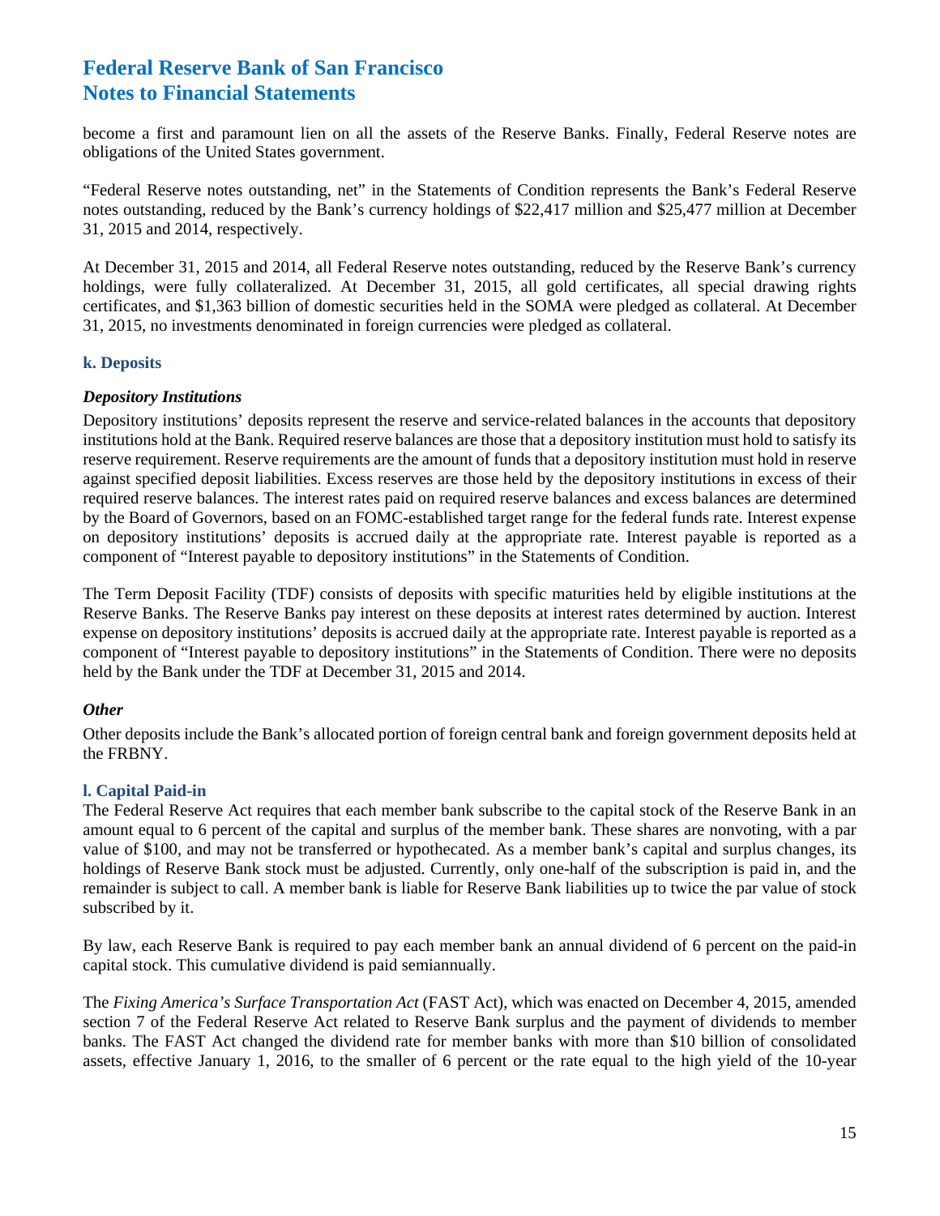become a first and paramount lien on all the assets of the Reserve Banks. Finally, Federal Reserve notes are obligations of the United States government.

"Federal Reserve notes outstanding, net" in the Statements of Condition represents the Bank's Federal Reserve notes outstanding, reduced by the Bank's currency holdings of $22,417 million and $25,477 million at December 31, 2015 and 2014, respectively.

At December 31, 2015 and 2014, all Federal Reserve notes outstanding, reduced by the Reserve Bank's currency holdings, were fully collateralized. At December 31, 2015, all gold certificates, all special drawing rights certificates, and $1,363 billion of domestic securities held in the SOMA were pledged as collateral. At December 31, 2015, no investments denominated in foreign currencies were pledged as collateral.

### k. Deposits

***Depository Institutions***

Depository institutions' deposits represent the reserve and service-related balances in the accounts that depository institutions hold at the Bank. Required reserve balances are those that a depository institution must hold to satisfy its reserve requirement. Reserve requirements are the amount of funds that a depository institution must hold in reserve against specified deposit liabilities. Excess reserves are those held by the depository institutions in excess of their required reserve balances. The interest rates paid on required reserve balances and excess balances are determined by the Board of Governors, based on an FOMC-established target range for the federal funds rate. Interest expense on depository institutions' deposits is accrued daily at the appropriate rate. Interest payable is reported as a component of "Interest payable to depository institutions" in the Statements of Condition.

The Term Deposit Facility (TDF) consists of deposits with specific maturities held by eligible institutions at the Reserve Banks. The Reserve Banks pay interest on these deposits at interest rates determined by auction. Interest expense on depository institutions' deposits is accrued daily at the appropriate rate. Interest payable is reported as a component of "Interest payable to depository institutions" in the Statements of Condition. There were no deposits held by the Bank under the TDF at December 31, 2015 and 2014.

***Other***

Other deposits include the Bank's allocated portion of foreign central bank and foreign government deposits held at the FRBNY.

### l. Capital Paid-in

The Federal Reserve Act requires that each member bank subscribe to the capital stock of the Reserve Bank in an amount equal to 6 percent of the capital and surplus of the member bank. These shares are nonvoting, with a par value of $100, and may not be transferred or hypothecated. As a member bank's capital and surplus changes, its holdings of Reserve Bank stock must be adjusted. Currently, only one-half of the subscription is paid in, and the remainder is subject to call. A member bank is liable for Reserve Bank liabilities up to twice the par value of stock subscribed by it.

By law, each Reserve Bank is required to pay each member bank an annual dividend of 6 percent on the paid-in capital stock. This cumulative dividend is paid semiannually.

The *Fixing America's Surface Transportation Act* (FAST Act), which was enacted on December 4, 2015, amended section 7 of the Federal Reserve Act related to Reserve Bank surplus and the payment of dividends to member banks. The FAST Act changed the dividend rate for member banks with more than $10 billion of consolidated assets, effective January 1, 2016, to the smaller of 6 percent or the rate equal to the high yield of the 10-year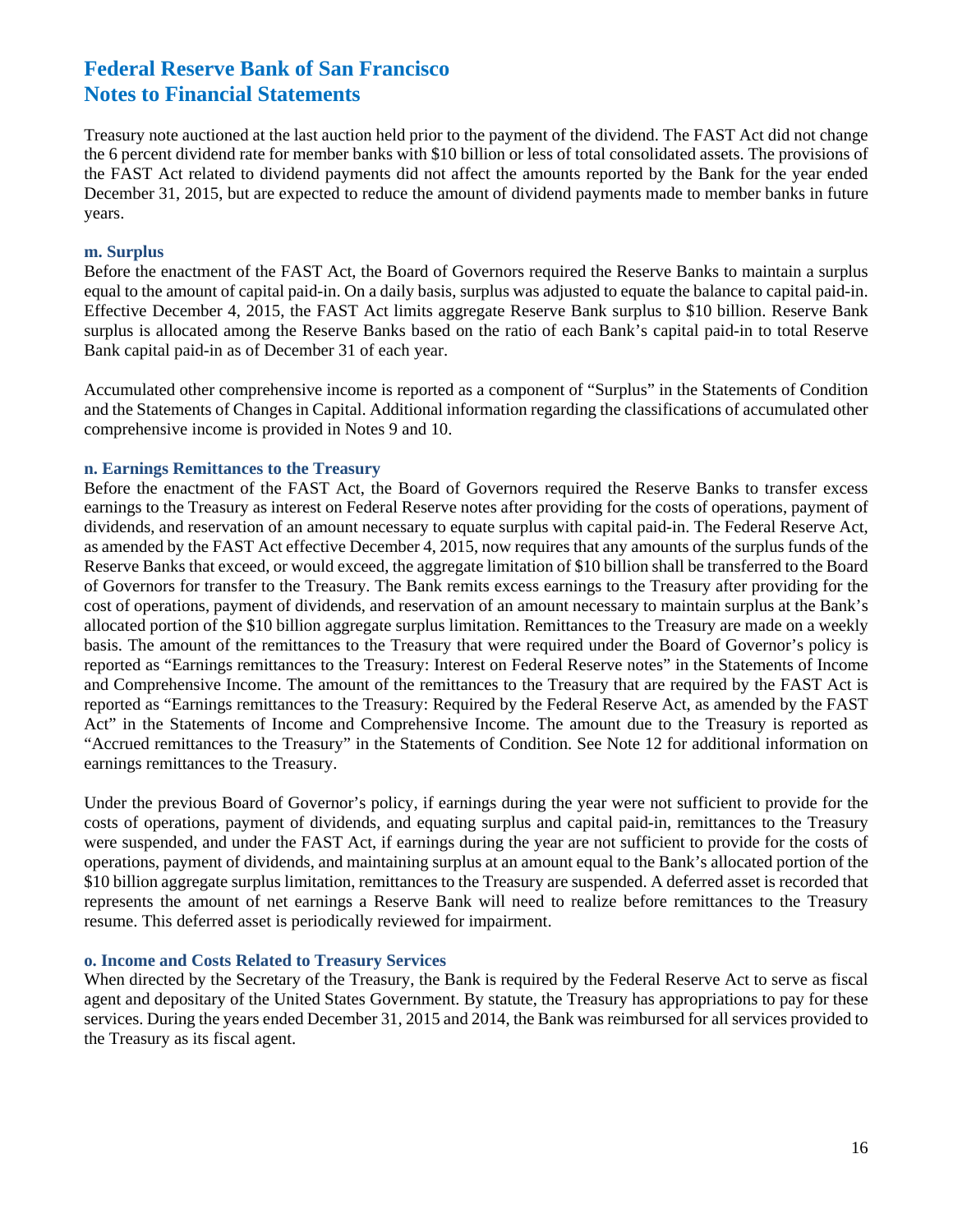Treasury note auctioned at the last auction held prior to the payment of the dividend. The FAST Act did not change the 6 percent dividend rate for member banks with $10 billion or less of total consolidated assets. The provisions of the FAST Act related to dividend payments did not affect the amounts reported by the Bank for the year ended December 31, 2015, but are expected to reduce the amount of dividend payments made to member banks in future years.

### m. Surplus

Before the enactment of the FAST Act, the Board of Governors required the Reserve Banks to maintain a surplus equal to the amount of capital paid-in. On a daily basis, surplus was adjusted to equate the balance to capital paid-in. Effective December 4, 2015, the FAST Act limits aggregate Reserve Bank surplus to $10 billion. Reserve Bank surplus is allocated among the Reserve Banks based on the ratio of each Bank's capital paid-in to total Reserve Bank capital paid-in as of December 31 of each year.

Accumulated other comprehensive income is reported as a component of "Surplus" in the Statements of Condition and the Statements of Changes in Capital. Additional information regarding the classifications of accumulated other comprehensive income is provided in Notes 9 and 10.

### n. Earnings Remittances to the Treasury

Before the enactment of the FAST Act, the Board of Governors required the Reserve Banks to transfer excess earnings to the Treasury as interest on Federal Reserve notes after providing for the costs of operations, payment of dividends, and reservation of an amount necessary to equate surplus with capital paid-in. The Federal Reserve Act, as amended by the FAST Act effective December 4, 2015, now requires that any amounts of the surplus funds of the Reserve Banks that exceed, or would exceed, the aggregate limitation of $10 billion shall be transferred to the Board of Governors for transfer to the Treasury. The Bank remits excess earnings to the Treasury after providing for the cost of operations, payment of dividends, and reservation of an amount necessary to maintain surplus at the Bank's allocated portion of the $10 billion aggregate surplus limitation. Remittances to the Treasury are made on a weekly basis. The amount of the remittances to the Treasury that were required under the Board of Governor's policy is reported as "Earnings remittances to the Treasury: Interest on Federal Reserve notes" in the Statements of Income and Comprehensive Income. The amount of the remittances to the Treasury that are required by the FAST Act is reported as "Earnings remittances to the Treasury: Required by the Federal Reserve Act, as amended by the FAST Act" in the Statements of Income and Comprehensive Income. The amount due to the Treasury is reported as "Accrued remittances to the Treasury" in the Statements of Condition. See Note 12 for additional information on earnings remittances to the Treasury.

Under the previous Board of Governor's policy, if earnings during the year were not sufficient to provide for the costs of operations, payment of dividends, and equating surplus and capital paid-in, remittances to the Treasury were suspended, and under the FAST Act, if earnings during the year are not sufficient to provide for the costs of operations, payment of dividends, and maintaining surplus at an amount equal to the Bank's allocated portion of the $10 billion aggregate surplus limitation, remittances to the Treasury are suspended. A deferred asset is recorded that represents the amount of net earnings a Reserve Bank will need to realize before remittances to the Treasury resume. This deferred asset is periodically reviewed for impairment.

### o. Income and Costs Related to Treasury Services

When directed by the Secretary of the Treasury, the Bank is required by the Federal Reserve Act to serve as fiscal agent and depositary of the United States Government. By statute, the Treasury has appropriations to pay for these services. During the years ended December 31, 2015 and 2014, the Bank was reimbursed for all services provided to the Treasury as its fiscal agent.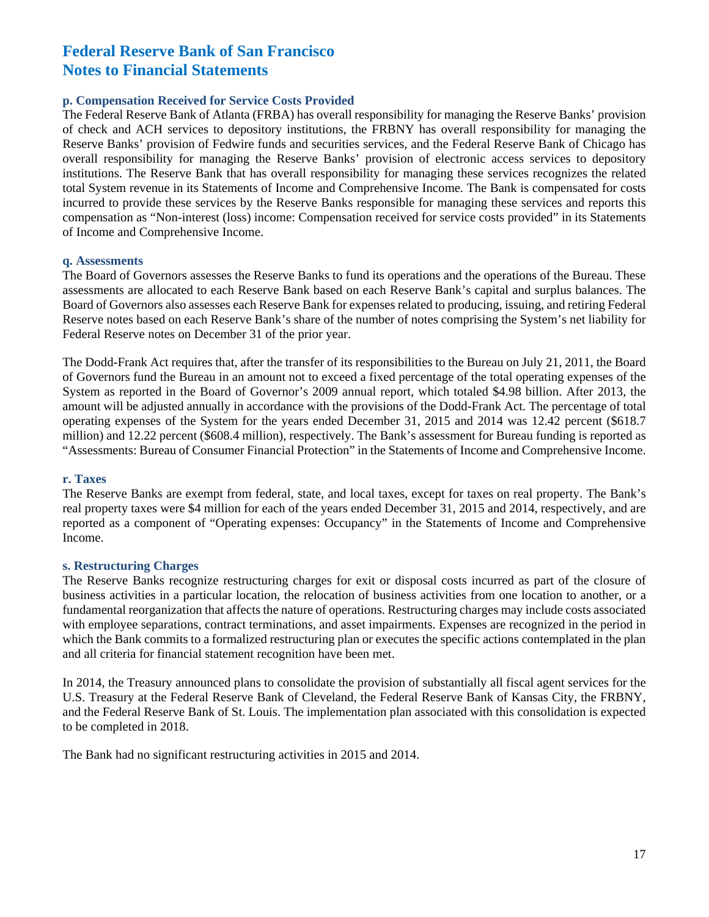# Federal Reserve Bank of San Francisco
# Notes to Financial Statements

### p. Compensation Received for Service Costs Provided

The Federal Reserve Bank of Atlanta (FRBA) has overall responsibility for managing the Reserve Banks' provision of check and ACH services to depository institutions, the FRBNY has overall responsibility for managing the Reserve Banks' provision of Fedwire funds and securities services, and the Federal Reserve Bank of Chicago has overall responsibility for managing the Reserve Banks' provision of electronic access services to depository institutions. The Reserve Bank that has overall responsibility for managing these services recognizes the related total System revenue in its Statements of Income and Comprehensive Income. The Bank is compensated for costs incurred to provide these services by the Reserve Banks responsible for managing these services and reports this compensation as "Non-interest (loss) income: Compensation received for service costs provided" in its Statements of Income and Comprehensive Income.

### q. Assessments

The Board of Governors assesses the Reserve Banks to fund its operations and the operations of the Bureau. These assessments are allocated to each Reserve Bank based on each Reserve Bank's capital and surplus balances. The Board of Governors also assesses each Reserve Bank for expenses related to producing, issuing, and retiring Federal Reserve notes based on each Reserve Bank's share of the number of notes comprising the System's net liability for Federal Reserve notes on December 31 of the prior year.

The Dodd-Frank Act requires that, after the transfer of its responsibilities to the Bureau on July 21, 2011, the Board of Governors fund the Bureau in an amount not to exceed a fixed percentage of the total operating expenses of the System as reported in the Board of Governor's 2009 annual report, which totaled $4.98 billion. After 2013, the amount will be adjusted annually in accordance with the provisions of the Dodd-Frank Act. The percentage of total operating expenses of the System for the years ended December 31, 2015 and 2014 was 12.42 percent ($618.7 million) and 12.22 percent ($608.4 million), respectively. The Bank's assessment for Bureau funding is reported as "Assessments: Bureau of Consumer Financial Protection" in the Statements of Income and Comprehensive Income.

### r. Taxes

The Reserve Banks are exempt from federal, state, and local taxes, except for taxes on real property. The Bank's real property taxes were $4 million for each of the years ended December 31, 2015 and 2014, respectively, and are reported as a component of "Operating expenses: Occupancy" in the Statements of Income and Comprehensive Income.

### s. Restructuring Charges

The Reserve Banks recognize restructuring charges for exit or disposal costs incurred as part of the closure of business activities in a particular location, the relocation of business activities from one location to another, or a fundamental reorganization that affects the nature of operations. Restructuring charges may include costs associated with employee separations, contract terminations, and asset impairments. Expenses are recognized in the period in which the Bank commits to a formalized restructuring plan or executes the specific actions contemplated in the plan and all criteria for financial statement recognition have been met.

In 2014, the Treasury announced plans to consolidate the provision of substantially all fiscal agent services for the U.S. Treasury at the Federal Reserve Bank of Cleveland, the Federal Reserve Bank of Kansas City, the FRBNY, and the Federal Reserve Bank of St. Louis. The implementation plan associated with this consolidation is expected to be completed in 2018.

The Bank had no significant restructuring activities in 2015 and 2014.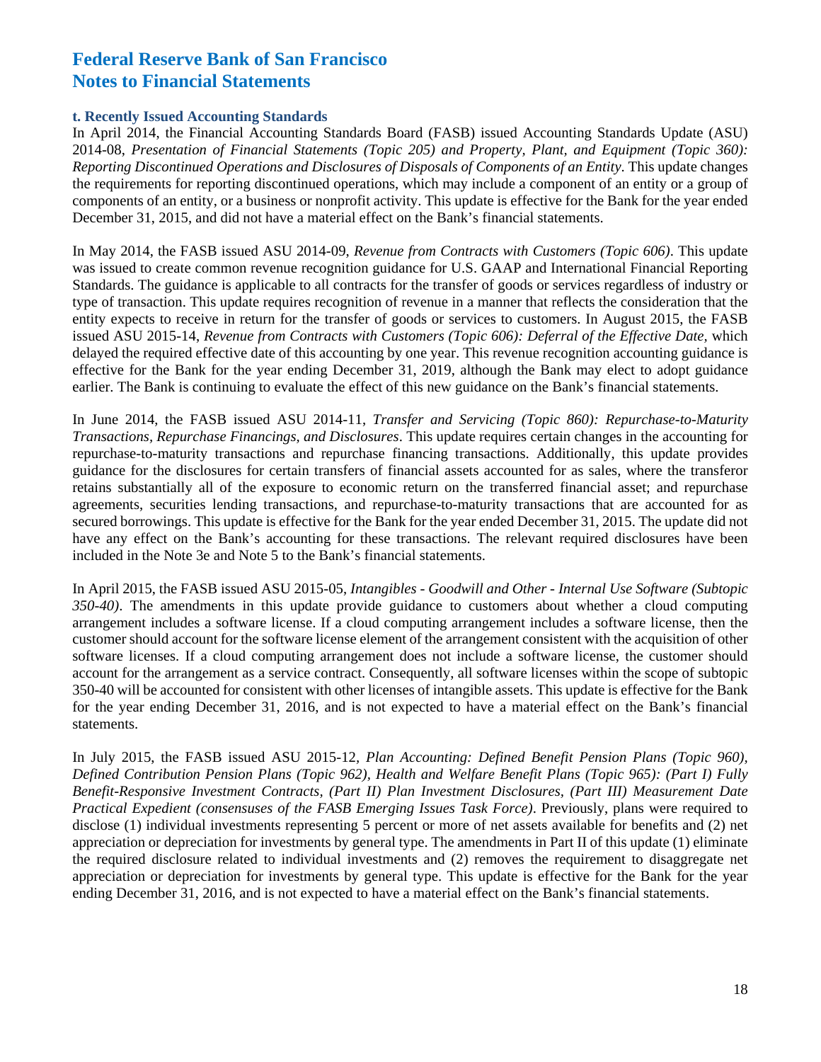# Federal Reserve Bank of San Francisco
# Notes to Financial Statements

### t. Recently Issued Accounting Standards

In April 2014, the Financial Accounting Standards Board (FASB) issued Accounting Standards Update (ASU) 2014-08, *Presentation of Financial Statements (Topic 205) and Property, Plant, and Equipment (Topic 360): Reporting Discontinued Operations and Disclosures of Disposals of Components of an Entity*. This update changes the requirements for reporting discontinued operations, which may include a component of an entity or a group of components of an entity, or a business or nonprofit activity. This update is effective for the Bank for the year ended December 31, 2015, and did not have a material effect on the Bank's financial statements.

In May 2014, the FASB issued ASU 2014-09, *Revenue from Contracts with Customers (Topic 606)*. This update was issued to create common revenue recognition guidance for U.S. GAAP and International Financial Reporting Standards. The guidance is applicable to all contracts for the transfer of goods or services regardless of industry or type of transaction. This update requires recognition of revenue in a manner that reflects the consideration that the entity expects to receive in return for the transfer of goods or services to customers. In August 2015, the FASB issued ASU 2015-14, *Revenue from Contracts with Customers (Topic 606): Deferral of the Effective Date,* which delayed the required effective date of this accounting by one year. This revenue recognition accounting guidance is effective for the Bank for the year ending December 31, 2019, although the Bank may elect to adopt guidance earlier. The Bank is continuing to evaluate the effect of this new guidance on the Bank's financial statements.

In June 2014, the FASB issued ASU 2014-11, *Transfer and Servicing (Topic 860): Repurchase-to-Maturity Transactions, Repurchase Financings, and Disclosures*. This update requires certain changes in the accounting for repurchase-to-maturity transactions and repurchase financing transactions. Additionally, this update provides guidance for the disclosures for certain transfers of financial assets accounted for as sales, where the transferor retains substantially all of the exposure to economic return on the transferred financial asset; and repurchase agreements, securities lending transactions, and repurchase-to-maturity transactions that are accounted for as secured borrowings. This update is effective for the Bank for the year ended December 31, 2015. The update did not have any effect on the Bank's accounting for these transactions. The relevant required disclosures have been included in the Note 3e and Note 5 to the Bank's financial statements.

In April 2015, the FASB issued ASU 2015-05, *Intangibles - Goodwill and Other - Internal Use Software (Subtopic 350-40)*. The amendments in this update provide guidance to customers about whether a cloud computing arrangement includes a software license. If a cloud computing arrangement includes a software license, then the customer should account for the software license element of the arrangement consistent with the acquisition of other software licenses. If a cloud computing arrangement does not include a software license, the customer should account for the arrangement as a service contract. Consequently, all software licenses within the scope of subtopic 350-40 will be accounted for consistent with other licenses of intangible assets. This update is effective for the Bank for the year ending December 31, 2016, and is not expected to have a material effect on the Bank's financial statements.

In July 2015, the FASB issued ASU 2015-12, *Plan Accounting: Defined Benefit Pension Plans (Topic 960), Defined Contribution Pension Plans (Topic 962), Health and Welfare Benefit Plans (Topic 965): (Part I) Fully Benefit-Responsive Investment Contracts, (Part II) Plan Investment Disclosures, (Part III) Measurement Date Practical Expedient (consensuses of the FASB Emerging Issues Task Force)*. Previously, plans were required to disclose (1) individual investments representing 5 percent or more of net assets available for benefits and (2) net appreciation or depreciation for investments by general type. The amendments in Part II of this update (1) eliminate the required disclosure related to individual investments and (2) removes the requirement to disaggregate net appreciation or depreciation for investments by general type. This update is effective for the Bank for the year ending December 31, 2016, and is not expected to have a material effect on the Bank's financial statements.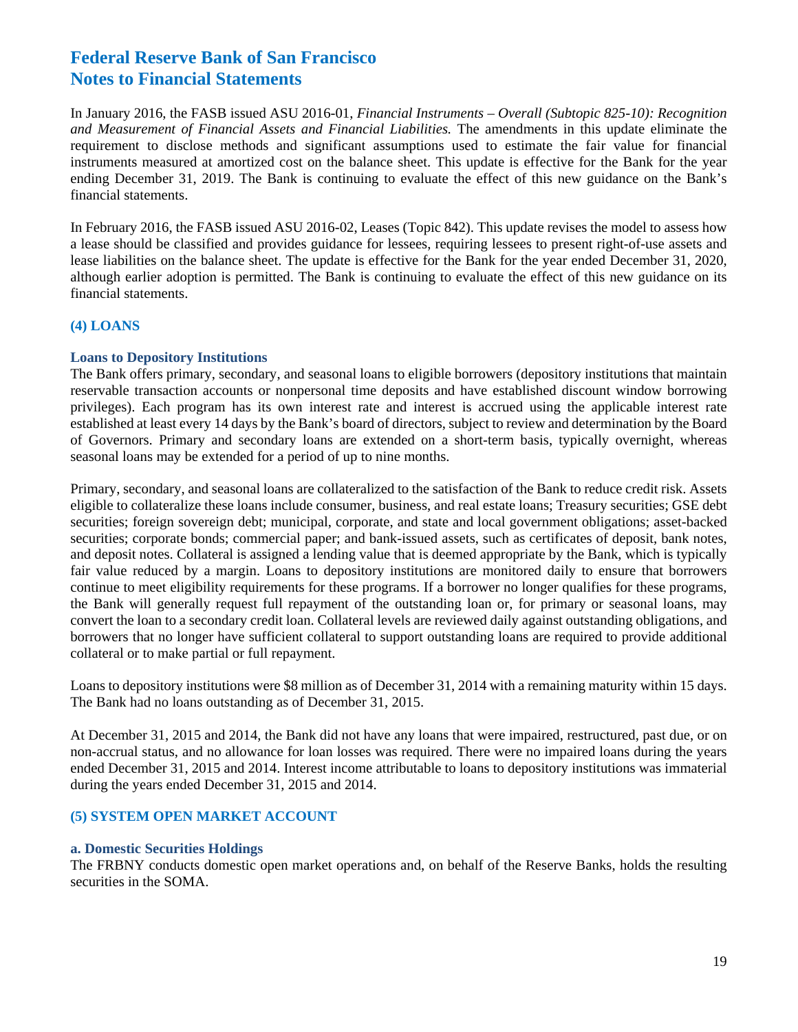In January 2016, the FASB issued ASU 2016-01, *Financial Instruments – Overall (Subtopic 825-10): Recognition and Measurement of Financial Assets and Financial Liabilities.* The amendments in this update eliminate the requirement to disclose methods and significant assumptions used to estimate the fair value for financial instruments measured at amortized cost on the balance sheet. This update is effective for the Bank for the year ending December 31, 2019. The Bank is continuing to evaluate the effect of this new guidance on the Bank's financial statements.

In February 2016, the FASB issued ASU 2016-02, Leases (Topic 842). This update revises the model to assess how a lease should be classified and provides guidance for lessees, requiring lessees to present right-of-use assets and lease liabilities on the balance sheet. The update is effective for the Bank for the year ended December 31, 2020, although earlier adoption is permitted. The Bank is continuing to evaluate the effect of this new guidance on its financial statements.

## (4) LOANS

### Loans to Depository Institutions

The Bank offers primary, secondary, and seasonal loans to eligible borrowers (depository institutions that maintain reservable transaction accounts or nonpersonal time deposits and have established discount window borrowing privileges). Each program has its own interest rate and interest is accrued using the applicable interest rate established at least every 14 days by the Bank's board of directors, subject to review and determination by the Board of Governors. Primary and secondary loans are extended on a short-term basis, typically overnight, whereas seasonal loans may be extended for a period of up to nine months.

Primary, secondary, and seasonal loans are collateralized to the satisfaction of the Bank to reduce credit risk. Assets eligible to collateralize these loans include consumer, business, and real estate loans; Treasury securities; GSE debt securities; foreign sovereign debt; municipal, corporate, and state and local government obligations; asset-backed securities; corporate bonds; commercial paper; and bank-issued assets, such as certificates of deposit, bank notes, and deposit notes. Collateral is assigned a lending value that is deemed appropriate by the Bank, which is typically fair value reduced by a margin. Loans to depository institutions are monitored daily to ensure that borrowers continue to meet eligibility requirements for these programs. If a borrower no longer qualifies for these programs, the Bank will generally request full repayment of the outstanding loan or, for primary or seasonal loans, may convert the loan to a secondary credit loan. Collateral levels are reviewed daily against outstanding obligations, and borrowers that no longer have sufficient collateral to support outstanding loans are required to provide additional collateral or to make partial or full repayment.

Loans to depository institutions were $8 million as of December 31, 2014 with a remaining maturity within 15 days. The Bank had no loans outstanding as of December 31, 2015.

At December 31, 2015 and 2014, the Bank did not have any loans that were impaired, restructured, past due, or on non-accrual status, and no allowance for loan losses was required. There were no impaired loans during the years ended December 31, 2015 and 2014. Interest income attributable to loans to depository institutions was immaterial during the years ended December 31, 2015 and 2014.

## (5) SYSTEM OPEN MARKET ACCOUNT

### a. Domestic Securities Holdings

The FRBNY conducts domestic open market operations and, on behalf of the Reserve Banks, holds the resulting securities in the SOMA.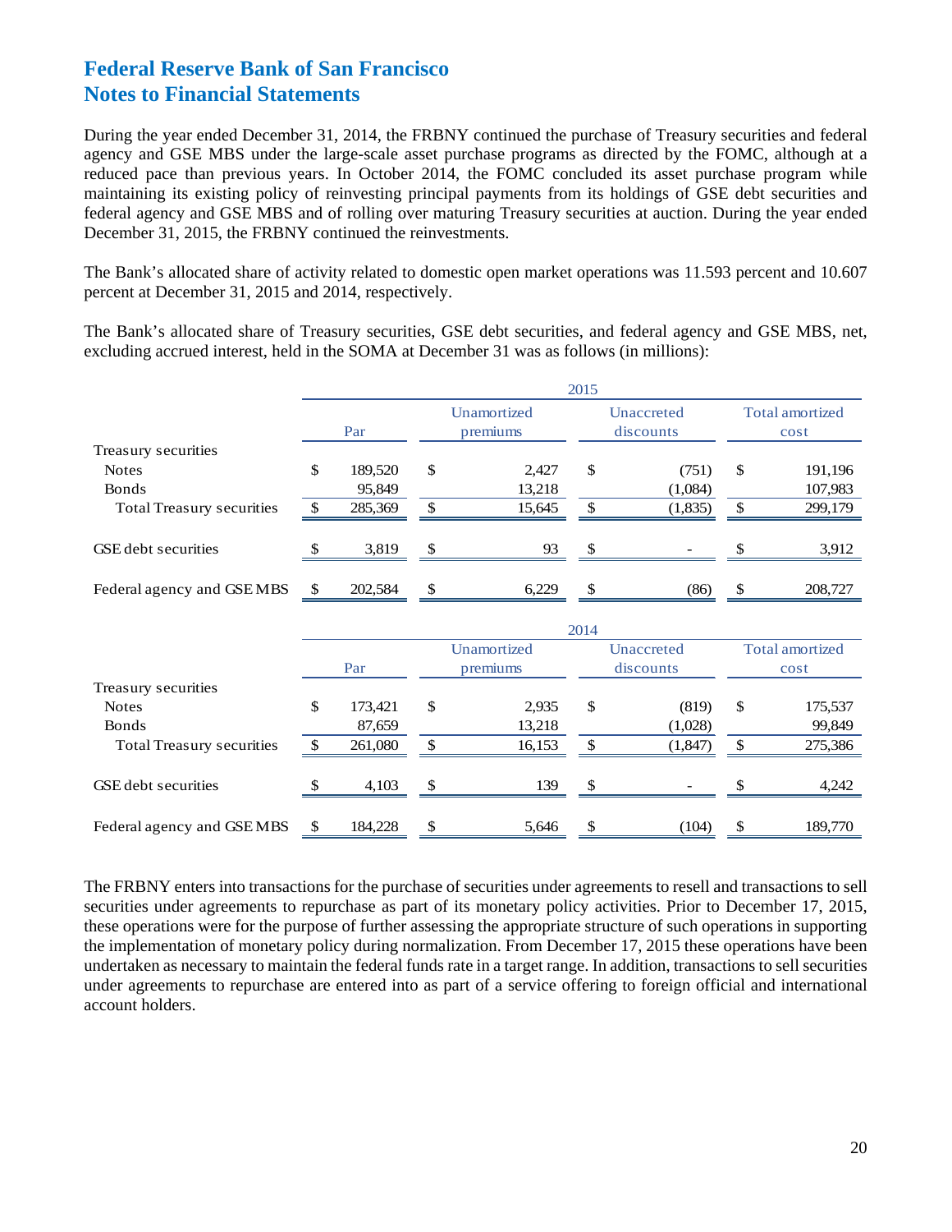# Federal Reserve Bank of San Francisco
# Notes to Financial Statements

During the year ended December 31, 2014, the FRBNY continued the purchase of Treasury securities and federal agency and GSE MBS under the large-scale asset purchase programs as directed by the FOMC, although at a reduced pace than previous years. In October 2014, the FOMC concluded its asset purchase program while maintaining its existing policy of reinvesting principal payments from its holdings of GSE debt securities and federal agency and GSE MBS and of rolling over maturing Treasury securities at auction. During the year ended December 31, 2015, the FRBNY continued the reinvestments.

The Bank's allocated share of activity related to domestic open market operations was 11.593 percent and 10.607 percent at December 31, 2015 and 2014, respectively.

The Bank's allocated share of Treasury securities, GSE debt securities, and federal agency and GSE MBS, net, excluding accrued interest, held in the SOMA at December 31 was as follows (in millions):

| | 2015 | | | |
|---|---|---|---|---|
| | Par | Unamortized premiums | Unaccreted discounts | Total amortized cost |
| Treasury securities | | | | |
| Notes | $ 189,520 | $ 2,427 | $ (751) | $ 191,196 |
| Bonds | 95,849 | 13,218 | (1,084) | 107,983 |
| Total Treasury securities | $ 285,369 | $ 15,645 | $ (1,835) | $ 299,179 |
| GSE debt securities | $ 3,819 | $ 93 | $ - | $ 3,912 |
| Federal agency and GSE MBS | $ 202,584 | $ 6,229 | $ (86) | $ 208,727 |

| | 2014 | | | |
|---|---|---|---|---|
| | Par | Unamortized premiums | Unaccreted discounts | Total amortized cost |
| Treasury securities | | | | |
| Notes | $ 173,421 | $ 2,935 | $ (819) | $ 175,537 |
| Bonds | 87,659 | 13,218 | (1,028) | 99,849 |
| Total Treasury securities | $ 261,080 | $ 16,153 | $ (1,847) | $ 275,386 |
| GSE debt securities | $ 4,103 | $ 139 | $ - | $ 4,242 |
| Federal agency and GSE MBS | $ 184,228 | $ 5,646 | $ (104) | $ 189,770 |

The FRBNY enters into transactions for the purchase of securities under agreements to resell and transactions to sell securities under agreements to repurchase as part of its monetary policy activities. Prior to December 17, 2015, these operations were for the purpose of further assessing the appropriate structure of such operations in supporting the implementation of monetary policy during normalization. From December 17, 2015 these operations have been undertaken as necessary to maintain the federal funds rate in a target range. In addition, transactions to sell securities under agreements to repurchase are entered into as part of a service offering to foreign official and international account holders.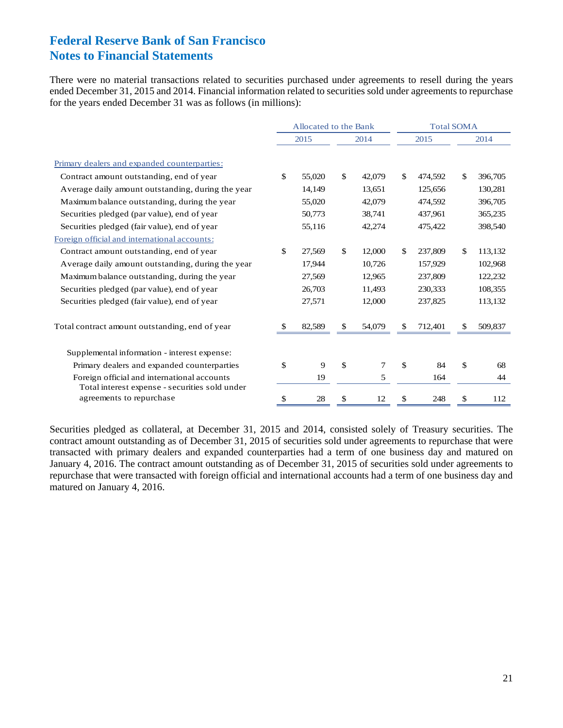# Federal Reserve Bank of San Francisco
# Notes to Financial Statements

There were no material transactions related to securities purchased under agreements to resell during the years ended December 31, 2015 and 2014. Financial information related to securities sold under agreements to repurchase for the years ended December 31 was as follows (in millions):

| | Allocated to the Bank | | Total SOMA | |
|---|---|---|---|---|
| | 2015 | 2014 | 2015 | 2014 |
| Primary dealers and expanded counterparties: | | | | |
| Contract amount outstanding, end of year | $ 55,020 | $ 42,079 | $ 474,592 | $ 396,705 |
| Average daily amount outstanding, during the year | 14,149 | 13,651 | 125,656 | 130,281 |
| Maximum balance outstanding, during the year | 55,020 | 42,079 | 474,592 | 396,705 |
| Securities pledged (par value), end of year | 50,773 | 38,741 | 437,961 | 365,235 |
| Securities pledged (fair value), end of year | 55,116 | 42,274 | 475,422 | 398,540 |
| Foreign official and international accounts: | | | | |
| Contract amount outstanding, end of year | $ 27,569 | $ 12,000 | $ 237,809 | $ 113,132 |
| Average daily amount outstanding, during the year | 17,944 | 10,726 | 157,929 | 102,968 |
| Maximum balance outstanding, during the year | 27,569 | 12,965 | 237,809 | 122,232 |
| Securities pledged (par value), end of year | 26,703 | 11,493 | 230,333 | 108,355 |
| Securities pledged (fair value), end of year | 27,571 | 12,000 | 237,825 | 113,132 |
| Total contract amount outstanding, end of year | $ 82,589 | $ 54,079 | $ 712,401 | $ 509,837 |
| Supplemental information - interest expense: | | | | |
| Primary dealers and expanded counterparties | $ 9 | $ 7 | $ 84 | $ 68 |
| Foreign official and international accounts | 19 | 5 | 164 | 44 |
| Total interest expense - securities sold under agreements to repurchase | $ 28 | $ 12 | $ 248 | $ 112 |

Securities pledged as collateral, at December 31, 2015 and 2014, consisted solely of Treasury securities. The contract amount outstanding as of December 31, 2015 of securities sold under agreements to repurchase that were transacted with primary dealers and expanded counterparties had a term of one business day and matured on January 4, 2016. The contract amount outstanding as of December 31, 2015 of securities sold under agreements to repurchase that were transacted with foreign official and international accounts had a term of one business day and matured on January 4, 2016.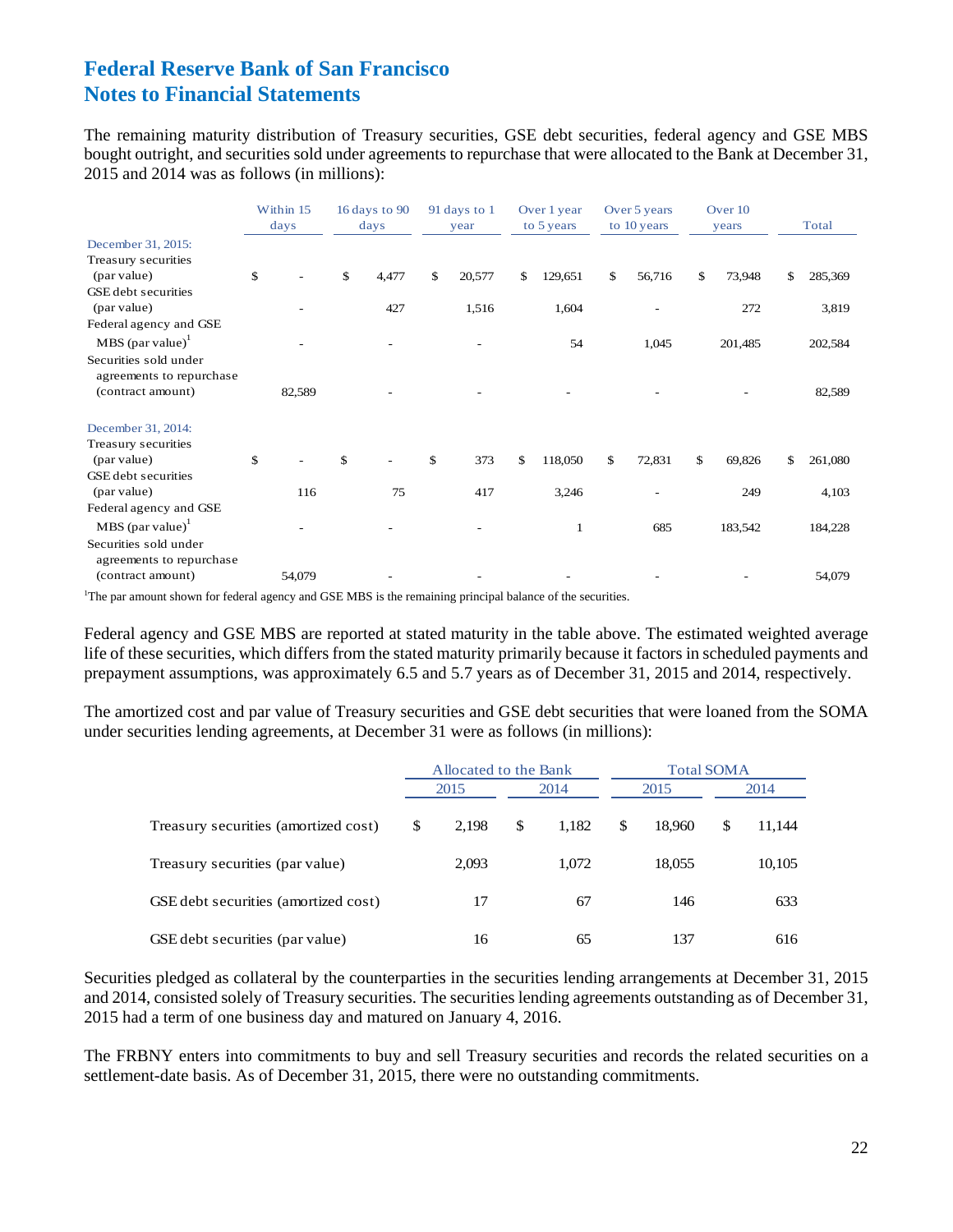# Federal Reserve Bank of San Francisco
# Notes to Financial Statements

The remaining maturity distribution of Treasury securities, GSE debt securities, federal agency and GSE MBS bought outright, and securities sold under agreements to repurchase that were allocated to the Bank at December 31, 2015 and 2014 was as follows (in millions):

| | Within 15 days | 16 days to 90 days | 91 days to 1 year | Over 1 year to 5 years | Over 5 years to 10 years | Over 10 years | Total |
|---|---|---|---|---|---|---|---|
| December 31, 2015: | | | | | | | |
| Treasury securities (par value) | $ - | $ 4,477 | $ 20,577 | $ 129,651 | $ 56,716 | $ 73,948 | $ 285,369 |
| GSE debt securities (par value) | - | 427 | 1,516 | 1,604 | - | 272 | 3,819 |
| Federal agency and GSE MBS (par value)[1] | - | - | - | 54 | 1,045 | 201,485 | 202,584 |
| Securities sold under agreements to repurchase (contract amount) | 82,589 | - | - | - | - | - | 82,589 |
| December 31, 2014: | | | | | | | |
| Treasury securities (par value) | $ - | $ - | $ 373 | $ 118,050 | $ 72,831 | $ 69,826 | $ 261,080 |
| GSE debt securities (par value) | 116 | 75 | 417 | 3,246 | - | 249 | 4,103 |
| Federal agency and GSE MBS (par value)[1] | - | - | - | 1 | 685 | 183,542 | 184,228 |
| Securities sold under agreements to repurchase (contract amount) | 54,079 | - | - | - | - | - | 54,079 |

[1]The par amount shown for federal agency and GSE MBS is the remaining principal balance of the securities.

Federal agency and GSE MBS are reported at stated maturity in the table above. The estimated weighted average life of these securities, which differs from the stated maturity primarily because it factors in scheduled payments and prepayment assumptions, was approximately 6.5 and 5.7 years as of December 31, 2015 and 2014, respectively.

The amortized cost and par value of Treasury securities and GSE debt securities that were loaned from the SOMA under securities lending agreements, at December 31 were as follows (in millions):

| | Allocated to the Bank | | Total SOMA | |
|---|---|---|---|---|
| | 2015 | 2014 | 2015 | 2014 |
| Treasury securities (amortized cost) | $ 2,198 | $ 1,182 | $ 18,960 | $ 11,144 |
| Treasury securities (par value) | 2,093 | 1,072 | 18,055 | 10,105 |
| GSE debt securities (amortized cost) | 17 | 67 | 146 | 633 |
| GSE debt securities (par value) | 16 | 65 | 137 | 616 |

Securities pledged as collateral by the counterparties in the securities lending arrangements at December 31, 2015 and 2014, consisted solely of Treasury securities. The securities lending agreements outstanding as of December 31, 2015 had a term of one business day and matured on January 4, 2016.

The FRBNY enters into commitments to buy and sell Treasury securities and records the related securities on a settlement-date basis. As of December 31, 2015, there were no outstanding commitments.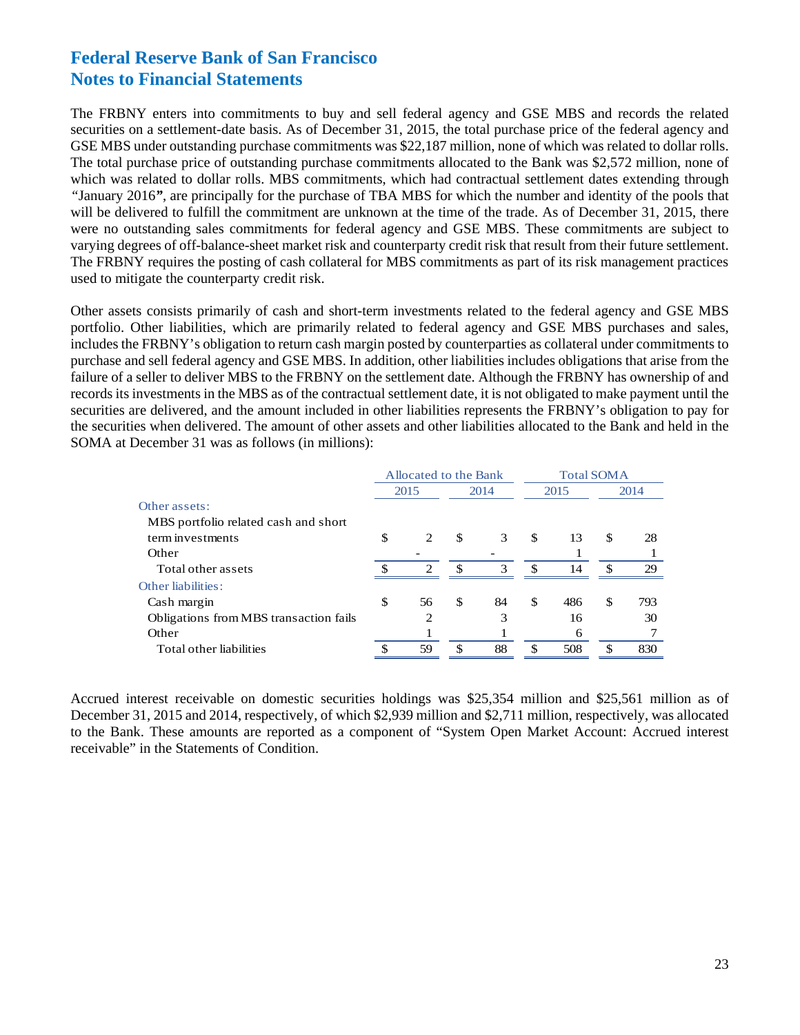# Federal Reserve Bank of San Francisco
# Notes to Financial Statements

The FRBNY enters into commitments to buy and sell federal agency and GSE MBS and records the related securities on a settlement-date basis. As of December 31, 2015, the total purchase price of the federal agency and GSE MBS under outstanding purchase commitments was $22,187 million, none of which was related to dollar rolls. The total purchase price of outstanding purchase commitments allocated to the Bank was $2,572 million, none of which was related to dollar rolls. MBS commitments, which had contractual settlement dates extending through "January 2016", are principally for the purchase of TBA MBS for which the number and identity of the pools that will be delivered to fulfill the commitment are unknown at the time of the trade. As of December 31, 2015, there were no outstanding sales commitments for federal agency and GSE MBS. These commitments are subject to varying degrees of off-balance-sheet market risk and counterparty credit risk that result from their future settlement. The FRBNY requires the posting of cash collateral for MBS commitments as part of its risk management practices used to mitigate the counterparty credit risk.

Other assets consists primarily of cash and short-term investments related to the federal agency and GSE MBS portfolio. Other liabilities, which are primarily related to federal agency and GSE MBS purchases and sales, includes the FRBNY's obligation to return cash margin posted by counterparties as collateral under commitments to purchase and sell federal agency and GSE MBS. In addition, other liabilities includes obligations that arise from the failure of a seller to deliver MBS to the FRBNY on the settlement date. Although the FRBNY has ownership of and records its investments in the MBS as of the contractual settlement date, it is not obligated to make payment until the securities are delivered, and the amount included in other liabilities represents the FRBNY's obligation to pay for the securities when delivered. The amount of other assets and other liabilities allocated to the Bank and held in the SOMA at December 31 was as follows (in millions):

| | Allocated to the Bank | | Total SOMA | |
|---|---|---|---|---|
| | 2015 | 2014 | 2015 | 2014 |
| Other assets: | | | | |
| MBS portfolio related cash and short term investments | $ 2 | $ 3 | $ 13 | $ 28 |
| Other | - | - | 1 | 1 |
| Total other assets | $ 2 | $ 3 | $ 14 | $ 29 |
| Other liabilities: | | | | |
| Cash margin | $ 56 | $ 84 | $ 486 | $ 793 |
| Obligations from MBS transaction fails | 2 | 3 | 16 | 30 |
| Other | 1 | 1 | 6 | 7 |
| Total other liabilities | $ 59 | $ 88 | $ 508 | $ 830 |

Accrued interest receivable on domestic securities holdings was $25,354 million and $25,561 million as of December 31, 2015 and 2014, respectively, of which $2,939 million and $2,711 million, respectively, was allocated to the Bank. These amounts are reported as a component of "System Open Market Account: Accrued interest receivable" in the Statements of Condition.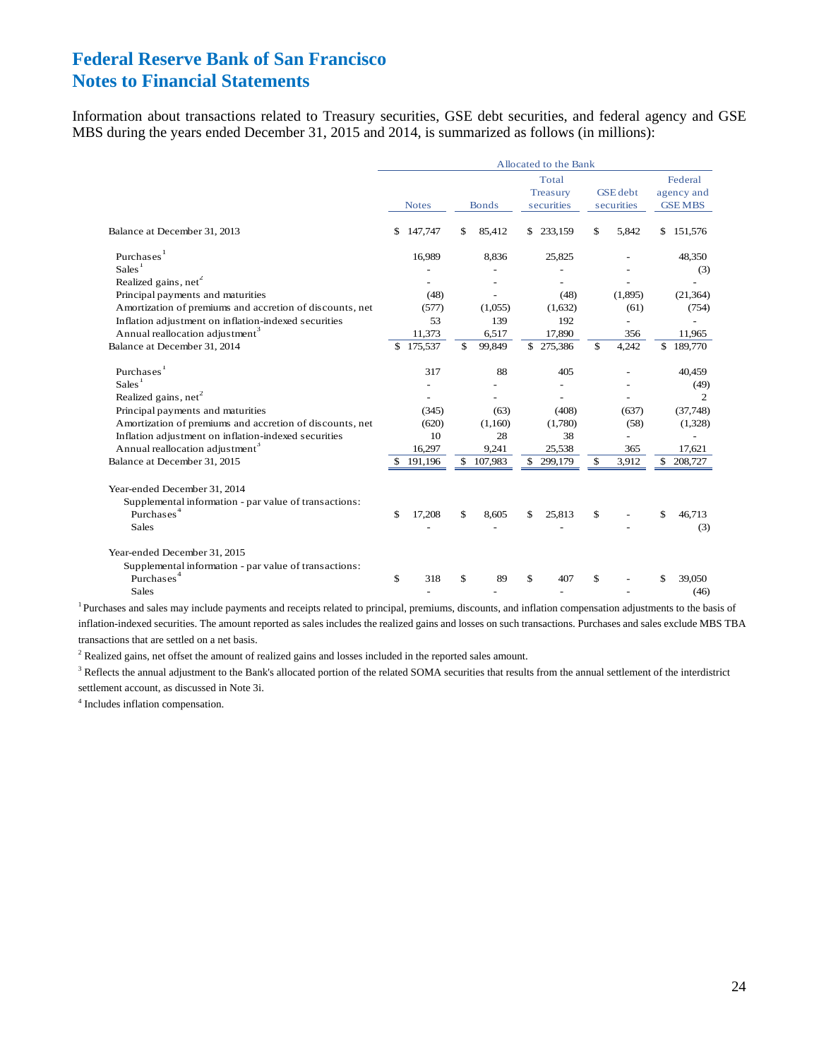# Federal Reserve Bank of San Francisco
# Notes to Financial Statements

Information about transactions related to Treasury securities, GSE debt securities, and federal agency and GSE MBS during the years ended December 31, 2015 and 2014, is summarized as follows (in millions):

| | Allocated to the Bank | | | | |
|---|---|---|---|---|---|
| | Notes | Bonds | Total Treasury securities | GSE debt securities | Federal agency and GSE MBS |
| Balance at December 31, 2013 | $ 147,747 | $ 85,412 | $ 233,159 | $ 5,842 | $ 151,576 |
| Purchases[1] | 16,989 | 8,836 | 25,825 | - | 48,350 |
| Sales[1] | - | - | - | - | (3) |
| Realized gains, net[2] | - | - | - | - | - |
| Principal payments and maturities | (48) | - | (48) | (1,895) | (21,364) |
| Amortization of premiums and accretion of discounts, net | (577) | (1,055) | (1,632) | (61) | (754) |
| Inflation adjustment on inflation-indexed securities | 53 | 139 | 192 | - | - |
| Annual reallocation adjustment[3] | 11,373 | 6,517 | 17,890 | 356 | 11,965 |
| Balance at December 31, 2014 | $ 175,537 | $ 99,849 | $ 275,386 | $ 4,242 | $ 189,770 |
| Purchases[1] | 317 | 88 | 405 | - | 40,459 |
| Sales[1] | - | - | - | - | (49) |
| Realized gains, net[2] | - | - | - | - | 2 |
| Principal payments and maturities | (345) | (63) | (408) | (637) | (37,748) |
| Amortization of premiums and accretion of discounts, net | (620) | (1,160) | (1,780) | (58) | (1,328) |
| Inflation adjustment on inflation-indexed securities | 10 | 28 | 38 | - | - |
| Annual reallocation adjustment[3] | 16,297 | 9,241 | 25,538 | 365 | 17,621 |
| Balance at December 31, 2015 | $ 191,196 | $ 107,983 | $ 299,179 | $ 3,912 | $ 208,727 |
| Year-ended December 31, 2014 | | | | | |
| Supplemental information - par value of transactions: | | | | | |
| Purchases[4] | $ 17,208 | $ 8,605 | $ 25,813 | $ - | $ 46,713 |
| Sales | - | - | - | - | (3) |
| Year-ended December 31, 2015 | | | | | |
| Supplemental information - par value of transactions: | | | | | |
| Purchases[4] | $ 318 | $ 89 | $ 407 | $ - | $ 39,050 |
| Sales | - | - | - | - | (46) |

[1] Purchases and sales may include payments and receipts related to principal, premiums, discounts, and inflation compensation adjustments to the basis of inflation-indexed securities. The amount reported as sales includes the realized gains and losses on such transactions. Purchases and sales exclude MBS TBA transactions that are settled on a net basis.

[2] Realized gains, net offset the amount of realized gains and losses included in the reported sales amount.

[3] Reflects the annual adjustment to the Bank's allocated portion of the related SOMA securities that results from the annual settlement of the interdistrict settlement account, as discussed in Note 3i.

[4] Includes inflation compensation.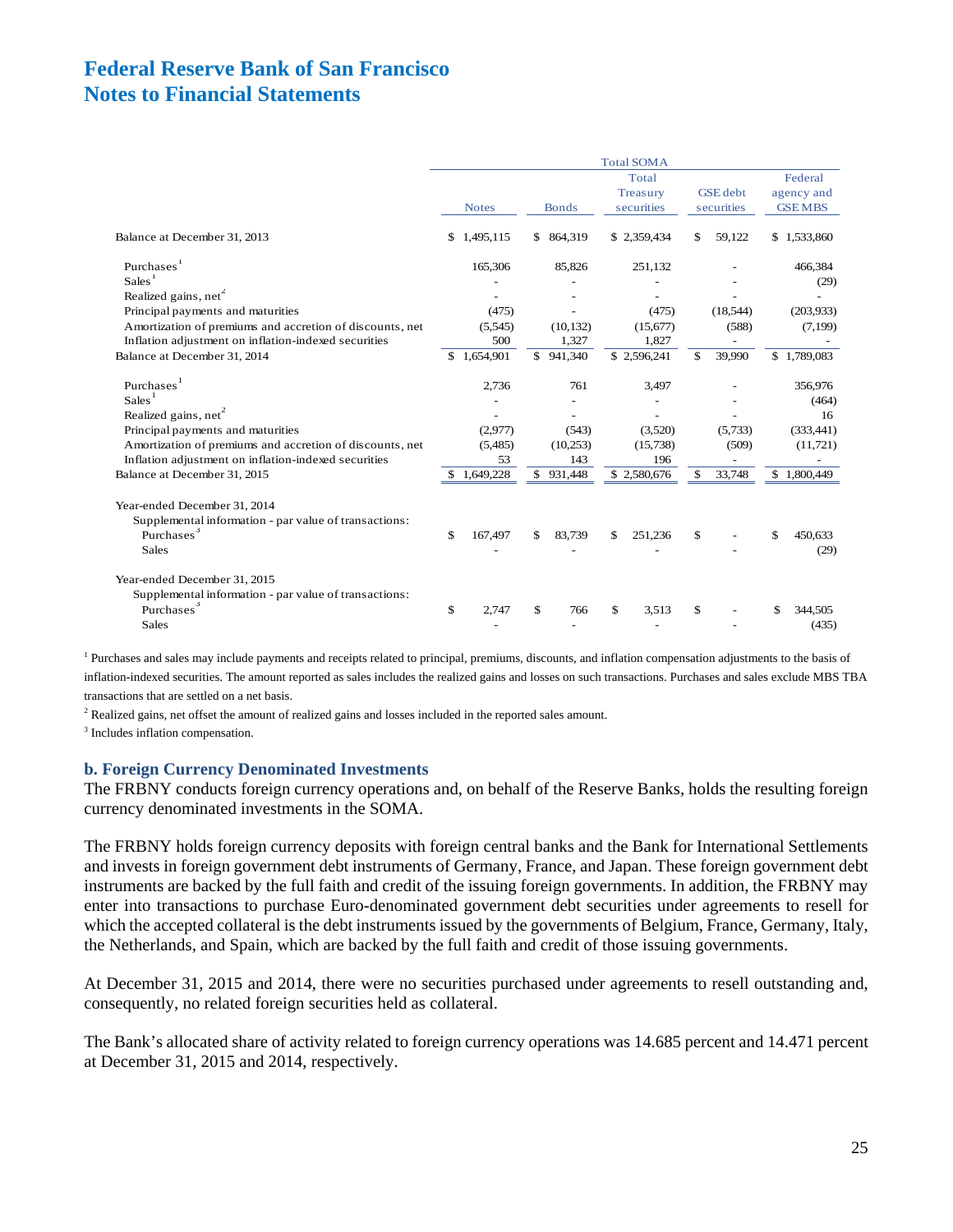# Federal Reserve Bank of San Francisco
# Notes to Financial Statements

| | Total SOMA | | | | |
|---|---|---|---|---|---|
| | Notes | Bonds | Total Treasury securities | GSE debt securities | Federal agency and GSE MBS |
| Balance at December 31, 2013 | $ 1,495,115 | $ 864,319 | $ 2,359,434 | $ 59,122 | $ 1,533,860 |
| Purchases[1] | 165,306 | 85,826 | 251,132 | - | 466,384 |
| Sales[1] | - | - | - | - | (29) |
| Realized gains, net[2] | - | - | - | - | - |
| Principal payments and maturities | (475) | - | (475) | (18,544) | (203,933) |
| Amortization of premiums and accretion of discounts, net | (5,545) | (10,132) | (15,677) | (588) | (7,199) |
| Inflation adjustment on inflation-indexed securities | 500 | 1,327 | 1,827 | - | - |
| Balance at December 31, 2014 | $ 1,654,901 | $ 941,340 | $ 2,596,241 | $ 39,990 | $ 1,789,083 |
| Purchases[1] | 2,736 | 761 | 3,497 | - | 356,976 |
| Sales[1] | - | - | - | - | (464) |
| Realized gains, net[2] | - | - | - | - | 16 |
| Principal payments and maturities | (2,977) | (543) | (3,520) | (5,733) | (333,441) |
| Amortization of premiums and accretion of discounts, net | (5,485) | (10,253) | (15,738) | (509) | (11,721) |
| Inflation adjustment on inflation-indexed securities | 53 | 143 | 196 | - | - |
| Balance at December 31, 2015 | $ 1,649,228 | $ 931,448 | $ 2,580,676 | $ 33,748 | $ 1,800,449 |
| Year-ended December 31, 2014 | | | | | |
| Supplemental information - par value of transactions: | | | | | |
| Purchases[3] | $ 167,497 | $ 83,739 | $ 251,236 | $ - | $ 450,633 |
| Sales | - | - | - | - | (29) |
| Year-ended December 31, 2015 | | | | | |
| Supplemental information - par value of transactions: | | | | | |
| Purchases[3] | $ 2,747 | $ 766 | $ 3,513 | $ - | $ 344,505 |
| Sales | - | - | - | - | (435) |

[1] Purchases and sales may include payments and receipts related to principal, premiums, discounts, and inflation compensation adjustments to the basis of inflation-indexed securities. The amount reported as sales includes the realized gains and losses on such transactions. Purchases and sales exclude MBS TBA transactions that are settled on a net basis.

[2] Realized gains, net offset the amount of realized gains and losses included in the reported sales amount.

[3] Includes inflation compensation.

### b. Foreign Currency Denominated Investments

The FRBNY conducts foreign currency operations and, on behalf of the Reserve Banks, holds the resulting foreign currency denominated investments in the SOMA.

The FRBNY holds foreign currency deposits with foreign central banks and the Bank for International Settlements and invests in foreign government debt instruments of Germany, France, and Japan. These foreign government debt instruments are backed by the full faith and credit of the issuing foreign governments. In addition, the FRBNY may enter into transactions to purchase Euro-denominated government debt securities under agreements to resell for which the accepted collateral is the debt instruments issued by the governments of Belgium, France, Germany, Italy, the Netherlands, and Spain, which are backed by the full faith and credit of those issuing governments.

At December 31, 2015 and 2014, there were no securities purchased under agreements to resell outstanding and, consequently, no related foreign securities held as collateral.

The Bank's allocated share of activity related to foreign currency operations was 14.685 percent and 14.471 percent at December 31, 2015 and 2014, respectively.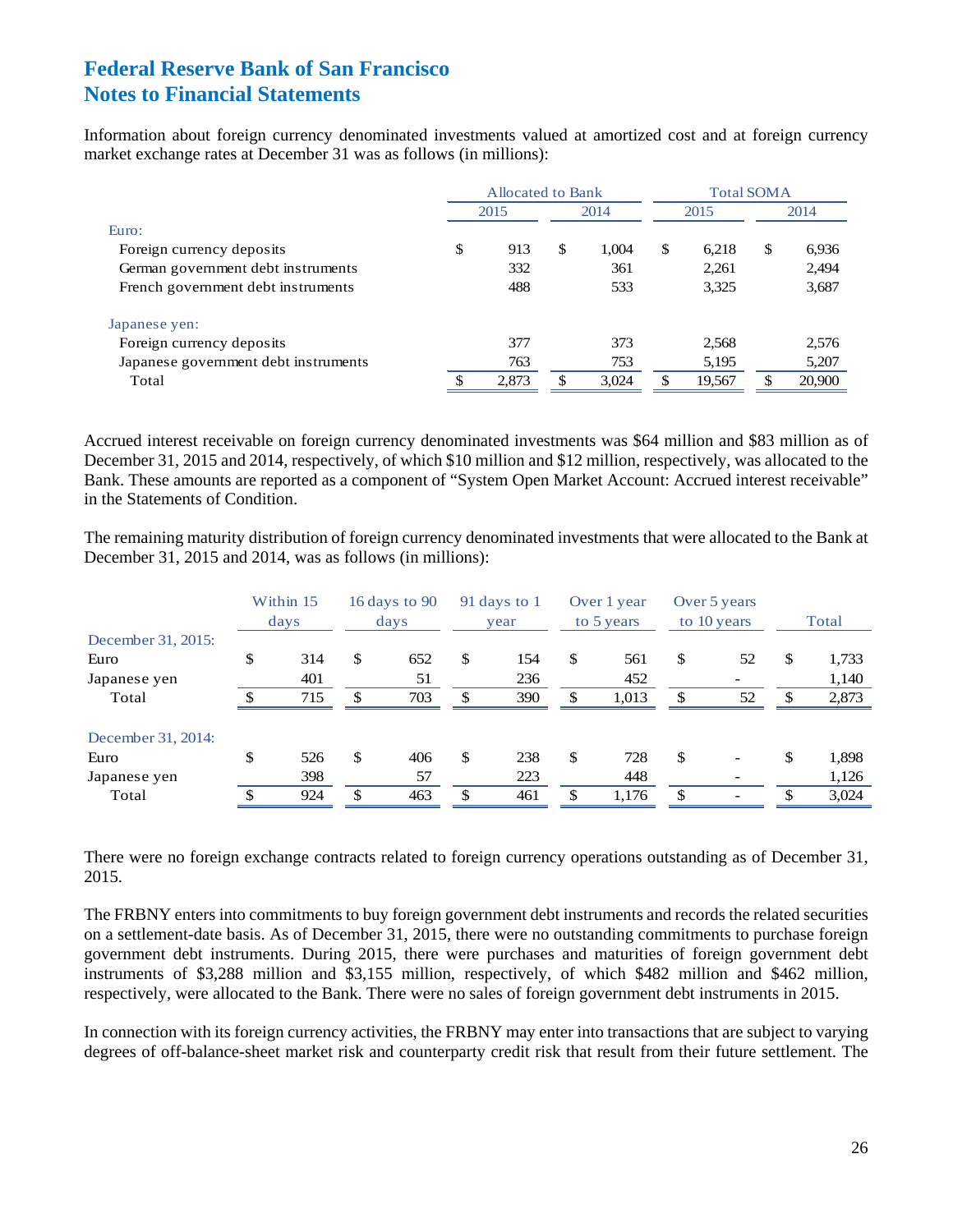# Federal Reserve Bank of San Francisco
# Notes to Financial Statements

Information about foreign currency denominated investments valued at amortized cost and at foreign currency market exchange rates at December 31 was as follows (in millions):

| | Allocated to Bank | | Total SOMA | |
|---|---|---|---|---|
| | 2015 | 2014 | 2015 | 2014 |
| Euro: | | | | |
| Foreign currency deposits | $ 913 | $ 1,004 | $ 6,218 | $ 6,936 |
| German government debt instruments | 332 | 361 | 2,261 | 2,494 |
| French government debt instruments | 488 | 533 | 3,325 | 3,687 |
| Japanese yen: | | | | |
| Foreign currency deposits | 377 | 373 | 2,568 | 2,576 |
| Japanese government debt instruments | 763 | 753 | 5,195 | 5,207 |
| Total | $ 2,873 | $ 3,024 | $ 19,567 | $ 20,900 |

Accrued interest receivable on foreign currency denominated investments was $64 million and $83 million as of December 31, 2015 and 2014, respectively, of which $10 million and $12 million, respectively, was allocated to the Bank. These amounts are reported as a component of "System Open Market Account: Accrued interest receivable" in the Statements of Condition.

The remaining maturity distribution of foreign currency denominated investments that were allocated to the Bank at December 31, 2015 and 2014, was as follows (in millions):

| | Within 15 days | 16 days to 90 days | 91 days to 1 year | Over 1 year to 5 years | Over 5 years to 10 years | Total |
|---|---|---|---|---|---|---|
| December 31, 2015: | | | | | | |
| Euro | $ 314 | $ 652 | $ 154 | $ 561 | $ 52 | $ 1,733 |
| Japanese yen | 401 | 51 | 236 | 452 | - | 1,140 |
| Total | $ 715 | $ 703 | $ 390 | $ 1,013 | $ 52 | $ 2,873 |
| December 31, 2014: | | | | | | |
| Euro | $ 526 | $ 406 | $ 238 | $ 728 | $ - | $ 1,898 |
| Japanese yen | 398 | 57 | 223 | 448 | - | 1,126 |
| Total | $ 924 | $ 463 | $ 461 | $ 1,176 | $ - | $ 3,024 |

There were no foreign exchange contracts related to foreign currency operations outstanding as of December 31, 2015.

The FRBNY enters into commitments to buy foreign government debt instruments and records the related securities on a settlement-date basis. As of December 31, 2015, there were no outstanding commitments to purchase foreign government debt instruments. During 2015, there were purchases and maturities of foreign government debt instruments of $3,288 million and $3,155 million, respectively, of which $482 million and $462 million, respectively, were allocated to the Bank. There were no sales of foreign government debt instruments in 2015.

In connection with its foreign currency activities, the FRBNY may enter into transactions that are subject to varying degrees of off-balance-sheet market risk and counterparty credit risk that result from their future settlement. The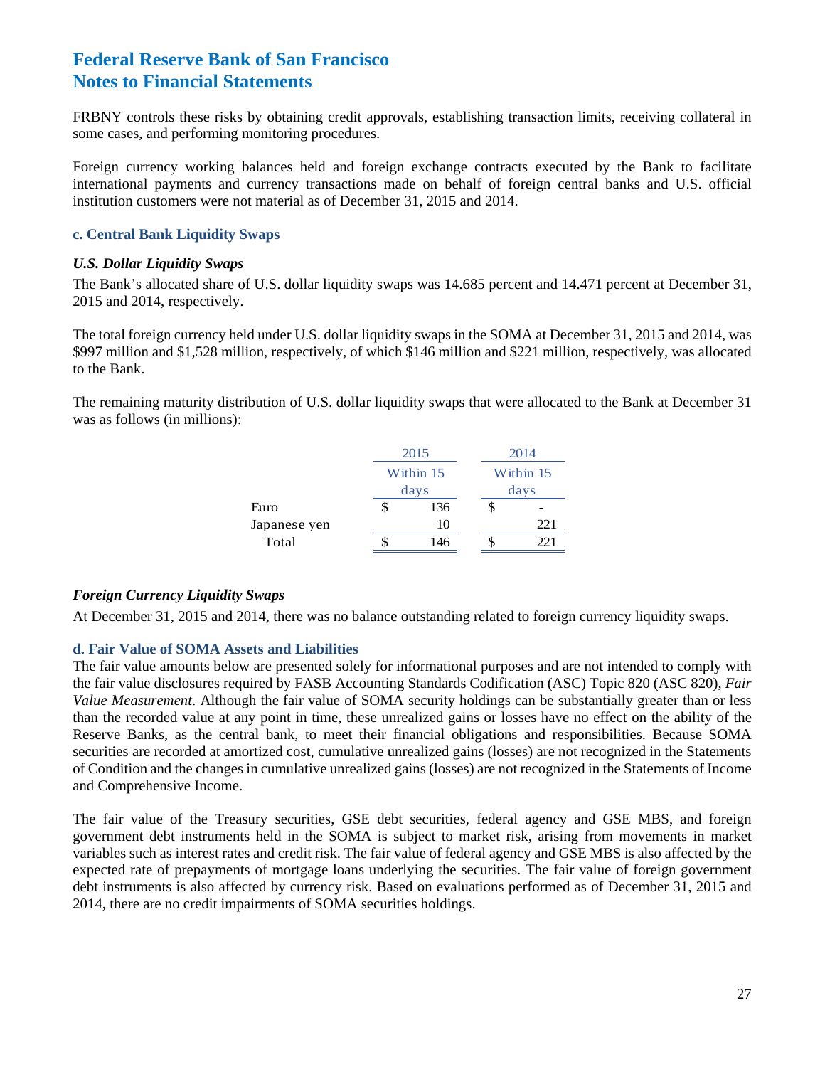FRBNY controls these risks by obtaining credit approvals, establishing transaction limits, receiving collateral in some cases, and performing monitoring procedures.

Foreign currency working balances held and foreign exchange contracts executed by the Bank to facilitate international payments and currency transactions made on behalf of foreign central banks and U.S. official institution customers were not material as of December 31, 2015 and 2014.

### c. Central Bank Liquidity Swaps

#### *U.S. Dollar Liquidity Swaps*

The Bank's allocated share of U.S. dollar liquidity swaps was 14.685 percent and 14.471 percent at December 31, 2015 and 2014, respectively.

The total foreign currency held under U.S. dollar liquidity swaps in the SOMA at December 31, 2015 and 2014, was $997 million and $1,528 million, respectively, of which $146 million and $221 million, respectively, was allocated to the Bank.

The remaining maturity distribution of U.S. dollar liquidity swaps that were allocated to the Bank at December 31 was as follows (in millions):

| | 2015 | 2014 |
|---|---|---|
| | Within 15 days | Within 15 days |
| Euro | $ 136 | $ - |
| Japanese yen | 10 | 221 |
| Total | $ 146 | $ 221 |

#### *Foreign Currency Liquidity Swaps*

At December 31, 2015 and 2014, there was no balance outstanding related to foreign currency liquidity swaps.

### d. Fair Value of SOMA Assets and Liabilities

The fair value amounts below are presented solely for informational purposes and are not intended to comply with the fair value disclosures required by FASB Accounting Standards Codification (ASC) Topic 820 (ASC 820), *Fair Value Measurement*. Although the fair value of SOMA security holdings can be substantially greater than or less than the recorded value at any point in time, these unrealized gains or losses have no effect on the ability of the Reserve Banks, as the central bank, to meet their financial obligations and responsibilities. Because SOMA securities are recorded at amortized cost, cumulative unrealized gains (losses) are not recognized in the Statements of Condition and the changes in cumulative unrealized gains (losses) are not recognized in the Statements of Income and Comprehensive Income.

The fair value of the Treasury securities, GSE debt securities, federal agency and GSE MBS, and foreign government debt instruments held in the SOMA is subject to market risk, arising from movements in market variables such as interest rates and credit risk. The fair value of federal agency and GSE MBS is also affected by the expected rate of prepayments of mortgage loans underlying the securities. The fair value of foreign government debt instruments is also affected by currency risk. Based on evaluations performed as of December 31, 2015 and 2014, there are no credit impairments of SOMA securities holdings.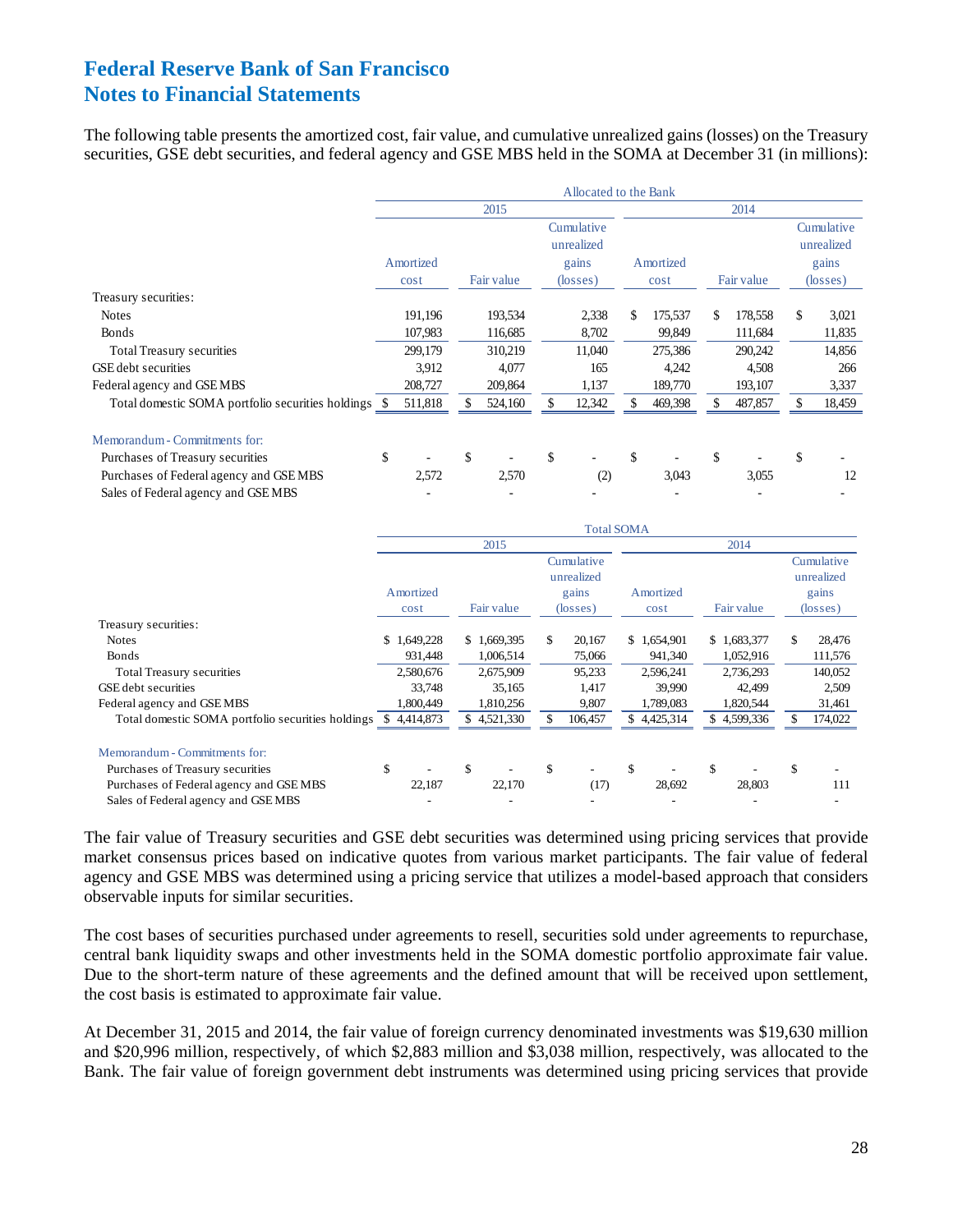## Federal Reserve Bank of San Francisco
## Notes to Financial Statements

The following table presents the amortized cost, fair value, and cumulative unrealized gains (losses) on the Treasury securities, GSE debt securities, and federal agency and GSE MBS held in the SOMA at December 31 (in millions):

| | Allocated to the Bank | | | | | |
|---|---|---|---|---|---|---|
| | 2015 | | | 2014 | | |
| | Amortized cost | Fair value | Cumulative unrealized gains (losses) | Amortized cost | Fair value | Cumulative unrealized gains (losses) |
| Treasury securities: | | | | | | |
| Notes | 191,196 | 193,534 | 2,338 | $ 175,537 | $ 178,558 | $ 3,021 |
| Bonds | 107,983 | 116,685 | 8,702 | 99,849 | 111,684 | 11,835 |
| Total Treasury securities | 299,179 | 310,219 | 11,040 | 275,386 | 290,242 | 14,856 |
| GSE debt securities | 3,912 | 4,077 | 165 | 4,242 | 4,508 | 266 |
| Federal agency and GSE MBS | 208,727 | 209,864 | 1,137 | 189,770 | 193,107 | 3,337 |
| Total domestic SOMA portfolio securities holdings | $ 511,818 | $ 524,160 | $ 12,342 | $ 469,398 | $ 487,857 | $ 18,459 |
| Memorandum - Commitments for: | | | | | | |
| Purchases of Treasury securities | $ - | $ - | $ - | $ - | $ - | $ - |
| Purchases of Federal agency and GSE MBS | 2,572 | 2,570 | (2) | 3,043 | 3,055 | 12 |
| Sales of Federal agency and GSE MBS | - | - | - | - | - | - |

| | Total SOMA | | | | | |
|---|---|---|---|---|---|---|
| | 2015 | | | 2014 | | |
| | Amortized cost | Fair value | Cumulative unrealized gains (losses) | Amortized cost | Fair value | Cumulative unrealized gains (losses) |
| Treasury securities: | | | | | | |
| Notes | $ 1,649,228 | $ 1,669,395 | $ 20,167 | $ 1,654,901 | $ 1,683,377 | $ 28,476 |
| Bonds | 931,448 | 1,006,514 | 75,066 | 941,340 | 1,052,916 | 111,576 |
| Total Treasury securities | 2,580,676 | 2,675,909 | 95,233 | 2,596,241 | 2,736,293 | 140,052 |
| GSE debt securities | 33,748 | 35,165 | 1,417 | 39,990 | 42,499 | 2,509 |
| Federal agency and GSE MBS | 1,800,449 | 1,810,256 | 9,807 | 1,789,083 | 1,820,544 | 31,461 |
| Total domestic SOMA portfolio securities holdings | $ 4,414,873 | $ 4,521,330 | $ 106,457 | $ 4,425,314 | $ 4,599,336 | $ 174,022 |
| Memorandum - Commitments for: | | | | | | |
| Purchases of Treasury securities | $ - | $ - | $ - | $ - | $ - | $ - |
| Purchases of Federal agency and GSE MBS | 22,187 | 22,170 | (17) | 28,692 | 28,803 | 111 |
| Sales of Federal agency and GSE MBS | - | - | - | - | - | - |

The fair value of Treasury securities and GSE debt securities was determined using pricing services that provide market consensus prices based on indicative quotes from various market participants. The fair value of federal agency and GSE MBS was determined using a pricing service that utilizes a model-based approach that considers observable inputs for similar securities.

The cost bases of securities purchased under agreements to resell, securities sold under agreements to repurchase, central bank liquidity swaps and other investments held in the SOMA domestic portfolio approximate fair value. Due to the short-term nature of these agreements and the defined amount that will be received upon settlement, the cost basis is estimated to approximate fair value.

At December 31, 2015 and 2014, the fair value of foreign currency denominated investments was $19,630 million and $20,996 million, respectively, of which $2,883 million and $3,038 million, respectively, was allocated to the Bank. The fair value of foreign government debt instruments was determined using pricing services that provide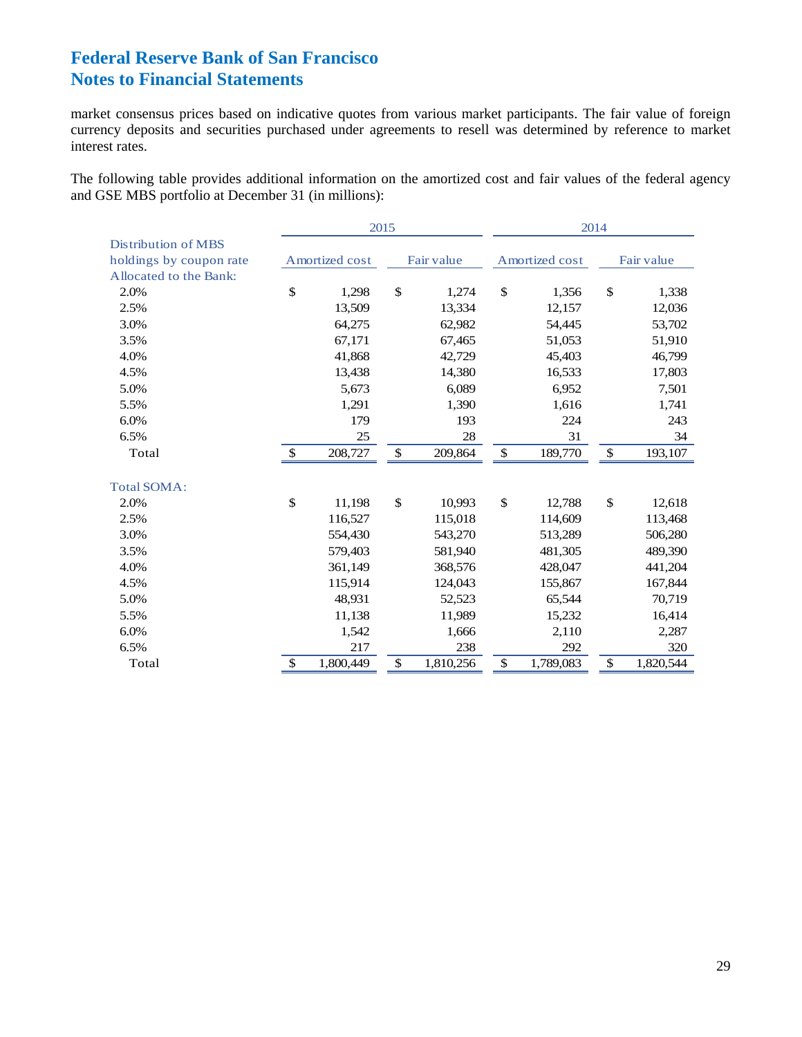market consensus prices based on indicative quotes from various market participants. The fair value of foreign currency deposits and securities purchased under agreements to resell was determined by reference to market interest rates.

The following table provides additional information on the amortized cost and fair values of the federal agency and GSE MBS portfolio at December 31 (in millions):

| Distribution of MBS holdings by coupon rate | 2015 | | 2014 | |
|---|---|---|---|---|
| | Amortized cost | Fair value | Amortized cost | Fair value |
| Allocated to the Bank: | | | | |
| 2.0% | $ 1,298 | $ 1,274 | $ 1,356 | $ 1,338 |
| 2.5% | 13,509 | 13,334 | 12,157 | 12,036 |
| 3.0% | 64,275 | 62,982 | 54,445 | 53,702 |
| 3.5% | 67,171 | 67,465 | 51,053 | 51,910 |
| 4.0% | 41,868 | 42,729 | 45,403 | 46,799 |
| 4.5% | 13,438 | 14,380 | 16,533 | 17,803 |
| 5.0% | 5,673 | 6,089 | 6,952 | 7,501 |
| 5.5% | 1,291 | 1,390 | 1,616 | 1,741 |
| 6.0% | 179 | 193 | 224 | 243 |
| 6.5% | 25 | 28 | 31 | 34 |
| Total | $ 208,727 | $ 209,864 | $ 189,770 | $ 193,107 |
| | | | | |
| Total SOMA: | | | | |
| 2.0% | $ 11,198 | $ 10,993 | $ 12,788 | $ 12,618 |
| 2.5% | 116,527 | 115,018 | 114,609 | 113,468 |
| 3.0% | 554,430 | 543,270 | 513,289 | 506,280 |
| 3.5% | 579,403 | 581,940 | 481,305 | 489,390 |
| 4.0% | 361,149 | 368,576 | 428,047 | 441,204 |
| 4.5% | 115,914 | 124,043 | 155,867 | 167,844 |
| 5.0% | 48,931 | 52,523 | 65,544 | 70,719 |
| 5.5% | 11,138 | 11,989 | 15,232 | 16,414 |
| 6.0% | 1,542 | 1,666 | 2,110 | 2,287 |
| 6.5% | 217 | 238 | 292 | 320 |
| Total | $ 1,800,449 | $ 1,810,256 | $ 1,789,083 | $ 1,820,544 |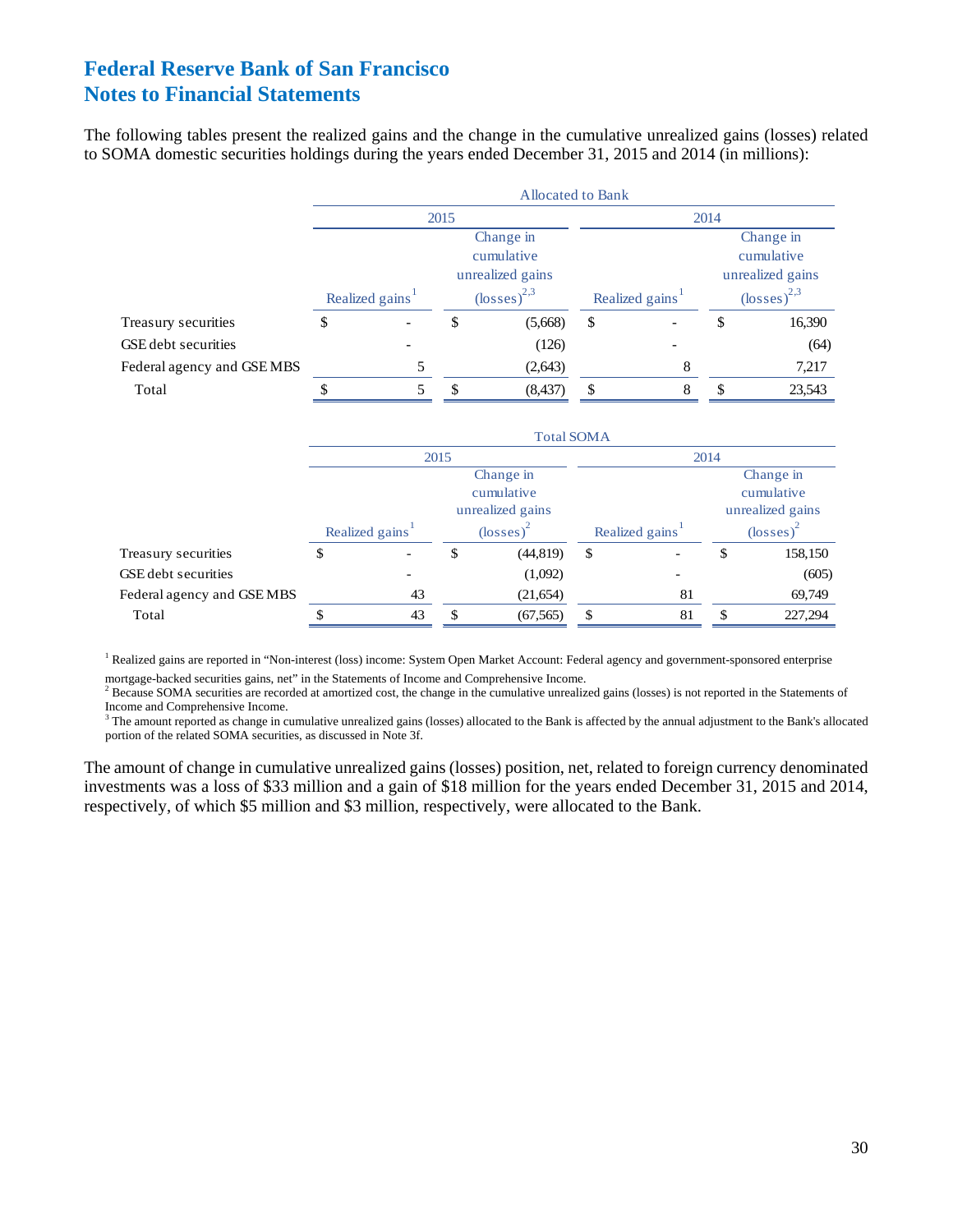# Federal Reserve Bank of San Francisco
# Notes to Financial Statements

The following tables present the realized gains and the change in the cumulative unrealized gains (losses) related to SOMA domestic securities holdings during the years ended December 31, 2015 and 2014 (in millions):

| | Allocated to Bank | | | |
|---|---|---|---|---|
| | 2015 | | 2014 | |
| | Realized gains[1] | Change in cumulative unrealized gains (losses)[2,3] | Realized gains[1] | Change in cumulative unrealized gains (losses)[2,3] |
| Treasury securities | $ - | $ (5,668) | $ - | $ 16,390 |
| GSE debt securities | - | (126) | - | (64) |
| Federal agency and GSE MBS | 5 | (2,643) | 8 | 7,217 |
| Total | $ 5 | $ (8,437) | $ 8 | $ 23,543 |

| | Total SOMA | | | |
|---|---|---|---|---|
| | 2015 | | 2014 | |
| | Realized gains[1] | Change in cumulative unrealized gains (losses)[2] | Realized gains[1] | Change in cumulative unrealized gains (losses)[2] |
| Treasury securities | $ - | $ (44,819) | $ - | $ 158,150 |
| GSE debt securities | - | (1,092) | - | (605) |
| Federal agency and GSE MBS | 43 | (21,654) | 81 | 69,749 |
| Total | $ 43 | $ (67,565) | $ 81 | $ 227,294 |

[1] Realized gains are reported in "Non-interest (loss) income: System Open Market Account: Federal agency and government-sponsored enterprise mortgage-backed securities gains, net" in the Statements of Income and Comprehensive Income.

[2] Because SOMA securities are recorded at amortized cost, the change in the cumulative unrealized gains (losses) is not reported in the Statements of Income and Comprehensive Income.

[3] The amount reported as change in cumulative unrealized gains (losses) allocated to the Bank is affected by the annual adjustment to the Bank's allocated portion of the related SOMA securities, as discussed in Note 3f.

The amount of change in cumulative unrealized gains (losses) position, net, related to foreign currency denominated investments was a loss of $33 million and a gain of $18 million for the years ended December 31, 2015 and 2014, respectively, of which $5 million and $3 million, respectively, were allocated to the Bank.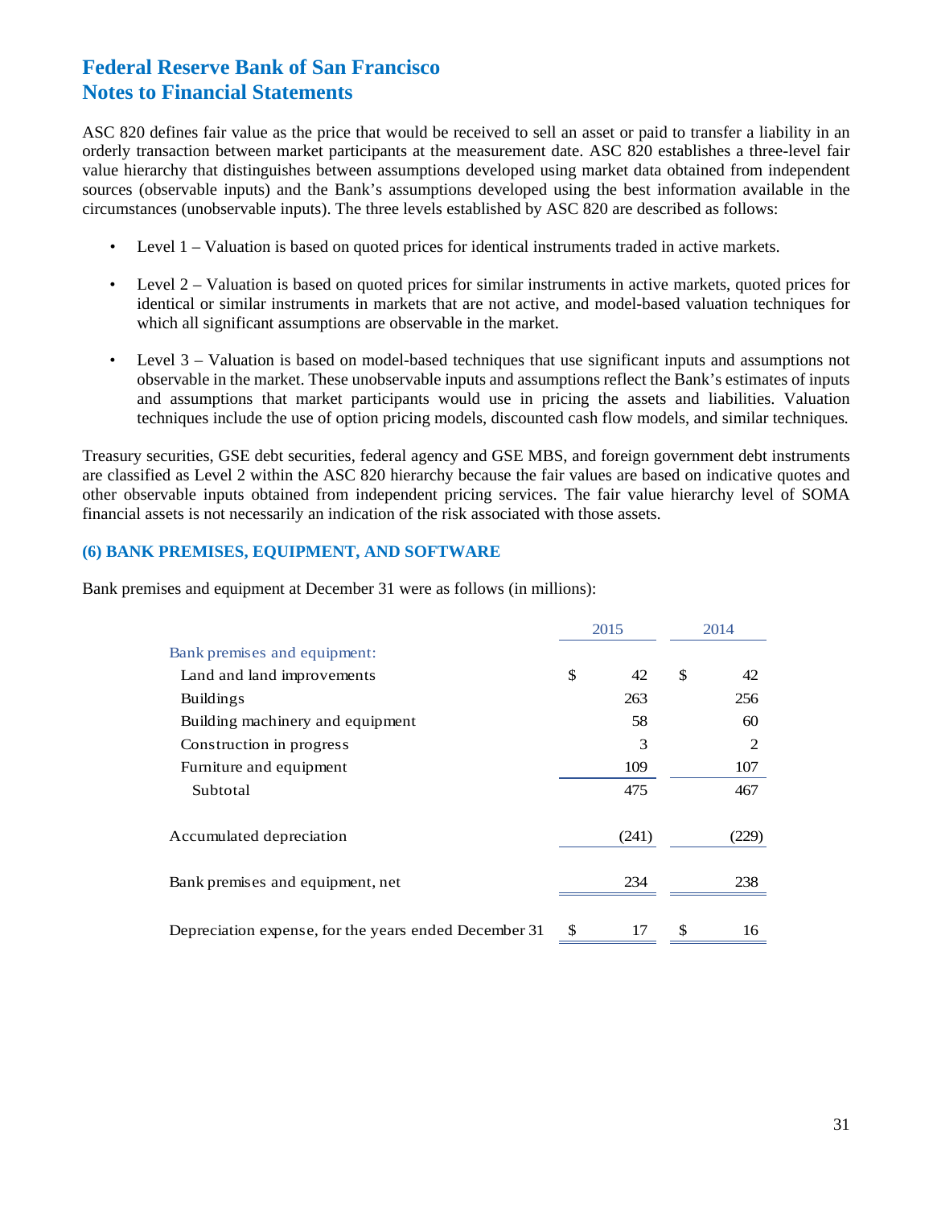# Federal Reserve Bank of San Francisco
# Notes to Financial Statements

ASC 820 defines fair value as the price that would be received to sell an asset or paid to transfer a liability in an orderly transaction between market participants at the measurement date. ASC 820 establishes a three-level fair value hierarchy that distinguishes between assumptions developed using market data obtained from independent sources (observable inputs) and the Bank's assumptions developed using the best information available in the circumstances (unobservable inputs). The three levels established by ASC 820 are described as follows:

- Level 1 – Valuation is based on quoted prices for identical instruments traded in active markets.
- Level 2 – Valuation is based on quoted prices for similar instruments in active markets, quoted prices for identical or similar instruments in markets that are not active, and model-based valuation techniques for which all significant assumptions are observable in the market.
- Level 3 – Valuation is based on model-based techniques that use significant inputs and assumptions not observable in the market. These unobservable inputs and assumptions reflect the Bank's estimates of inputs and assumptions that market participants would use in pricing the assets and liabilities. Valuation techniques include the use of option pricing models, discounted cash flow models, and similar techniques.

Treasury securities, GSE debt securities, federal agency and GSE MBS, and foreign government debt instruments are classified as Level 2 within the ASC 820 hierarchy because the fair values are based on indicative quotes and other observable inputs obtained from independent pricing services. The fair value hierarchy level of SOMA financial assets is not necessarily an indication of the risk associated with those assets.

### (6) BANK PREMISES, EQUIPMENT, AND SOFTWARE

Bank premises and equipment at December 31 were as follows (in millions):

| | 2015 | 2014 |
|---|---|---|
| Bank premises and equipment: | | |
| Land and land improvements | $ 42 | $ 42 |
| Buildings | 263 | 256 |
| Building machinery and equipment | 58 | 60 |
| Construction in progress | 3 | 2 |
| Furniture and equipment | 109 | 107 |
| Subtotal | 475 | 467 |
| Accumulated depreciation | (241) | (229) |
| Bank premises and equipment, net | 234 | 238 |
| Depreciation expense, for the years ended December 31 | $ 17 | $ 16 |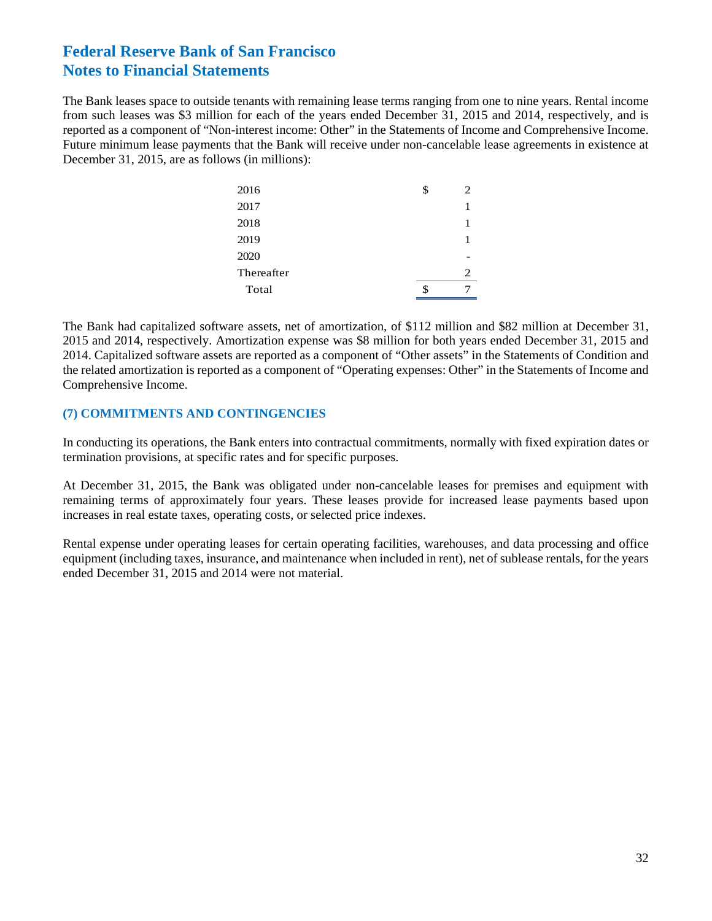# Federal Reserve Bank of San Francisco
# Notes to Financial Statements

The Bank leases space to outside tenants with remaining lease terms ranging from one to nine years. Rental income from such leases was $3 million for each of the years ended December 31, 2015 and 2014, respectively, and is reported as a component of "Non-interest income: Other" in the Statements of Income and Comprehensive Income. Future minimum lease payments that the Bank will receive under non-cancelable lease agreements in existence at December 31, 2015, are as follows (in millions):

| | |
|---|---|
| 2016 | $ 2 |
| 2017 | 1 |
| 2018 | 1 |
| 2019 | 1 |
| 2020 | - |
| Thereafter | 2 |
| Total | $ 7 |

The Bank had capitalized software assets, net of amortization, of $112 million and $82 million at December 31, 2015 and 2014, respectively. Amortization expense was $8 million for both years ended December 31, 2015 and 2014. Capitalized software assets are reported as a component of "Other assets" in the Statements of Condition and the related amortization is reported as a component of "Operating expenses: Other" in the Statements of Income and Comprehensive Income.

### (7) COMMITMENTS AND CONTINGENCIES

In conducting its operations, the Bank enters into contractual commitments, normally with fixed expiration dates or termination provisions, at specific rates and for specific purposes.

At December 31, 2015, the Bank was obligated under non-cancelable leases for premises and equipment with remaining terms of approximately four years. These leases provide for increased lease payments based upon increases in real estate taxes, operating costs, or selected price indexes.

Rental expense under operating leases for certain operating facilities, warehouses, and data processing and office equipment (including taxes, insurance, and maintenance when included in rent), net of sublease rentals, for the years ended December 31, 2015 and 2014 were not material.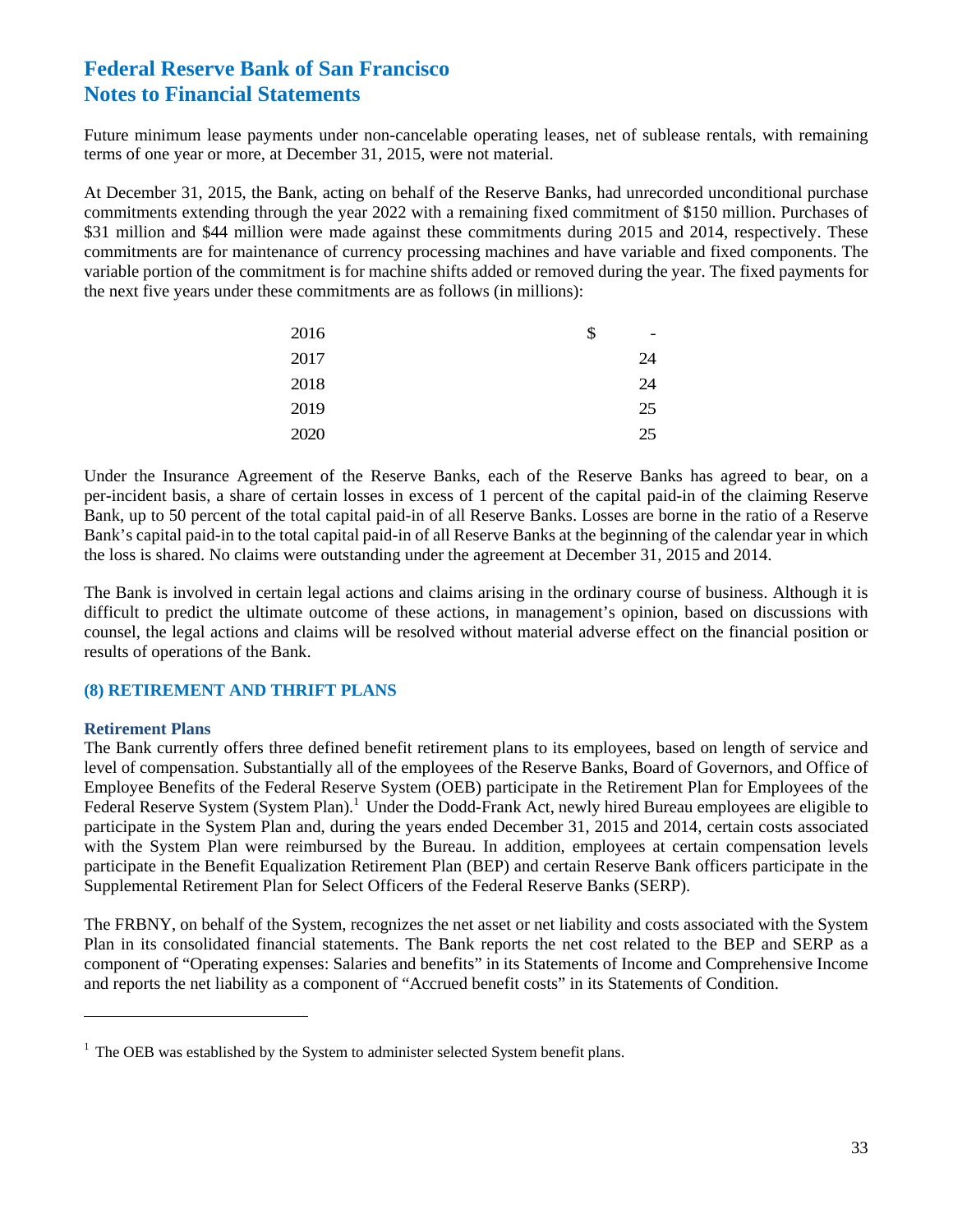Future minimum lease payments under non-cancelable operating leases, net of sublease rentals, with remaining terms of one year or more, at December 31, 2015, were not material.

At December 31, 2015, the Bank, acting on behalf of the Reserve Banks, had unrecorded unconditional purchase commitments extending through the year 2022 with a remaining fixed commitment of $150 million. Purchases of $31 million and $44 million were made against these commitments during 2015 and 2014, respectively. These commitments are for maintenance of currency processing machines and have variable and fixed components. The variable portion of the commitment is for machine shifts added or removed during the year. The fixed payments for the next five years under these commitments are as follows (in millions):

| | |
|---|---|
| 2016 | $ - |
| 2017 | 24 |
| 2018 | 24 |
| 2019 | 25 |
| 2020 | 25 |

Under the Insurance Agreement of the Reserve Banks, each of the Reserve Banks has agreed to bear, on a per-incident basis, a share of certain losses in excess of 1 percent of the capital paid-in of the claiming Reserve Bank, up to 50 percent of the total capital paid-in of all Reserve Banks. Losses are borne in the ratio of a Reserve Bank's capital paid-in to the total capital paid-in of all Reserve Banks at the beginning of the calendar year in which the loss is shared. No claims were outstanding under the agreement at December 31, 2015 and 2014.

The Bank is involved in certain legal actions and claims arising in the ordinary course of business. Although it is difficult to predict the ultimate outcome of these actions, in management's opinion, based on discussions with counsel, the legal actions and claims will be resolved without material adverse effect on the financial position or results of operations of the Bank.

## (8) RETIREMENT AND THRIFT PLANS

### Retirement Plans

The Bank currently offers three defined benefit retirement plans to its employees, based on length of service and level of compensation. Substantially all of the employees of the Reserve Banks, Board of Governors, and Office of Employee Benefits of the Federal Reserve System (OEB) participate in the Retirement Plan for Employees of the Federal Reserve System (System Plan).[1] Under the Dodd-Frank Act, newly hired Bureau employees are eligible to participate in the System Plan and, during the years ended December 31, 2015 and 2014, certain costs associated with the System Plan were reimbursed by the Bureau. In addition, employees at certain compensation levels participate in the Benefit Equalization Retirement Plan (BEP) and certain Reserve Bank officers participate in the Supplemental Retirement Plan for Select Officers of the Federal Reserve Banks (SERP).

The FRBNY, on behalf of the System, recognizes the net asset or net liability and costs associated with the System Plan in its consolidated financial statements. The Bank reports the net cost related to the BEP and SERP as a component of "Operating expenses: Salaries and benefits" in its Statements of Income and Comprehensive Income and reports the net liability as a component of "Accrued benefit costs" in its Statements of Condition.

---

[1] The OEB was established by the System to administer selected System benefit plans.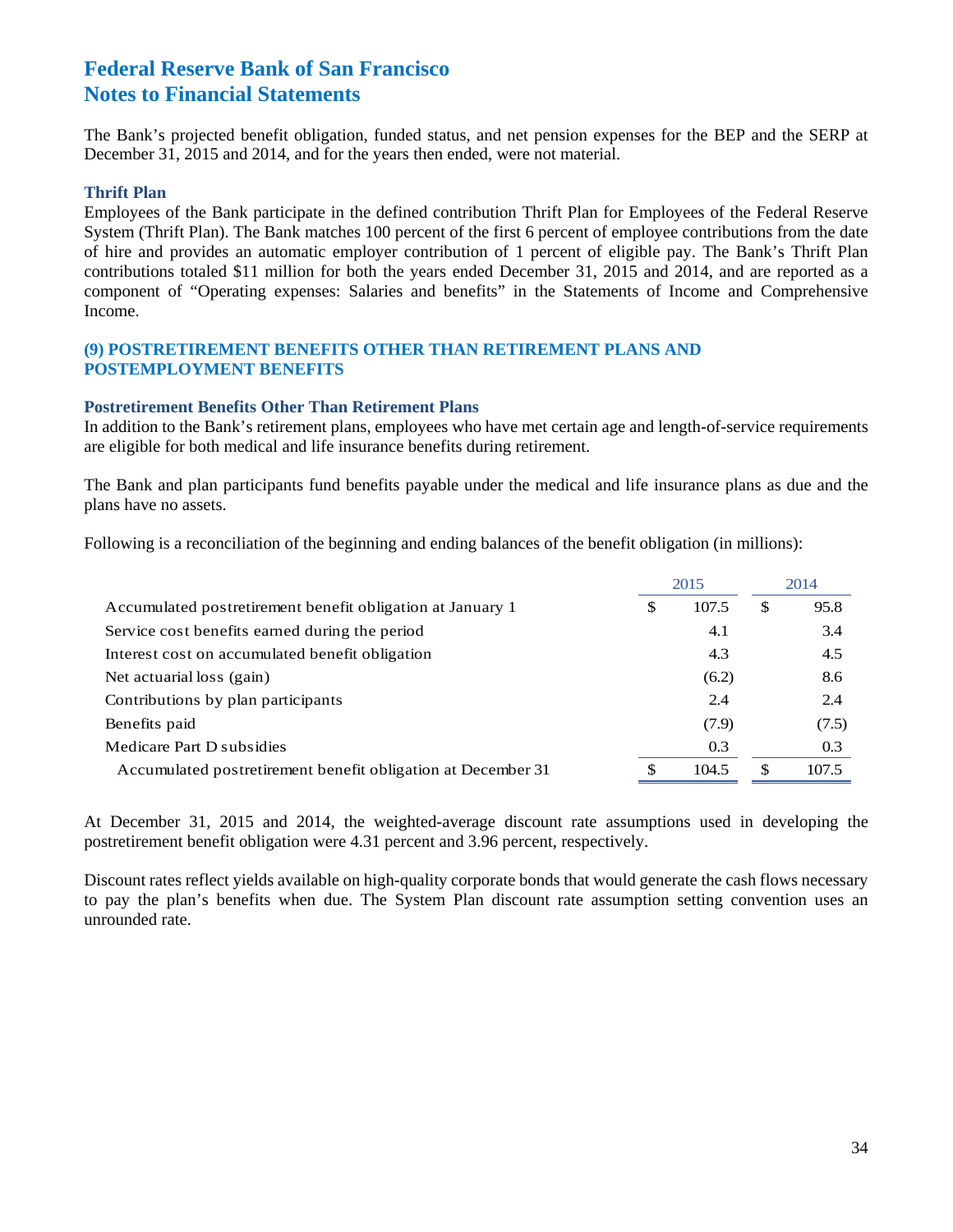# Federal Reserve Bank of San Francisco
# Notes to Financial Statements

The Bank's projected benefit obligation, funded status, and net pension expenses for the BEP and the SERP at December 31, 2015 and 2014, and for the years then ended, were not material.

### Thrift Plan

Employees of the Bank participate in the defined contribution Thrift Plan for Employees of the Federal Reserve System (Thrift Plan). The Bank matches 100 percent of the first 6 percent of employee contributions from the date of hire and provides an automatic employer contribution of 1 percent of eligible pay. The Bank's Thrift Plan contributions totaled $11 million for both the years ended December 31, 2015 and 2014, and are reported as a component of "Operating expenses: Salaries and benefits" in the Statements of Income and Comprehensive Income.

## (9) POSTRETIREMENT BENEFITS OTHER THAN RETIREMENT PLANS AND POSTEMPLOYMENT BENEFITS

### Postretirement Benefits Other Than Retirement Plans

In addition to the Bank's retirement plans, employees who have met certain age and length-of-service requirements are eligible for both medical and life insurance benefits during retirement.

The Bank and plan participants fund benefits payable under the medical and life insurance plans as due and the plans have no assets.

Following is a reconciliation of the beginning and ending balances of the benefit obligation (in millions):

| | 2015 | 2014 |
|---|---|---|
| Accumulated postretirement benefit obligation at January 1 | $ 107.5 | $ 95.8 |
| Service cost benefits earned during the period | 4.1 | 3.4 |
| Interest cost on accumulated benefit obligation | 4.3 | 4.5 |
| Net actuarial loss (gain) | (6.2) | 8.6 |
| Contributions by plan participants | 2.4 | 2.4 |
| Benefits paid | (7.9) | (7.5) |
| Medicare Part D subsidies | 0.3 | 0.3 |
| Accumulated postretirement benefit obligation at December 31 | $ 104.5 | $ 107.5 |

At December 31, 2015 and 2014, the weighted-average discount rate assumptions used in developing the postretirement benefit obligation were 4.31 percent and 3.96 percent, respectively.

Discount rates reflect yields available on high-quality corporate bonds that would generate the cash flows necessary to pay the plan's benefits when due. The System Plan discount rate assumption setting convention uses an unrounded rate.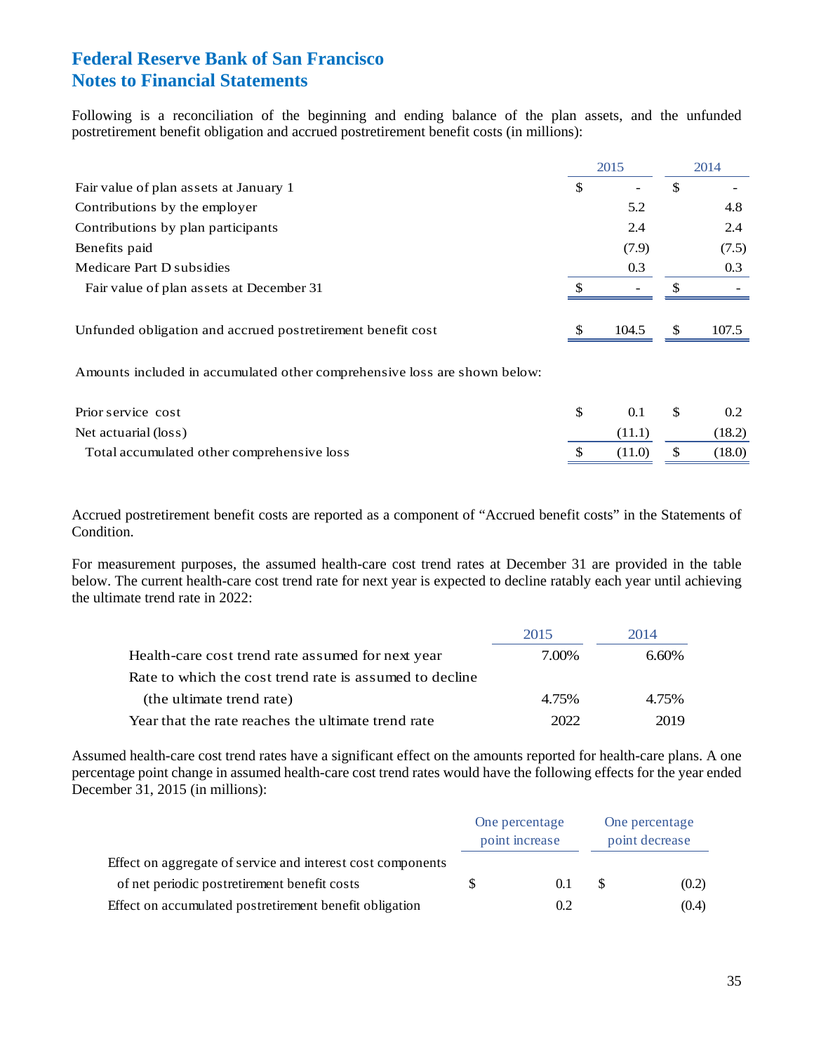# Federal Reserve Bank of San Francisco
# Notes to Financial Statements

Following is a reconciliation of the beginning and ending balance of the plan assets, and the unfunded postretirement benefit obligation and accrued postretirement benefit costs (in millions):

| | 2015 | 2014 |
|---|---|---|
| Fair value of plan assets at January 1 | $ - | $ - |
| Contributions by the employer | 5.2 | 4.8 |
| Contributions by plan participants | 2.4 | 2.4 |
| Benefits paid | (7.9) | (7.5) |
| Medicare Part D subsidies | 0.3 | 0.3 |
| Fair value of plan assets at December 31 | $ - | $ - |
| | | |
| Unfunded obligation and accrued postretirement benefit cost | $ 104.5 | $ 107.5 |
| | | |
| Amounts included in accumulated other comprehensive loss are shown below: | | |
| | | |
| Prior service cost | $ 0.1 | $ 0.2 |
| Net actuarial (loss) | (11.1) | (18.2) |
| Total accumulated other comprehensive loss | $ (11.0) | $ (18.0) |

Accrued postretirement benefit costs are reported as a component of "Accrued benefit costs" in the Statements of Condition.

For measurement purposes, the assumed health-care cost trend rates at December 31 are provided in the table below. The current health-care cost trend rate for next year is expected to decline ratably each year until achieving the ultimate trend rate in 2022:

| | 2015 | 2014 |
|---|---|---|
| Health-care cost trend rate assumed for next year | 7.00% | 6.60% |
| Rate to which the cost trend rate is assumed to decline (the ultimate trend rate) | 4.75% | 4.75% |
| Year that the rate reaches the ultimate trend rate | 2022 | 2019 |

Assumed health-care cost trend rates have a significant effect on the amounts reported for health-care plans. A one percentage point change in assumed health-care cost trend rates would have the following effects for the year ended December 31, 2015 (in millions):

| | One percentage point increase | One percentage point decrease |
|---|---|---|
| Effect on aggregate of service and interest cost components of net periodic postretirement benefit costs | $ 0.1 | $ (0.2) |
| Effect on accumulated postretirement benefit obligation | 0.2 | (0.4) |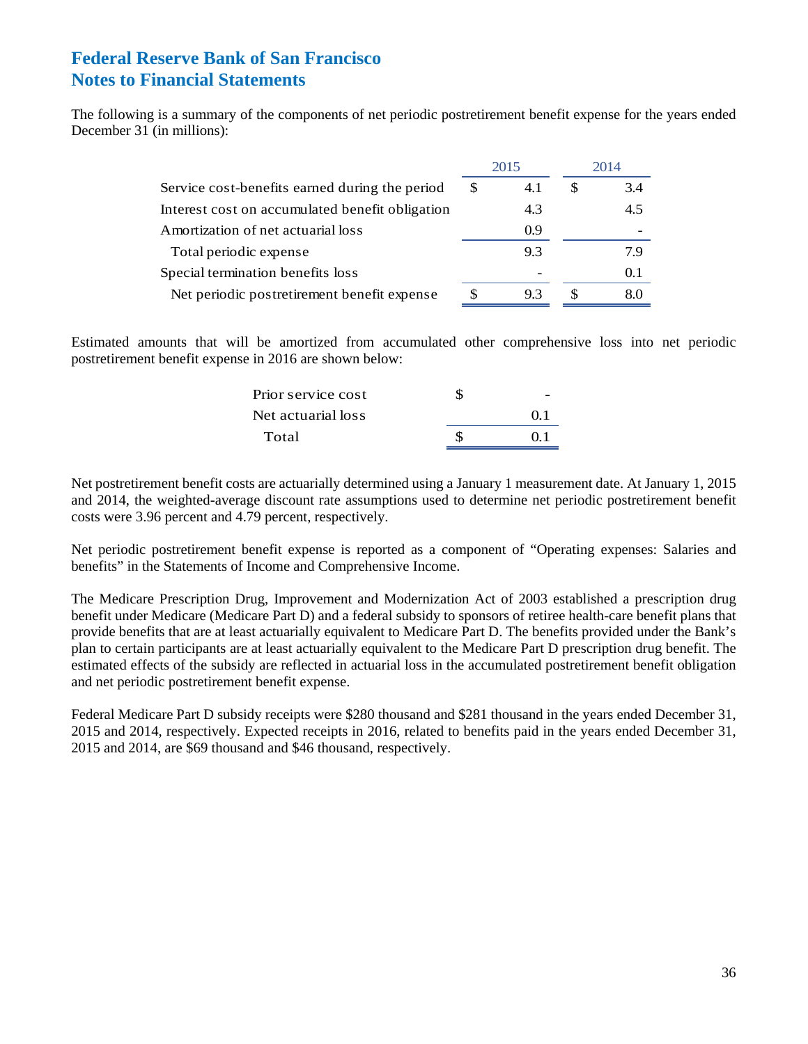# Federal Reserve Bank of San Francisco
## Notes to Financial Statements

The following is a summary of the components of net periodic postretirement benefit expense for the years ended December 31 (in millions):

| | 2015 | 2014 |
|---|---|---|
| Service cost-benefits earned during the period | $ 4.1 | $ 3.4 |
| Interest cost on accumulated benefit obligation | 4.3 | 4.5 |
| Amortization of net actuarial loss | 0.9 | - |
| Total periodic expense | 9.3 | 7.9 |
| Special termination benefits loss | - | 0.1 |
| Net periodic postretirement benefit expense | $ 9.3 | $ 8.0 |

Estimated amounts that will be amortized from accumulated other comprehensive loss into net periodic postretirement benefit expense in 2016 are shown below:

| | |
|---|---|
| Prior service cost | $ - |
| Net actuarial loss | 0.1 |
| Total | $ 0.1 |

Net postretirement benefit costs are actuarially determined using a January 1 measurement date. At January 1, 2015 and 2014, the weighted-average discount rate assumptions used to determine net periodic postretirement benefit costs were 3.96 percent and 4.79 percent, respectively.

Net periodic postretirement benefit expense is reported as a component of "Operating expenses: Salaries and benefits" in the Statements of Income and Comprehensive Income.

The Medicare Prescription Drug, Improvement and Modernization Act of 2003 established a prescription drug benefit under Medicare (Medicare Part D) and a federal subsidy to sponsors of retiree health-care benefit plans that provide benefits that are at least actuarially equivalent to Medicare Part D. The benefits provided under the Bank's plan to certain participants are at least actuarially equivalent to the Medicare Part D prescription drug benefit. The estimated effects of the subsidy are reflected in actuarial loss in the accumulated postretirement benefit obligation and net periodic postretirement benefit expense.

Federal Medicare Part D subsidy receipts were $280 thousand and $281 thousand in the years ended December 31, 2015 and 2014, respectively. Expected receipts in 2016, related to benefits paid in the years ended December 31, 2015 and 2014, are $69 thousand and $46 thousand, respectively.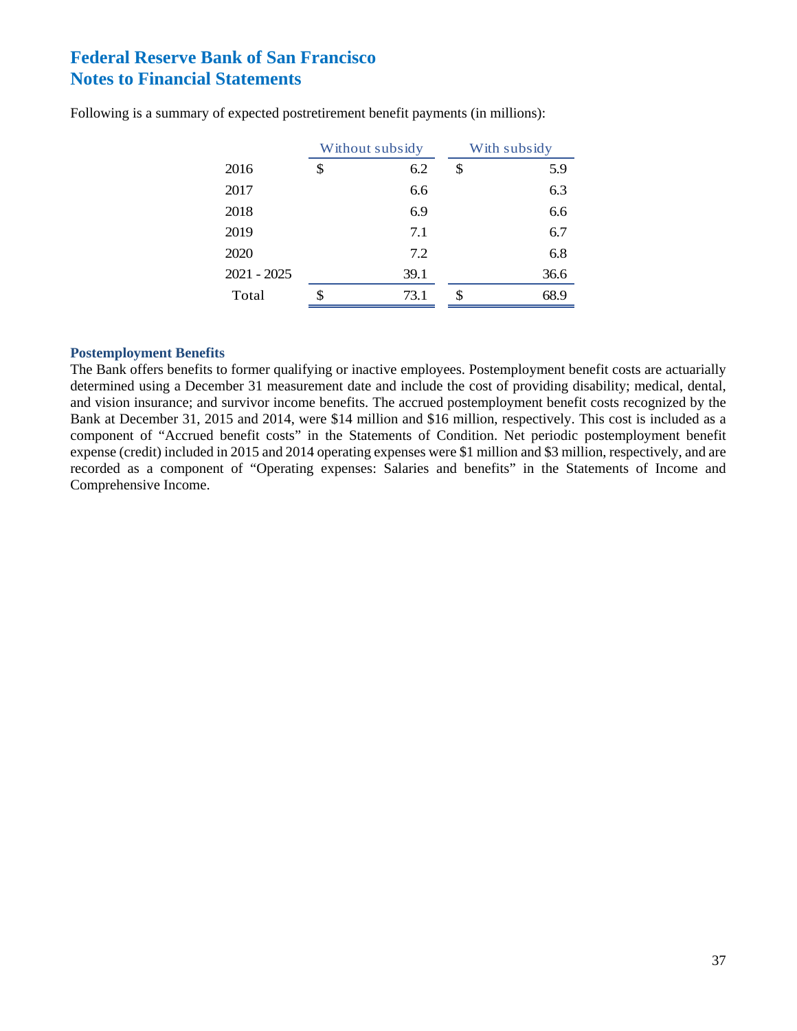# Federal Reserve Bank of San Francisco
# Notes to Financial Statements

Following is a summary of expected postretirement benefit payments (in millions):

| | Without subsidy | With subsidy |
|---|---|---|
| 2016 | $ 6.2 | $ 5.9 |
| 2017 | 6.6 | 6.3 |
| 2018 | 6.9 | 6.6 |
| 2019 | 7.1 | 6.7 |
| 2020 | 7.2 | 6.8 |
| 2021 - 2025 | 39.1 | 36.6 |
| Total | $ 73.1 | $ 68.9 |

### Postemployment Benefits

The Bank offers benefits to former qualifying or inactive employees. Postemployment benefit costs are actuarially determined using a December 31 measurement date and include the cost of providing disability; medical, dental, and vision insurance; and survivor income benefits. The accrued postemployment benefit costs recognized by the Bank at December 31, 2015 and 2014, were $14 million and $16 million, respectively. This cost is included as a component of "Accrued benefit costs" in the Statements of Condition. Net periodic postemployment benefit expense (credit) included in 2015 and 2014 operating expenses were $1 million and $3 million, respectively, and are recorded as a component of "Operating expenses: Salaries and benefits" in the Statements of Income and Comprehensive Income.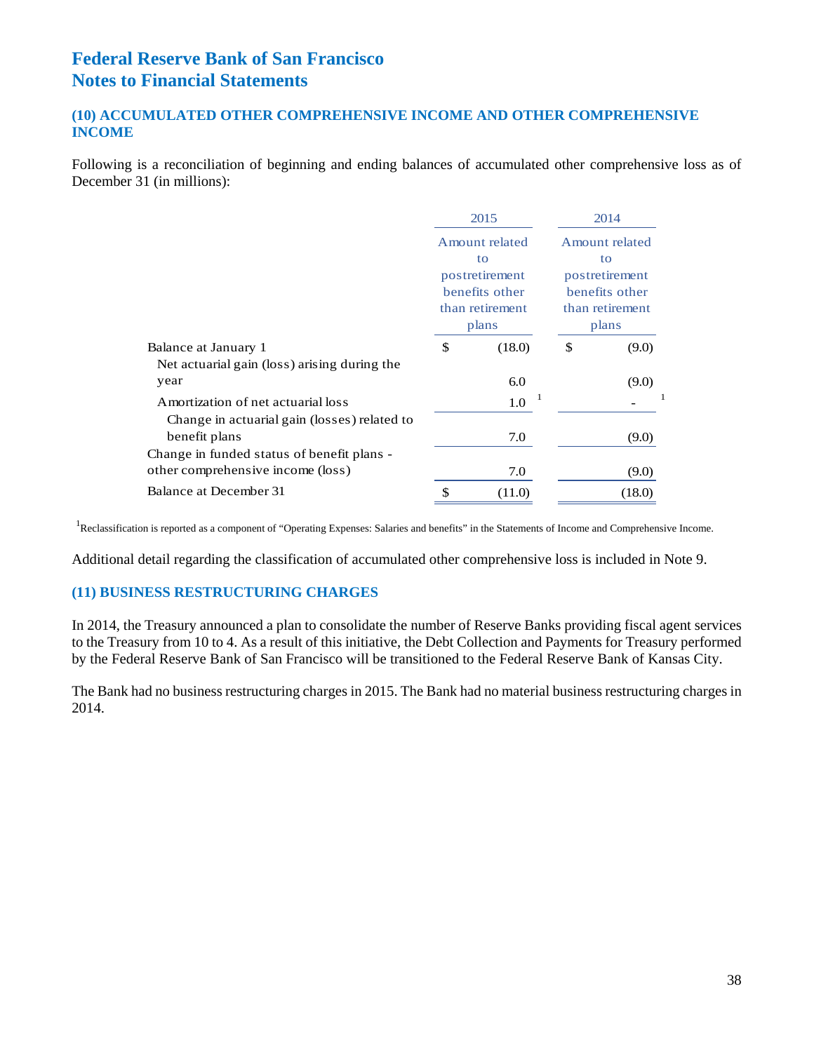# Federal Reserve Bank of San Francisco
# Notes to Financial Statements

## (10) ACCUMULATED OTHER COMPREHENSIVE INCOME AND OTHER COMPREHENSIVE INCOME

Following is a reconciliation of beginning and ending balances of accumulated other comprehensive loss as of December 31 (in millions):

| | 2015 | 2014 |
|---|---|---|
| | Amount related to postretirement benefits other than retirement plans | Amount related to postretirement benefits other than retirement plans |
| Balance at January 1 | $ (18.0) | $ (9.0) |
| Net actuarial gain (loss) arising during the year | 6.0 | (9.0) |
| Amortization of net actuarial loss | 1.0 [1] | - [1] |
| Change in actuarial gain (losses) related to benefit plans | 7.0 | (9.0) |
| Change in funded status of benefit plans - other comprehensive income (loss) | 7.0 | (9.0) |
| Balance at December 31 | $ (11.0) | (18.0) |

[1]Reclassification is reported as a component of "Operating Expenses: Salaries and benefits" in the Statements of Income and Comprehensive Income.

Additional detail regarding the classification of accumulated other comprehensive loss is included in Note 9.

## (11) BUSINESS RESTRUCTURING CHARGES

In 2014, the Treasury announced a plan to consolidate the number of Reserve Banks providing fiscal agent services to the Treasury from 10 to 4. As a result of this initiative, the Debt Collection and Payments for Treasury performed by the Federal Reserve Bank of San Francisco will be transitioned to the Federal Reserve Bank of Kansas City.

The Bank had no business restructuring charges in 2015. The Bank had no material business restructuring charges in 2014.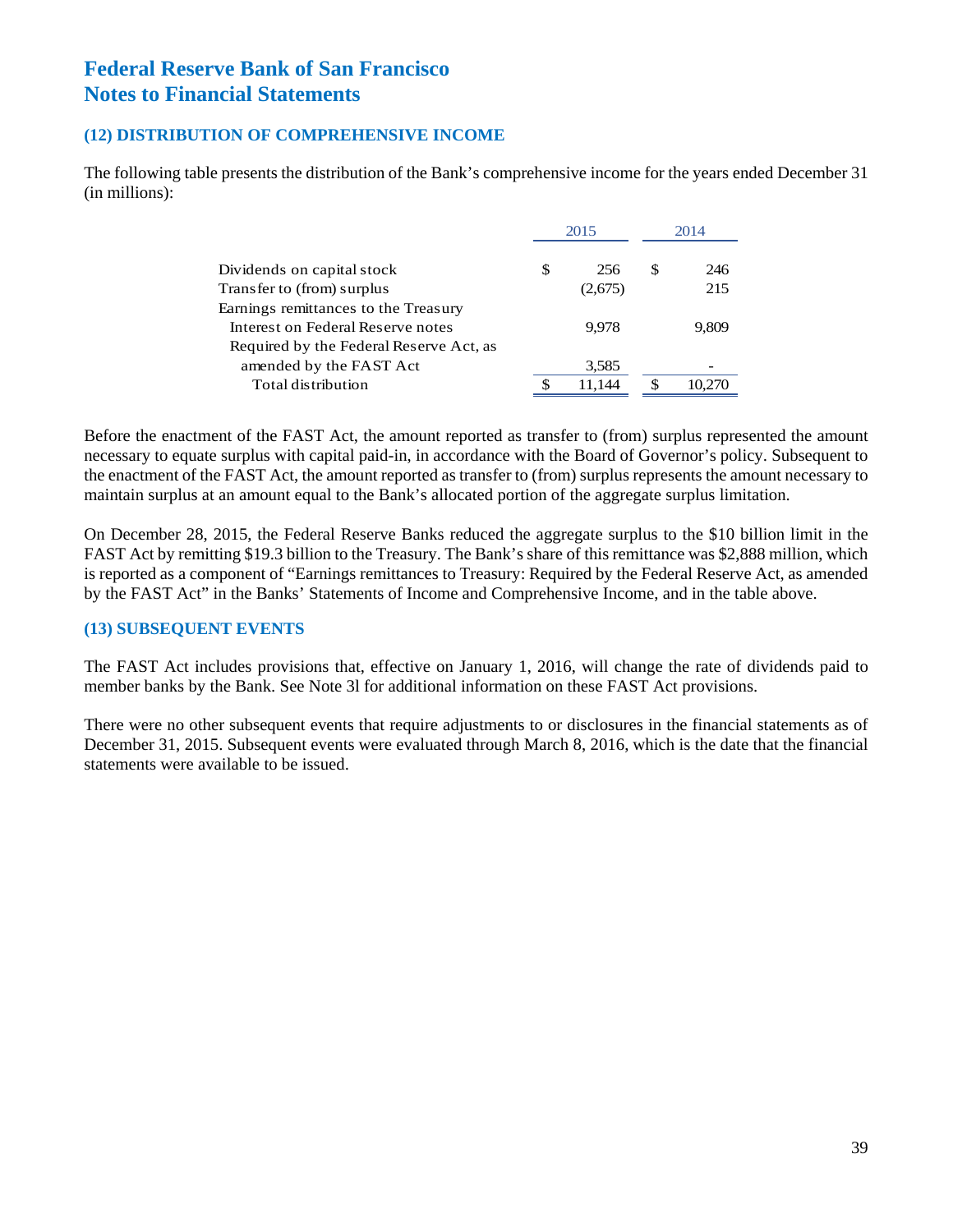# Federal Reserve Bank of San Francisco
# Notes to Financial Statements

### (12) DISTRIBUTION OF COMPREHENSIVE INCOME

The following table presents the distribution of the Bank's comprehensive income for the years ended December 31 (in millions):

| | 2015 | 2014 |
|---|---|---|
| Dividends on capital stock | $ 256 | $ 246 |
| Transfer to (from) surplus | (2,675) | 215 |
| Earnings remittances to the Treasury | | |
| Interest on Federal Reserve notes | 9,978 | 9,809 |
| Required by the Federal Reserve Act, as amended by the FAST Act | 3,585 | - |
| Total distribution | $ 11,144 | $ 10,270 |

Before the enactment of the FAST Act, the amount reported as transfer to (from) surplus represented the amount necessary to equate surplus with capital paid-in, in accordance with the Board of Governor's policy. Subsequent to the enactment of the FAST Act, the amount reported as transfer to (from) surplus represents the amount necessary to maintain surplus at an amount equal to the Bank's allocated portion of the aggregate surplus limitation.

On December 28, 2015, the Federal Reserve Banks reduced the aggregate surplus to the $10 billion limit in the FAST Act by remitting $19.3 billion to the Treasury. The Bank's share of this remittance was $2,888 million, which is reported as a component of "Earnings remittances to Treasury: Required by the Federal Reserve Act, as amended by the FAST Act" in the Banks' Statements of Income and Comprehensive Income, and in the table above.

### (13) SUBSEQUENT EVENTS

The FAST Act includes provisions that, effective on January 1, 2016, will change the rate of dividends paid to member banks by the Bank. See Note 3l for additional information on these FAST Act provisions.

There were no other subsequent events that require adjustments to or disclosures in the financial statements as of December 31, 2015. Subsequent events were evaluated through March 8, 2016, which is the date that the financial statements were available to be issued.